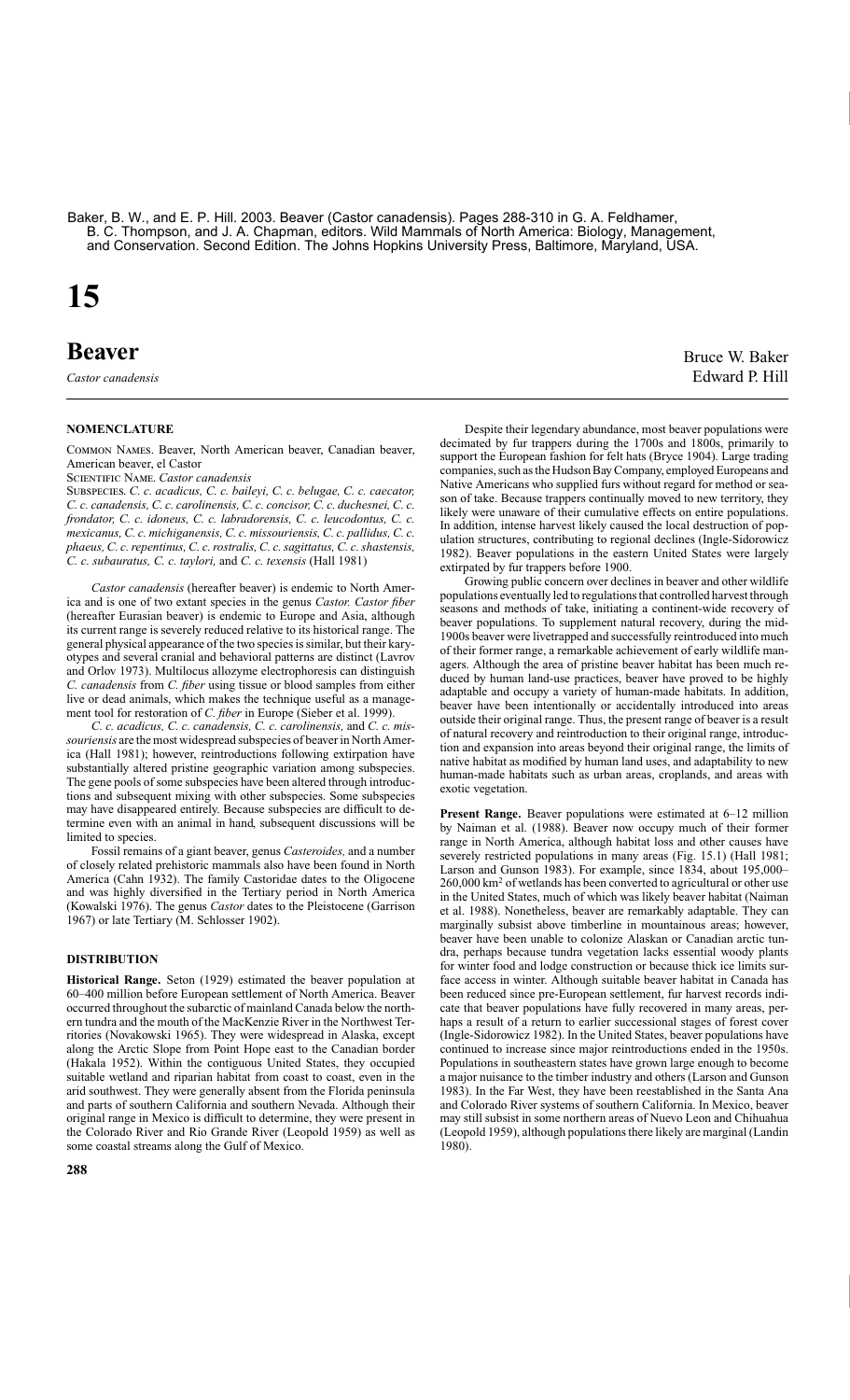Baker, B. W., and E. P. Hill. 2003. Beaver (Castor canadensis). Pages 288-310 in G. A. Feldhamer, B. C. Thompson, and J. A. Chapman, editors. Wild Mammals of North America: Biology, Management, and Conservation. Second Edition. The Johns Hopkins University Press, Baltimore, Maryland, USA.

# 15

# Beaver

*Castor canadensis*

Bruce W. Baker
Edward P. Hill

## NOMENCLATURE

Common Names. Beaver, North American beaver, Canadian beaver, American beaver, el Castor

Scientific Name. *Castor canadensis*

Subspecies. *C. c. acadicus, C. c. baileyi, C. c. belugae, C. c. caecator, C. c. canadensis, C. c. carolinensis, C. c. concisor, C. c. duchesnei, C. c. frondator, C. c. idoneus, C. c. labradorensis, C. c. leucodontus, C. c. mexicanus, C. c. michiganensis, C. c. missouriensis, C. c. pallidus, C. c. phaeus, C. c. repentinus, C. c. rostralis, C. c. sagittatus, C. c. shastensis, C. c. subauratus, C. c. taylori,* and *C. c. texensis* (Hall 1981)

*Castor canadensis* (hereafter beaver) is endemic to North America and is one of two extant species in the genus *Castor. Castor fiber* (hereafter Eurasian beaver) is endemic to Europe and Asia, although its current range is severely reduced relative to its historical range. The general physical appearance of the two species is similar, but their karyotypes and several cranial and behavioral patterns are distinct (Lavrov and Orlov 1973). Multilocus allozyme electrophoresis can distinguish *C. canadensis* from *C. fiber* using tissue or blood samples from either live or dead animals, which makes the technique useful as a management tool for restoration of *C. fiber* in Europe (Sieber et al. 1999).

*C. c. acadicus, C. c. canadensis, C. c. carolinensis,* and *C. c. missouriensis* are the most widespread subspecies of beaver in North America (Hall 1981); however, reintroductions following extirpation have substantially altered pristine geographic variation among subspecies. The gene pools of some subspecies have been altered through introductions and subsequent mixing with other subspecies. Some subspecies may have disappeared entirely. Because subspecies are difficult to determine even with an animal in hand, subsequent discussions will be limited to species.

Fossil remains of a giant beaver, genus *Casteroides,* and a number of closely related prehistoric mammals also have been found in North America (Cahn 1932). The family Castoridae dates to the Oligocene and was highly diversified in the Tertiary period in North America (Kowalski 1976). The genus *Castor* dates to the Pleistocene (Garrison 1967) or late Tertiary (M. Schlosser 1902).

## DISTRIBUTION

**Historical Range.** Seton (1929) estimated the beaver population at 60–400 million before European settlement of North America. Beaver occurred throughout the subarctic of mainland Canada below the northern tundra and the mouth of the MacKenzie River in the Northwest Territories (Novakowski 1965). They were widespread in Alaska, except along the Arctic Slope from Point Hope east to the Canadian border (Hakala 1952). Within the contiguous United States, they occupied suitable wetland and riparian habitat from coast to coast, even in the arid southwest. They were generally absent from the Florida peninsula and parts of southern California and southern Nevada. Although their original range in Mexico is difficult to determine, they were present in the Colorado River and Rio Grande River (Leopold 1959) as well as some coastal streams along the Gulf of Mexico.

Despite their legendary abundance, most beaver populations were decimated by fur trappers during the 1700s and 1800s, primarily to support the European fashion for felt hats (Bryce 1904). Large trading companies, such as the Hudson Bay Company, employed Europeans and Native Americans who supplied furs without regard for method or season of take. Because trappers continually moved to new territory, they likely were unaware of their cumulative effects on entire populations. In addition, intense harvest likely caused the local destruction of population structures, contributing to regional declines (Ingle-Sidorowicz 1982). Beaver populations in the eastern United States were largely extirpated by fur trappers before 1900.

Growing public concern over declines in beaver and other wildlife populations eventually led to regulations that controlled harvest through seasons and methods of take, initiating a continent-wide recovery of beaver populations. To supplement natural recovery, during the mid-1900s beaver were livetrapped and successfully reintroduced into much of their former range, a remarkable achievement of early wildlife managers. Although the area of pristine beaver habitat has been much reduced by human land-use practices, beaver have proved to be highly adaptable and occupy a variety of human-made habitats. In addition, beaver have been intentionally or accidentally introduced into areas outside their original range. Thus, the present range of beaver is a result of natural recovery and reintroduction to their original range, introduction and expansion into areas beyond their original range, the limits of native habitat as modified by human land uses, and adaptability to new human-made habitats such as urban areas, croplands, and areas with exotic vegetation.

**Present Range.** Beaver populations were estimated at 6–12 million by Naiman et al. (1988). Beaver now occupy much of their former range in North America, although habitat loss and other causes have severely restricted populations in many areas (Fig. 15.1) (Hall 1981; Larson and Gunson 1983). For example, since 1834, about 195,000–260,000 km$^2$ of wetlands has been converted to agricultural or other use in the United States, much of which was likely beaver habitat (Naiman et al. 1988). Nonetheless, beaver are remarkably adaptable. They can marginally subsist above timberline in mountainous areas; however, beaver have been unable to colonize Alaskan or Canadian arctic tundra, perhaps because tundra vegetation lacks essential woody plants for winter food and lodge construction or because thick ice limits surface access in winter. Although suitable beaver habitat in Canada has been reduced since pre-European settlement, fur harvest records indicate that beaver populations have fully recovered in many areas, perhaps a result of a return to earlier successional stages of forest cover (Ingle-Sidorowicz 1982). In the United States, beaver populations have continued to increase since major reintroductions ended in the 1950s. Populations in southeastern states have grown large enough to become a major nuisance to the timber industry and others (Larson and Gunson 1983). In the Far West, they have been reestablished in the Santa Ana and Colorado River systems of southern California. In Mexico, beaver may still subsist in some northern areas of Nuevo Leon and Chihuahua (Leopold 1959), although populations there likely are marginal (Landin 1980).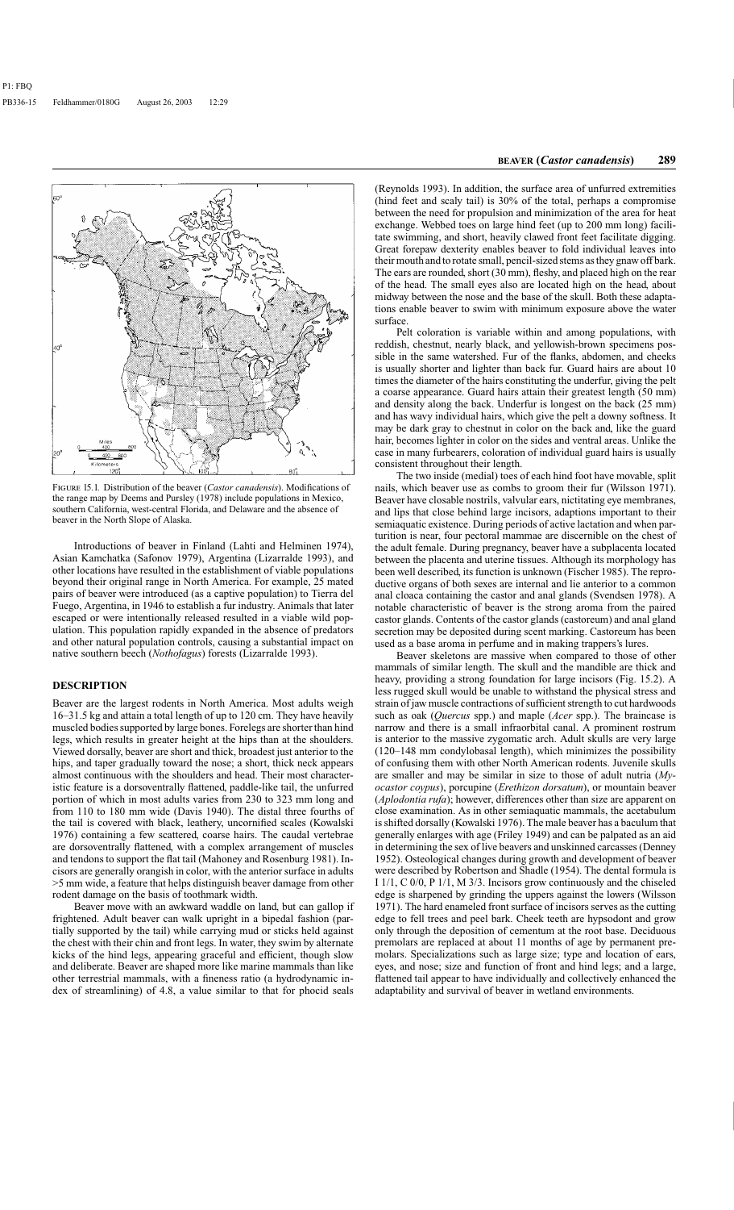FIGURE 15.1. Distribution of the beaver (*Castor canadensis*). Modifications of the range map by Deems and Pursley (1978) include populations in Mexico, southern California, west-central Florida, and Delaware and the absence of beaver in the North Slope of Alaska.

Introductions of beaver in Finland (Lahti and Helminen 1974), Asian Kamchatka (Safonov 1979), Argentina (Lizarralde 1993), and other locations have resulted in the establishment of viable populations beyond their original range in North America. For example, 25 mated pairs of beaver were introduced (as a captive population) to Tierra del Fuego, Argentina, in 1946 to establish a fur industry. Animals that later escaped or were intentionally released resulted in a viable wild population. This population rapidly expanded in the absence of predators and other natural population controls, causing a substantial impact on native southern beech (*Nothofagus*) forests (Lizarralde 1993).

## DESCRIPTION

Beaver are the largest rodents in North America. Most adults weigh 16–31.5 kg and attain a total length of up to 120 cm. They have heavily muscled bodies supported by large bones. Forelegs are shorter than hind legs, which results in greater height at the hips than at the shoulders. Viewed dorsally, beaver are short and thick, broadest just anterior to the hips, and taper gradually toward the nose; a short, thick neck appears almost continuous with the shoulders and head. Their most characteristic feature is a dorsoventrally flattened, paddle-like tail, the unfurred portion of which in most adults varies from 230 to 323 mm long and from 110 to 180 mm wide (Davis 1940). The distal three fourths of the tail is covered with black, leathery, uncornified scales (Kowalski 1976) containing a few scattered, coarse hairs. The caudal vertebrae are dorsoventrally flattened, with a complex arrangement of muscles and tendons to support the flat tail (Mahoney and Rosenburg 1981). Incisors are generally orangish in color, with the anterior surface in adults >5 mm wide, a feature that helps distinguish beaver damage from other rodent damage on the basis of toothmark width.

Beaver move with an awkward waddle on land, but can gallop if frightened. Adult beaver can walk upright in a bipedal fashion (partially supported by the tail) while carrying mud or sticks held against the chest with their chin and front legs. In water, they swim by alternate kicks of the hind legs, appearing graceful and efficient, through slow and deliberate. Beaver are shaped more like marine mammals than like other terrestrial mammals, with a fineness ratio (a hydrodynamic index of streamlining) of 4.8, a value similar to that for phocid seals (Reynolds 1993). In addition, the surface area of unfurred extremities (hind feet and scaly tail) is 30% of the total, perhaps a compromise between the need for propulsion and minimization of the area for heat exchange. Webbed toes on large hind feet (up to 200 mm long) facilitate swimming, and short, heavily clawed front feet facilitate digging. Great forepaw dexterity enables beaver to fold individual leaves into their mouth and to rotate small, pencil-sized stems as they gnaw off bark. The ears are rounded, short (30 mm), fleshy, and placed high on the rear of the head. The small eyes also are located high on the head, about midway between the nose and the base of the skull. Both these adaptations enable beaver to swim with minimum exposure above the water surface.

Pelt coloration is variable within and among populations, with reddish, chestnut, nearly black, and yellowish-brown specimens possible in the same watershed. Fur of the flanks, abdomen, and cheeks is usually shorter and lighter than back fur. Guard hairs are about 10 times the diameter of the hairs constituting the underfur, giving the pelt a coarse appearance. Guard hairs attain their greatest length (50 mm) and density along the back. Underfur is longest on the back (25 mm) and has wavy individual hairs, which give the pelt a downy softness. It may be dark gray to chestnut in color on the back and, like the guard hair, becomes lighter in color on the sides and ventral areas. Unlike the case in many furbearers, coloration of individual guard hairs is usually consistent throughout their length.

The two inside (medial) toes of each hind foot have movable, split nails, which beaver use as combs to groom their fur (Wilsson 1971). Beaver have closable nostrils, valvular ears, nictitating eye membranes, and lips that close behind large incisors, adaptions important to their semiaquatic existence. During periods of active lactation and when parturition is near, four pectoral mammae are discernible on the chest of the adult female. During pregnancy, beaver have a subplacenta located between the placenta and uterine tissues. Although its morphology has been well described, its function is unknown (Fischer 1985). The reproductive organs of both sexes are internal and lie anterior to a common anal cloaca containing the castor and anal glands (Svendsen 1978). A notable characteristic of beaver is the strong aroma from the paired castor glands. Contents of the castor glands (castoreum) and anal gland secretion may be deposited during scent marking. Castoreum has been used as a base aroma in perfume and in making trappers's lures.

Beaver skeletons are massive when compared to those of other mammals of similar length. The skull and the mandible are thick and heavy, providing a strong foundation for large incisors (Fig. 15.2). A less rugged skull would be unable to withstand the physical stress and strain of jaw muscle contractions of sufficient strength to cut hardwoods such as oak (*Quercus* spp.) and maple (*Acer* spp.). The braincase is narrow and there is a small infraorbital canal. A prominent rostrum is anterior to the massive zygomatic arch. Adult skulls are very large (120–148 mm condylobasal length), which minimizes the possibility of confusing them with other North American rodents. Juvenile skulls are smaller and may be similar in size to those of adult nutria (*Myocastor coypus*), porcupine (*Erethizon dorsatum*), or mountain beaver (*Aplodontia rufa*); however, differences other than size are apparent on close examination. As in other semiaquatic mammals, the acetabulum is shifted dorsally (Kowalski 1976). The male beaver has a baculum that generally enlarges with age (Friley 1949) and can be palpated as an aid in determining the sex of live beavers and unskinned carcasses (Denney 1952). Osteological changes during growth and development of beaver were described by Robertson and Shadle (1954). The dental formula is I 1/1, C 0/0, P 1/1, M 3/3. Incisors grow continuously and the chiseled edge is sharpened by grinding the uppers against the lowers (Wilsson 1971). The hard enameled front surface of incisors serves as the cutting edge to fell trees and peel bark. Cheek teeth are hypsodont and grow only through the deposition of cementum at the root base. Deciduous premolars are replaced at about 11 months of age by permanent premolars. Specializations such as large size; type and location of ears, eyes, and nose; size and function of front and hind legs; and a large, flattened tail appear to have individually and collectively enhanced the adaptability and survival of beaver in wetland environments.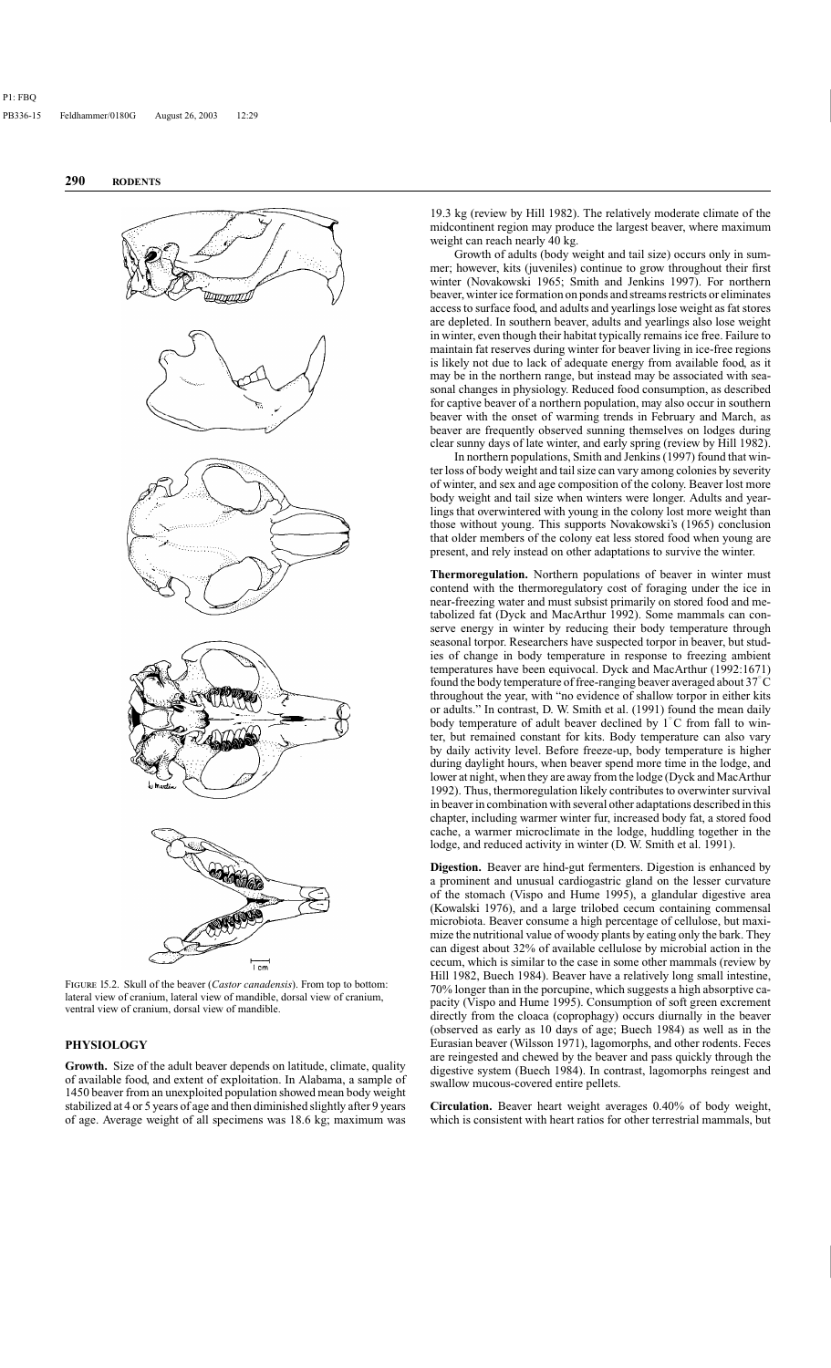FIGURE 15.2. Skull of the beaver (*Castor canadensis*). From top to bottom: lateral view of cranium, lateral view of mandible, dorsal view of cranium, ventral view of cranium, dorsal view of mandible.

## PHYSIOLOGY

**Growth.** Size of the adult beaver depends on latitude, climate, quality of available food, and extent of exploitation. In Alabama, a sample of 1450 beaver from an unexploited population showed mean body weight stabilized at 4 or 5 years of age and then diminished slightly after 9 years of age. Average weight of all specimens was 18.6 kg; maximum was 19.3 kg (review by Hill 1982). The relatively moderate climate of the midcontinent region may produce the largest beaver, where maximum weight can reach nearly 40 kg.

Growth of adults (body weight and tail size) occurs only in summer; however, kits (juveniles) continue to grow throughout their first winter (Novakowski 1965; Smith and Jenkins 1997). For northern beaver, winter ice formation on ponds and streams restricts or eliminates access to surface food, and adults and yearlings lose weight as fat stores are depleted. In southern beaver, adults and yearlings also lose weight in winter, even though their habitat typically remains ice free. Failure to maintain fat reserves during winter for beaver living in ice-free regions is likely not due to lack of adequate energy from available food, as it may be in the northern range, but instead may be associated with seasonal changes in physiology. Reduced food consumption, as described for captive beaver of a northern population, may also occur in southern beaver with the onset of warming trends in February and March, as beaver are frequently observed sunning themselves on lodges during clear sunny days of late winter, and early spring (review by Hill 1982).

In northern populations, Smith and Jenkins (1997) found that winter loss of body weight and tail size can vary among colonies by severity of winter, and sex and age composition of the colony. Beaver lost more body weight and tail size when winters were longer. Adults and yearlings that overwintered with young in the colony lost more weight than those without young. This supports Novakowski's (1965) conclusion that older members of the colony eat less stored food when young are present, and rely instead on other adaptations to survive the winter.

**Thermoregulation.** Northern populations of beaver in winter must contend with the thermoregulatory cost of foraging under the ice in near-freezing water and must subsist primarily on stored food and metabolized fat (Dyck and MacArthur 1992). Some mammals can conserve energy in winter by reducing their body temperature through seasonal torpor. Researchers have suspected torpor in beaver, but studies of change in body temperature in response to freezing ambient temperatures have been equivocal. Dyck and MacArthur (1992:1671) found the body temperature of free-ranging beaver averaged about 37°C throughout the year, with "no evidence of shallow torpor in either kits or adults." In contrast, D. W. Smith et al. (1991) found the mean daily body temperature of adult beaver declined by 1°C from fall to winter, but remained constant for kits. Body temperature can also vary by daily activity level. Before freeze-up, body temperature is higher during daylight hours, when beaver spend more time in the lodge, and lower at night, when they are away from the lodge (Dyck and MacArthur 1992). Thus, thermoregulation likely contributes to overwinter survival in beaver in combination with several other adaptations described in this chapter, including warmer winter fur, increased body fat, a stored food cache, a warmer microclimate in the lodge, huddling together in the lodge, and reduced activity in winter (D. W. Smith et al. 1991).

**Digestion.** Beaver are hind-gut fermenters. Digestion is enhanced by a prominent and unusual cardiogastric gland on the lesser curvature of the stomach (Vispo and Hume 1995), a glandular digestive area (Kowalski 1976), and a large trilobed cecum containing commensal microbiota. Beaver consume a high percentage of cellulose, but maximize the nutritional value of woody plants by eating only the bark. They can digest about 32% of available cellulose by microbial action in the cecum, which is similar to the case in some other mammals (review by Hill 1982, Buech 1984). Beaver have a relatively long small intestine, 70% longer than in the porcupine, which suggests a high absorptive capacity (Vispo and Hume 1995). Consumption of soft green excrement directly from the cloaca (coprophagy) occurs diurnally in the beaver (observed as early as 10 days of age; Buech 1984) as well as in the Eurasian beaver (Wilsson 1971), lagomorphs, and other rodents. Feces are reingested and chewed by the beaver and pass quickly through the digestive system (Buech 1984). In contrast, lagomorphs reingest and swallow mucous-covered entire pellets.

**Circulation.** Beaver heart weight averages 0.40% of body weight, which is consistent with heart ratios for other terrestrial mammals, but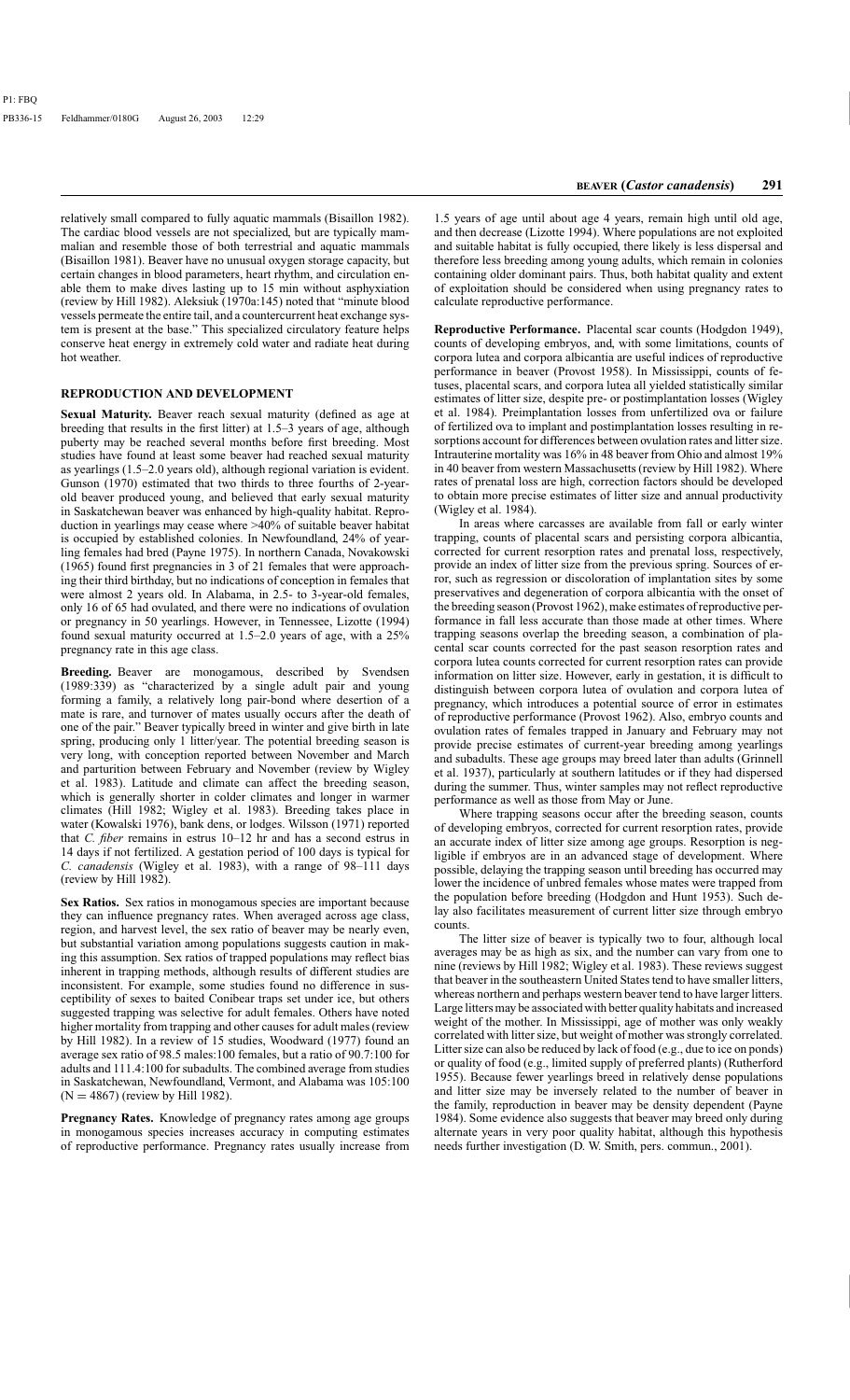relatively small compared to fully aquatic mammals (Bisaillon 1982). The cardiac blood vessels are not specialized, but are typically mammalian and resemble those of both terrestrial and aquatic mammals (Bisaillon 1981). Beaver have no unusual oxygen storage capacity, but certain changes in blood parameters, heart rhythm, and circulation enable them to make dives lasting up to 15 min without asphyxiation (review by Hill 1982). Aleksiuk (1970a:145) noted that "minute blood vessels permeate the entire tail, and a countercurrent heat exchange system is present at the base." This specialized circulatory feature helps conserve heat energy in extremely cold water and radiate heat during hot weather.

## REPRODUCTION AND DEVELOPMENT

**Sexual Maturity.** Beaver reach sexual maturity (defined as age at breeding that results in the first litter) at 1.5–3 years of age, although puberty may be reached several months before first breeding. Most studies have found at least some beaver had reached sexual maturity as yearlings (1.5–2.0 years old), although regional variation is evident. Gunson (1970) estimated that two thirds to three fourths of 2-year-old beaver produced young, and believed that early sexual maturity in Saskatchewan beaver was enhanced by high-quality habitat. Reproduction in yearlings may cease where >40% of suitable beaver habitat is occupied by established colonies. In Newfoundland, 24% of yearling females had bred (Payne 1975). In northern Canada, Novakowski (1965) found first pregnancies in 3 of 21 females that were approaching their third birthday, but no indications of conception in females that were almost 2 years old. In Alabama, in 2.5- to 3-year-old females, only 16 of 65 had ovulated, and there were no indications of ovulation or pregnancy in 50 yearlings. However, in Tennessee, Lizotte (1994) found sexual maturity occurred at 1.5–2.0 years of age, with a 25% pregnancy rate in this age class.

**Breeding.** Beaver are monogamous, described by Svendsen (1989:339) as "characterized by a single adult pair and young forming a family, a relatively long pair-bond where desertion of a mate is rare, and turnover of mates usually occurs after the death of one of the pair." Beaver typically breed in winter and give birth in late spring, producing only 1 litter/year. The potential breeding season is very long, with conception reported between November and March and parturition between February and November (review by Wigley et al. 1983). Latitude and climate can affect the breeding season, which is generally shorter in colder climates and longer in warmer climates (Hill 1982; Wigley et al. 1983). Breeding takes place in water (Kowalski 1976), bank dens, or lodges. Wilsson (1971) reported that *C. fiber* remains in estrus 10–12 hr and has a second estrus in 14 days if not fertilized. A gestation period of 100 days is typical for *C. canadensis* (Wigley et al. 1983), with a range of 98–111 days (review by Hill 1982).

**Sex Ratios.** Sex ratios in monogamous species are important because they can influence pregnancy rates. When averaged across age class, region, and harvest level, the sex ratio of beaver may be nearly even, but substantial variation among populations suggests caution in making this assumption. Sex ratios of trapped populations may reflect bias inherent in trapping methods, although results of different studies are inconsistent. For example, some studies found no difference in susceptibility of sexes to baited Conibear traps set under ice, but others suggested trapping was selective for adult females. Others have noted higher mortality from trapping and other causes for adult males (review by Hill 1982). In a review of 15 studies, Woodward (1977) found an average sex ratio of 98.5 males:100 females, but a ratio of 90.7:100 for adults and 111.4:100 for subadults. The combined average from studies in Saskatchewan, Newfoundland, Vermont, and Alabama was 105:100 ($N = 4867$) (review by Hill 1982).

**Pregnancy Rates.** Knowledge of pregnancy rates among age groups in monogamous species increases accuracy in computing estimates of reproductive performance. Pregnancy rates usually increase from 1.5 years of age until about age 4 years, remain high until old age, and then decrease (Lizotte 1994). Where populations are not exploited and suitable habitat is fully occupied, there likely is less dispersal and therefore less breeding among young adults, which remain in colonies containing older dominant pairs. Thus, both habitat quality and extent of exploitation should be considered when using pregnancy rates to calculate reproductive performance.

**Reproductive Performance.** Placental scar counts (Hodgdon 1949), counts of developing embryos, and, with some limitations, counts of corpora lutea and corpora albicantia are useful indices of reproductive performance in beaver (Provost 1958). In Mississippi, counts of fetuses, placental scars, and corpora lutea all yielded statistically similar estimates of litter size, despite pre- or postimplantation losses (Wigley et al. 1984). Preimplantation losses from unfertilized ova or failure of fertilized ova to implant and postimplantation losses resulting in resorptions account for differences between ovulation rates and litter size. Intrauterine mortality was 16% in 48 beaver from Ohio and almost 19% in 40 beaver from western Massachusetts (review by Hill 1982). Where rates of prenatal loss are high, correction factors should be developed to obtain more precise estimates of litter size and annual productivity (Wigley et al. 1984).

In areas where carcasses are available from fall or early winter trapping, counts of placental scars and persisting corpora albicantia, corrected for current resorption rates and prenatal loss, respectively, provide an index of litter size from the previous spring. Sources of error, such as regression or discoloration of implantation sites by some preservatives and degeneration of corpora albicantia with the onset of the breeding season (Provost 1962), make estimates of reproductive performance in fall less accurate than those made at other times. Where trapping seasons overlap the breeding season, a combination of placental scar counts corrected for the past season resorption rates and corpora lutea counts corrected for current resorption rates can provide information on litter size. However, early in gestation, it is difficult to distinguish between corpora lutea of ovulation and corpora lutea of pregnancy, which introduces a potential source of error in estimates of reproductive performance (Provost 1962). Also, embryo counts and ovulation rates of females trapped in January and February may not provide precise estimates of current-year breeding among yearlings and subadults. These age groups may breed later than adults (Grinnell et al. 1937), particularly at southern latitudes or if they had dispersed during the summer. Thus, winter samples may not reflect reproductive performance as well as those from May or June.

Where trapping seasons occur after the breeding season, counts of developing embryos, corrected for current resorption rates, provide an accurate index of litter size among age groups. Resorption is negligible if embryos are in an advanced stage of development. Where possible, delaying the trapping season until breeding has occurred may lower the incidence of unbred females whose mates were trapped from the population before breeding (Hodgdon and Hunt 1953). Such delay also facilitates measurement of current litter size through embryo counts.

The litter size of beaver is typically two to four, although local averages may be as high as six, and the number can vary from one to nine (reviews by Hill 1982; Wigley et al. 1983). These reviews suggest that beaver in the southeastern United States tend to have smaller litters, whereas northern and perhaps western beaver tend to have larger litters. Large litters may be associated with better quality habitats and increased weight of the mother. In Mississippi, age of mother was only weakly correlated with litter size, but weight of mother was strongly correlated. Litter size can also be reduced by lack of food (e.g., due to ice on ponds) or quality of food (e.g., limited supply of preferred plants) (Rutherford 1955). Because fewer yearlings breed in relatively dense populations and litter size may be inversely related to the number of beaver in the family, reproduction in beaver may be density dependent (Payne 1984). Some evidence also suggests that beaver may breed only during alternate years in very poor quality habitat, although this hypothesis needs further investigation (D. W. Smith, pers. commun., 2001).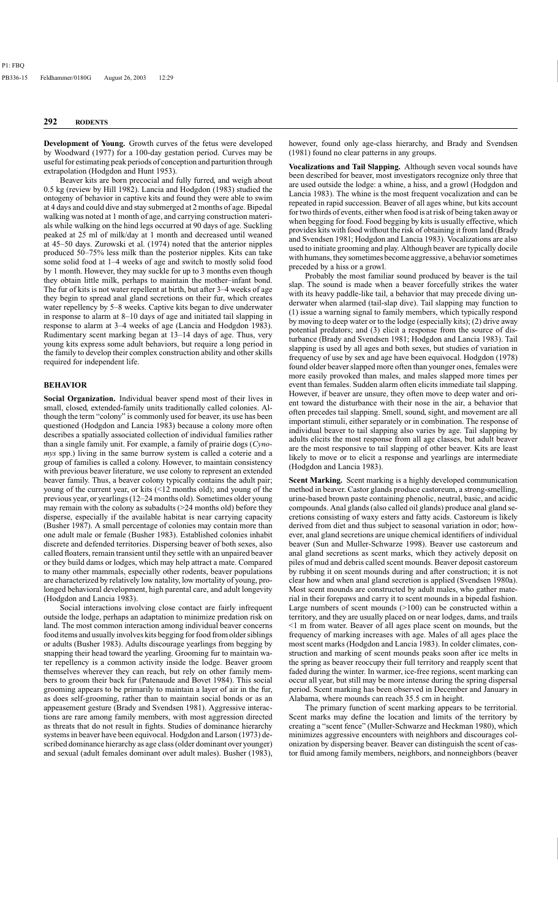**Development of Young.** Growth curves of the fetus were developed by Woodward (1977) for a 100-day gestation period. Curves may be useful for estimating peak periods of conception and parturition through extrapolation (Hodgdon and Hunt 1953).

Beaver kits are born precocial and fully furred, and weigh about 0.5 kg (review by Hill 1982). Lancia and Hodgdon (1983) studied the ontogeny of behavior in captive kits and found they were able to swim at 4 days and could dive and stay submerged at 2 months of age. Bipedal walking was noted at 1 month of age, and carrying construction materials while walking on the hind legs occurred at 90 days of age. Suckling peaked at 25 ml of milk/day at 1 month and decreased until weaned at 45–50 days. Zurowski et al. (1974) noted that the anterior nipples produced 50–75% less milk than the posterior nipples. Kits can take some solid food at 1–4 weeks of age and switch to mostly solid food by 1 month. However, they may suckle for up to 3 months even though they obtain little milk, perhaps to maintain the mother–infant bond. The fur of kits is not water repellent at birth, but after 3–4 weeks of age they begin to spread anal gland secretions on their fur, which creates water repellency by 5–8 weeks. Captive kits began to dive underwater in response to alarm at 8–10 days of age and initiated tail slapping in response to alarm at 3–4 weeks of age (Lancia and Hodgdon 1983). Rudimentary scent marking began at 13–14 days of age. Thus, very young kits express some adult behaviors, but require a long period in the family to develop their complex construction ability and other skills required for independent life.

## BEHAVIOR

**Social Organization.** Individual beaver spend most of their lives in small, closed, extended-family units traditionally called colonies. Although the term "colony" is commonly used for beaver, its use has been questioned (Hodgdon and Lancia 1983) because a colony more often describes a spatially associated collection of individual families rather than a single family unit. For example, a family of prairie dogs (*Cynomys* spp.) living in the same burrow system is called a coterie and a group of families is called a colony. However, to maintain consistency with previous beaver literature, we use colony to represent an extended beaver family. Thus, a beaver colony typically contains the adult pair; young of the current year, or kits (<12 months old); and young of the previous year, or yearlings (12–24 months old). Sometimes older young may remain with the colony as subadults (>24 months old) before they disperse, especially if the available habitat is near carrying capacity (Busher 1987). A small percentage of colonies may contain more than one adult male or female (Busher 1983). Established colonies inhabit discrete and defended territories. Dispersing beaver of both sexes, also called floaters, remain transient until they settle with an unpaired beaver or they build dams or lodges, which may help attract a mate. Compared to many other mammals, especially other rodents, beaver populations are characterized by relatively low natality, low mortality of young, prolonged behavioral development, high parental care, and adult longevity (Hodgdon and Lancia 1983).

Social interactions involving close contact are fairly infrequent outside the lodge, perhaps an adaptation to minimize predation risk on land. The most common interaction among individual beaver concerns food items and usually involves kits begging for food from older siblings or adults (Busher 1983). Adults discourage yearlings from begging by snapping their head toward the yearling. Grooming fur to maintain water repellency is a common activity inside the lodge. Beaver groom themselves wherever they can reach, but rely on other family members to groom their back fur (Patenaude and Bovet 1984). This social grooming appears to be primarily to maintain a layer of air in the fur, as does self-grooming, rather than to maintain social bonds or as an appeasement gesture (Brady and Svendsen 1981). Aggressive interactions are rare among family members, with most aggression directed as threats that do not result in fights. Studies of dominance hierarchy systems in beaver have been equivocal. Hodgdon and Larson (1973) described dominance hierarchy as age class (older dominant over younger) and sexual (adult females dominant over adult males). Busher (1983), however, found only age-class hierarchy, and Brady and Svendsen (1981) found no clear patterns in any groups.

**Vocalizations and Tail Slapping.** Although seven vocal sounds have been described for beaver, most investigators recognize only three that are used outside the lodge: a whine, a hiss, and a growl (Hodgdon and Lancia 1983). The whine is the most frequent vocalization and can be repeated in rapid succession. Beaver of all ages whine, but kits account for two thirds of events, either when food is at risk of being taken away or when begging for food. Food begging by kits is usually effective, which provides kits with food without the risk of obtaining it from land (Brady and Svendsen 1981; Hodgdon and Lancia 1983). Vocalizations are also used to initiate grooming and play. Although beaver are typically docile with humans, they sometimes become aggressive, a behavior sometimes preceded by a hiss or a growl.

Probably the most familiar sound produced by beaver is the tail slap. The sound is made when a beaver forcefully strikes the water with its heavy paddle-like tail, a behavior that may precede diving underwater when alarmed (tail-slap dive). Tail slapping may function to (1) issue a warning signal to family members, which typically respond by moving to deep water or to the lodge (especially kits); (2) drive away potential predators; and (3) elicit a response from the source of disturbance (Brady and Svendsen 1981; Hodgdon and Lancia 1983). Tail slapping is used by all ages and both sexes, but studies of variation in frequency of use by sex and age have been equivocal. Hodgdon (1978) found older beaver slapped more often than younger ones, females were more easily provoked than males, and males slapped more times per event than females. Sudden alarm often elicits immediate tail slapping. However, if beaver are unsure, they often move to deep water and orient toward the disturbance with their nose in the air, a behavior that often precedes tail slapping. Smell, sound, sight, and movement are all important stimuli, either separately or in combination. The response of individual beaver to tail slapping also varies by age. Tail slapping by adults elicits the most response from all age classes, but adult beaver are the most responsive to tail slapping of other beaver. Kits are least likely to move or to elicit a response and yearlings are intermediate (Hodgdon and Lancia 1983).

**Scent Marking.** Scent marking is a highly developed communication method in beaver. Castor glands produce castoreum, a strong-smelling, urine-based brown paste containing phenolic, neutral, basic, and acidic compounds. Anal glands (also called oil glands) produce anal gland secretions consisting of waxy esters and fatty acids. Castoreum is likely derived from diet and thus subject to seasonal variation in odor; however, anal gland secretions are unique chemical identifiers of individual beaver (Sun and Muller-Schwarze 1998). Beaver use castoreum and anal gland secretions as scent marks, which they actively deposit on piles of mud and debris called scent mounds. Beaver deposit castoreum by rubbing it on scent mounds during and after construction; it is not clear how and when anal gland secretion is applied (Svendsen 1980a). Most scent mounds are constructed by adult males, who gather material in their forepaws and carry it to scent mounds in a bipedal fashion. Large numbers of scent mounds (>100) can be constructed within a territory, and they are usually placed on or near lodges, dams, and trails <1 m from water. Beaver of all ages place scent on mounds, but the frequency of marking increases with age. Males of all ages place the most scent marks (Hodgdon and Lancia 1983). In colder climates, construction and marking of scent mounds peaks soon after ice melts in the spring as beaver reoccupy their full territory and reapply scent that faded during the winter. In warmer, ice-free regions, scent marking can occur all year, but still may be more intense during the spring dispersal period. Scent marking has been observed in December and January in Alabama, where mounds can reach 35.5 cm in height.

The primary function of scent marking appears to be territorial. Scent marks may define the location and limits of the territory by creating a "scent fence" (Muller-Schwarze and Heckman 1980), which minimizes aggressive encounters with neighbors and discourages colonization by dispersing beaver. Beaver can distinguish the scent of castor fluid among family members, neighbors, and nonneighbors (beaver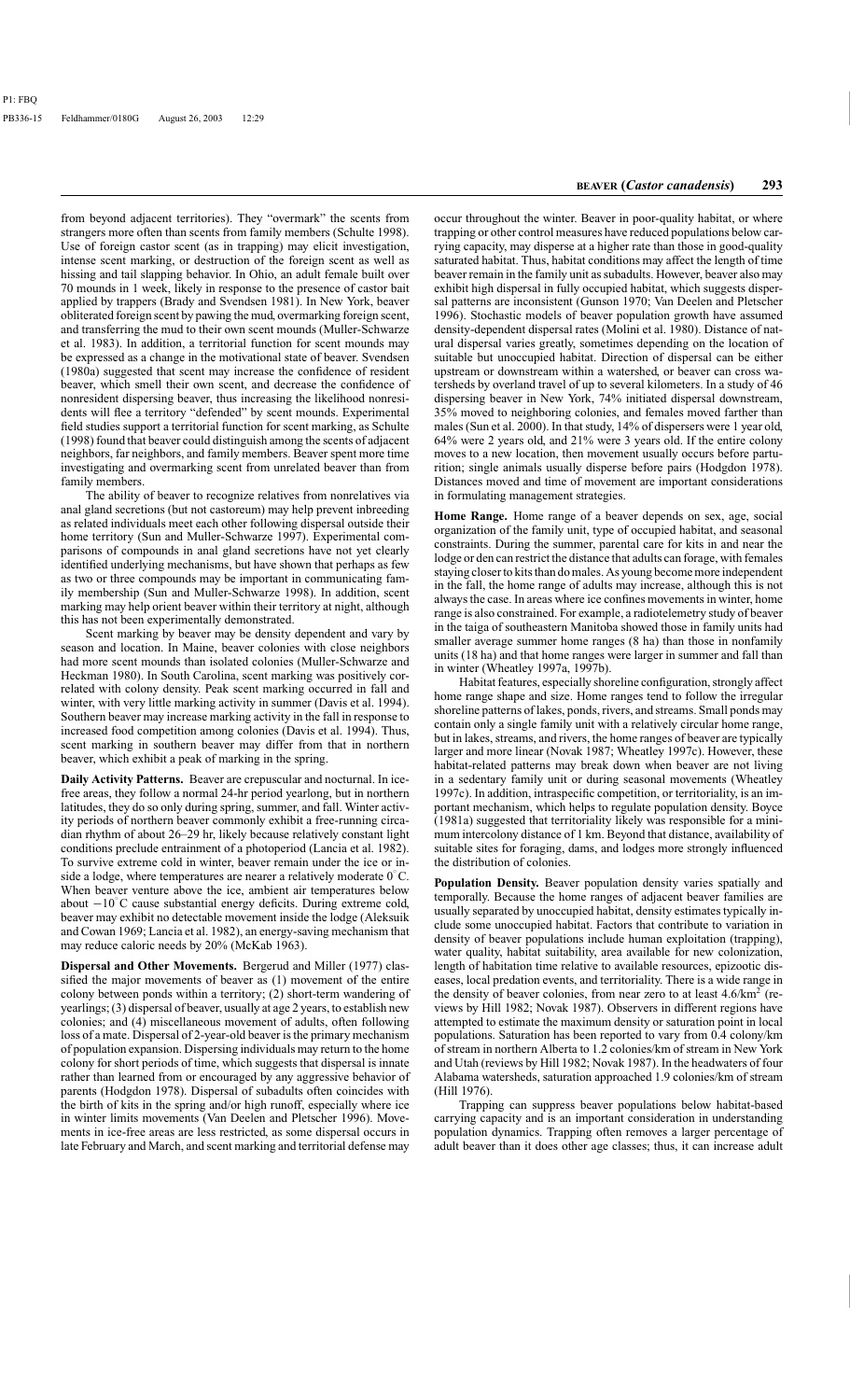from beyond adjacent territories). They "overmark" the scents from strangers more often than scents from family members (Schulte 1998). Use of foreign castor scent (as in trapping) may elicit investigation, intense scent marking, or destruction of the foreign scent as well as hissing and tail slapping behavior. In Ohio, an adult female built over 70 mounds in 1 week, likely in response to the presence of castor bait applied by trappers (Brady and Svendsen 1981). In New York, beaver obliterated foreign scent by pawing the mud, overmarking foreign scent, and transferring the mud to their own scent mounds (Muller-Schwarze et al. 1983). In addition, a territorial function for scent mounds may be expressed as a change in the motivational state of beaver. Svendsen (1980a) suggested that scent may increase the confidence of resident beaver, which smell their own scent, and decrease the confidence of nonresident dispersing beaver, thus increasing the likelihood nonresidents will flee a territory "defended" by scent mounds. Experimental field studies support a territorial function for scent marking, as Schulte (1998) found that beaver could distinguish among the scents of adjacent neighbors, far neighbors, and family members. Beaver spent more time investigating and overmarking scent from unrelated beaver than from family members.

The ability of beaver to recognize relatives from nonrelatives via anal gland secretions (but not castoreum) may help prevent inbreeding as related individuals meet each other following dispersal outside their home territory (Sun and Muller-Schwarze 1997). Experimental comparisons of compounds in anal gland secretions have not yet clearly identified underlying mechanisms, but have shown that perhaps as few as two or three compounds may be important in communicating family membership (Sun and Muller-Schwarze 1998). In addition, scent marking may help orient beaver within their territory at night, although this has not been experimentally demonstrated.

Scent marking by beaver may be density dependent and vary by season and location. In Maine, beaver colonies with close neighbors had more scent mounds than isolated colonies (Muller-Schwarze and Heckman 1980). In South Carolina, scent marking was positively correlated with colony density. Peak scent marking occurred in fall and winter, with very little marking activity in summer (Davis et al. 1994). Southern beaver may increase marking activity in the fall in response to increased food competition among colonies (Davis et al. 1994). Thus, scent marking in southern beaver may differ from that in northern beaver, which exhibit a peak of marking in the spring.

**Daily Activity Patterns.** Beaver are crepuscular and nocturnal. In ice-free areas, they follow a normal 24-hr period yearlong, but in northern latitudes, they do so only during spring, summer, and fall. Winter activity periods of northern beaver commonly exhibit a free-running circadian rhythm of about 26–29 hr, likely because relatively constant light conditions preclude entrainment of a photoperiod (Lancia et al. 1982). To survive extreme cold in winter, beaver remain under the ice or inside a lodge, where temperatures are nearer a relatively moderate 0°C. When beaver venture above the ice, ambient air temperatures below about −10°C cause substantial energy deficits. During extreme cold, beaver may exhibit no detectable movement inside the lodge (Aleksuik and Cowan 1969; Lancia et al. 1982), an energy-saving mechanism that may reduce caloric needs by 20% (McKab 1963).

**Dispersal and Other Movements.** Bergerud and Miller (1977) classified the major movements of beaver as (1) movement of the entire colony between ponds within a territory; (2) short-term wandering of yearlings; (3) dispersal of beaver, usually at age 2 years, to establish new colonies; and (4) miscellaneous movement of adults, often following loss of a mate. Dispersal of 2-year-old beaver is the primary mechanism of population expansion. Dispersing individuals may return to the home colony for short periods of time, which suggests that dispersal is innate rather than learned from or encouraged by any aggressive behavior of parents (Hodgdon 1978). Dispersal of subadults often coincides with the birth of kits in the spring and/or high runoff, especially where ice in winter limits movements (Van Deelen and Pletscher 1996). Movements in ice-free areas are less restricted, as some dispersal occurs in late February and March, and scent marking and territorial defense may occur throughout the winter. Beaver in poor-quality habitat, or where trapping or other control measures have reduced populations below carrying capacity, may disperse at a higher rate than those in good-quality saturated habitat. Thus, habitat conditions may affect the length of time beaver remain in the family unit as subadults. However, beaver also may exhibit high dispersal in fully occupied habitat, which suggests dispersal patterns are inconsistent (Gunson 1970; Van Deelen and Pletscher 1996). Stochastic models of beaver population growth have assumed density-dependent dispersal rates (Molini et al. 1980). Distance of natural dispersal varies greatly, sometimes depending on the location of suitable but unoccupied habitat. Direction of dispersal can be either upstream or downstream within a watershed, or beaver can cross watersheds by overland travel of up to several kilometers. In a study of 46 dispersing beaver in New York, 74% initiated dispersal downstream, 35% moved to neighboring colonies, and females moved farther than males (Sun et al. 2000). In that study, 14% of dispersers were 1 year old, 64% were 2 years old, and 21% were 3 years old. If the entire colony moves to a new location, then movement usually occurs before parturition; single animals usually disperse before pairs (Hodgdon 1978). Distances moved and time of movement are important considerations in formulating management strategies.

**Home Range.** Home range of a beaver depends on sex, age, social organization of the family unit, type of occupied habitat, and seasonal constraints. During the summer, parental care for kits in and near the lodge or den can restrict the distance that adults can forage, with females staying closer to kits than do males. As young become more independent in the fall, the home range of adults may increase, although this is not always the case. In areas where ice confines movements in winter, home range is also constrained. For example, a radiotelemetry study of beaver in the taiga of southeastern Manitoba showed those in family units had smaller average summer home ranges (8 ha) than those in nonfamily units (18 ha) and that home ranges were larger in summer and fall than in winter (Wheatley 1997a, 1997b).

Habitat features, especially shoreline configuration, strongly affect home range shape and size. Home ranges tend to follow the irregular shoreline patterns of lakes, ponds, rivers, and streams. Small ponds may contain only a single family unit with a relatively circular home range, but in lakes, streams, and rivers, the home ranges of beaver are typically larger and more linear (Novak 1987; Wheatley 1997c). However, these habitat-related patterns may break down when beaver are not living in a sedentary family unit or during seasonal movements (Wheatley 1997c). In addition, intraspecific competition, or territoriality, is an important mechanism, which helps to regulate population density. Boyce (1981a) suggested that territoriality likely was responsible for a minimum intercolony distance of 1 km. Beyond that distance, availability of suitable sites for foraging, dams, and lodges more strongly influenced the distribution of colonies.

**Population Density.** Beaver population density varies spatially and temporally. Because the home ranges of adjacent beaver families are usually separated by unoccupied habitat, density estimates typically include some unoccupied habitat. Factors that contribute to variation in density of beaver populations include human exploitation (trapping), water quality, habitat suitability, area available for new colonization, length of habitation time relative to available resources, epizootic diseases, local predation events, and territoriality. There is a wide range in the density of beaver colonies, from near zero to at least 4.6/km$^2$ (reviews by Hill 1982; Novak 1987). Observers in different regions have attempted to estimate the maximum density or saturation point in local populations. Saturation has been reported to vary from 0.4 colony/km of stream in northern Alberta to 1.2 colonies/km of stream in New York and Utah (reviews by Hill 1982; Novak 1987). In the headwaters of four Alabama watersheds, saturation approached 1.9 colonies/km of stream (Hill 1976).

Trapping can suppress beaver populations below habitat-based carrying capacity and is an important consideration in understanding population dynamics. Trapping often removes a larger percentage of adult beaver than it does other age classes; thus, it can increase adult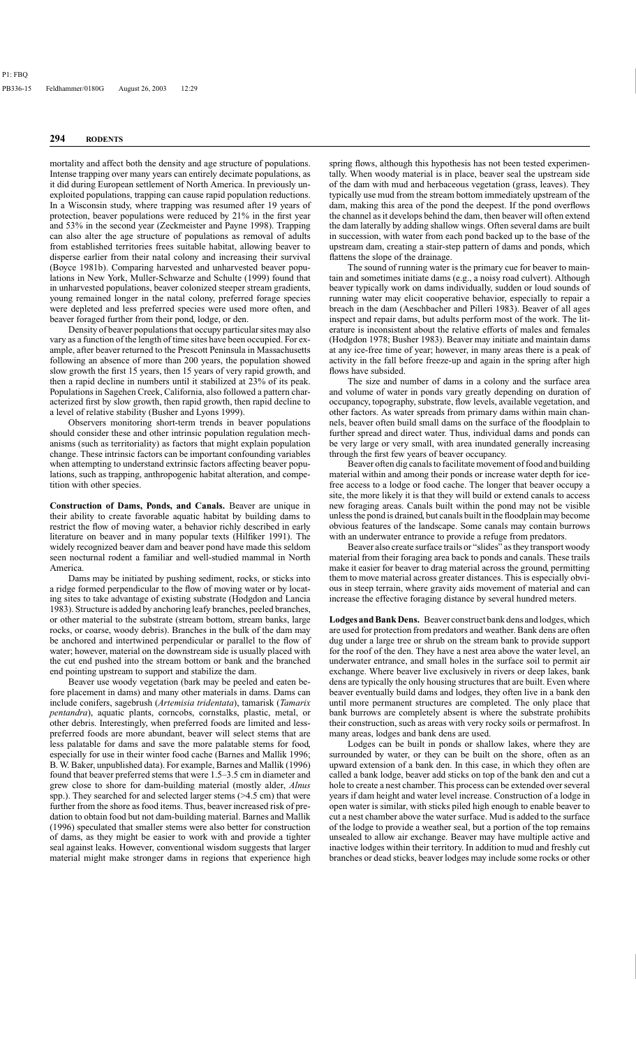mortality and affect both the density and age structure of populations. Intense trapping over many years can entirely decimate populations, as it did during European settlement of North America. In previously unexploited populations, trapping can cause rapid population reductions. In a Wisconsin study, where trapping was resumed after 19 years of protection, beaver populations were reduced by 21% in the first year and 53% in the second year (Zeckmeister and Payne 1998). Trapping can also alter the age structure of populations as removal of adults from established territories frees suitable habitat, allowing beaver to disperse earlier from their natal colony and increasing their survival (Boyce 1981b). Comparing harvested and unharvested beaver populations in New York, Muller-Schwarze and Schulte (1999) found that in unharvested populations, beaver colonized steeper stream gradients, young remained longer in the natal colony, preferred forage species were depleted and less preferred species were used more often, and beaver foraged further from their pond, lodge, or den.

Density of beaver populations that occupy particular sites may also vary as a function of the length of time sites have been occupied. For example, after beaver returned to the Prescott Peninsula in Massachusetts following an absence of more than 200 years, the population showed slow growth the first 15 years, then 15 years of very rapid growth, and then a rapid decline in numbers until it stabilized at 23% of its peak. Populations in Sagehen Creek, California, also followed a pattern characterized first by slow growth, then rapid growth, then rapid decline to a level of relative stability (Busher and Lyons 1999).

Observers monitoring short-term trends in beaver populations should consider these and other intrinsic population regulation mechanisms (such as territoriality) as factors that might explain population change. These intrinsic factors can be important confounding variables when attempting to understand extrinsic factors affecting beaver populations, such as trapping, anthropogenic habitat alteration, and competition with other species.

**Construction of Dams, Ponds, and Canals.** Beaver are unique in their ability to create favorable aquatic habitat by building dams to restrict the flow of moving water, a behavior richly described in early literature on beaver and in many popular texts (Hilfiker 1991). The widely recognized beaver dam and beaver pond have made this seldom seen nocturnal rodent a familiar and well-studied mammal in North America.

Dams may be initiated by pushing sediment, rocks, or sticks into a ridge formed perpendicular to the flow of moving water or by locating sites to take advantage of existing substrate (Hodgdon and Lancia 1983). Structure is added by anchoring leafy branches, peeled branches, or other material to the substrate (stream bottom, stream banks, large rocks, or coarse, woody debris). Branches in the bulk of the dam may be anchored and intertwined perpendicular or parallel to the flow of water; however, material on the downstream side is usually placed with the cut end pushed into the stream bottom or bank and the branched end pointing upstream to support and stabilize the dam.

Beaver use woody vegetation (bark may be peeled and eaten before placement in dams) and many other materials in dams. Dams can include conifers, sagebrush (*Artemisia tridentata*), tamarisk (*Tamarix pentandra*), aquatic plants, corncobs, cornstalks, plastic, metal, or other debris. Interestingly, when preferred foods are limited and less-preferred foods are more abundant, beaver will select stems that are less palatable for dams and save the more palatable stems for food, especially for use in their winter food cache (Barnes and Mallik 1996; B. W. Baker, unpublished data). For example, Barnes and Mallik (1996) found that beaver preferred stems that were 1.5–3.5 cm in diameter and grew close to shore for dam-building material (mostly alder, *Alnus* spp.). They searched for and selected larger stems (>4.5 cm) that were further from the shore as food items. Thus, beaver increased risk of predation to obtain food but not dam-building material. Barnes and Mallik (1996) speculated that smaller stems were also better for construction of dams, as they might be easier to work with and provide a tighter seal against leaks. However, conventional wisdom suggests that larger material might make stronger dams in regions that experience high spring flows, although this hypothesis has not been tested experimentally. When woody material is in place, beaver seal the upstream side of the dam with mud and herbaceous vegetation (grass, leaves). They typically use mud from the stream bottom immediately upstream of the dam, making this area of the pond the deepest. If the pond overflows the channel as it develops behind the dam, then beaver will often extend the dam laterally by adding shallow wings. Often several dams are built in succession, with water from each pond backed up to the base of the upstream dam, creating a stair-step pattern of dams and ponds, which flattens the slope of the drainage.

The sound of running water is the primary cue for beaver to maintain and sometimes initiate dams (e.g., a noisy road culvert). Although beaver typically work on dams individually, sudden or loud sounds of running water may elicit cooperative behavior, especially to repair a breach in the dam (Aeschbacher and Pilleri 1983). Beaver of all ages inspect and repair dams, but adults perform most of the work. The literature is inconsistent about the relative efforts of males and females (Hodgdon 1978; Busher 1983). Beaver may initiate and maintain dams at any ice-free time of year; however, in many areas there is a peak of activity in the fall before freeze-up and again in the spring after high flows have subsided.

The size and number of dams in a colony and the surface area and volume of water in ponds vary greatly depending on duration of occupancy, topography, substrate, flow levels, available vegetation, and other factors. As water spreads from primary dams within main channels, beaver often build small dams on the surface of the floodplain to further spread and direct water. Thus, individual dams and ponds can be very large or very small, with area inundated generally increasing through the first few years of beaver occupancy.

Beaver often dig canals to facilitate movement of food and building material within and among their ponds or increase water depth for ice-free access to a lodge or food cache. The longer that beaver occupy a site, the more likely it is that they will build or extend canals to access new foraging areas. Canals built within the pond may not be visible unless the pond is drained, but canals built in the floodplain may become obvious features of the landscape. Some canals may contain burrows with an underwater entrance to provide a refuge from predators.

Beaver also create surface trails or "slides" as they transport woody material from their foraging area back to ponds and canals. These trails make it easier for beaver to drag material across the ground, permitting them to move material across greater distances. This is especially obvious in steep terrain, where gravity aids movement of material and can increase the effective foraging distance by several hundred meters.

**Lodges and Bank Dens.** Beaver construct bank dens and lodges, which are used for protection from predators and weather. Bank dens are often dug under a large tree or shrub on the stream bank to provide support for the roof of the den. They have a nest area above the water level, an underwater entrance, and small holes in the surface soil to permit air exchange. Where beaver live exclusively in rivers or deep lakes, bank dens are typically the only housing structures that are built. Even where beaver eventually build dams and lodges, they often live in a bank den until more permanent structures are completed. The only place that bank burrows are completely absent is where the substrate prohibits their construction, such as areas with very rocky soils or permafrost. In many areas, lodges and bank dens are used.

Lodges can be built in ponds or shallow lakes, where they are surrounded by water, or they can be built on the shore, often as an upward extension of a bank den. In this case, in which they often are called a bank lodge, beaver add sticks on top of the bank den and cut a hole to create a nest chamber. This process can be extended over several years if dam height and water level increase. Construction of a lodge in open water is similar, with sticks piled high enough to enable beaver to cut a nest chamber above the water surface. Mud is added to the surface of the lodge to provide a weather seal, but a portion of the top remains unsealed to allow air exchange. Beaver may have multiple active and inactive lodges within their territory. In addition to mud and freshly cut branches or dead sticks, beaver lodges may include some rocks or other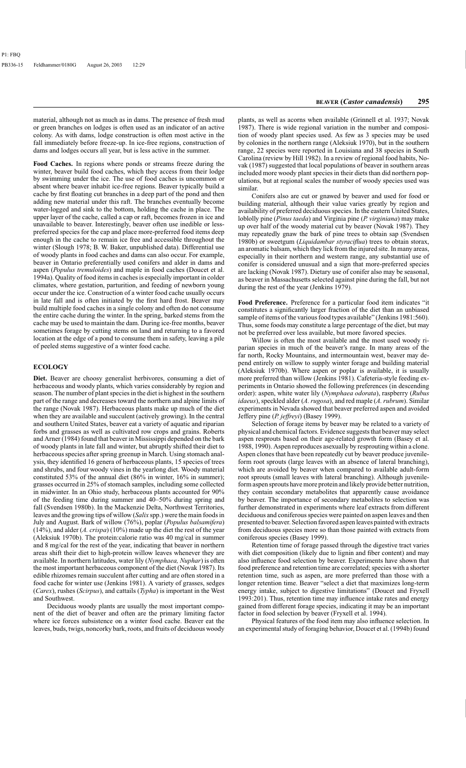material, although not as much as in dams. The presence of fresh mud or green branches on lodges is often used as an indicator of an active colony. As with dams, lodge construction is often most active in the fall immediately before freeze-up. In ice-free regions, construction of dams and lodges occurs all year, but is less active in the summer.

**Food Caches.** In regions where ponds or streams freeze during the winter, beaver build food caches, which they access from their lodge by swimming under the ice. The use of food caches is uncommon or absent where beaver inhabit ice-free regions. Beaver typically build a cache by first floating cut branches in a deep part of the pond and then adding new material under this raft. The branches eventually become water-logged and sink to the bottom, holding the cache in place. The upper layer of the cache, called a cap or raft, becomes frozen in ice and unavailable to beaver. Interestingly, beaver often use inedible or less-preferred species for the cap and place more-preferred food items deep enough in the cache to remain ice free and accessible throughout the winter (Slough 1978; B. W. Baker, unpublished data). Differential use of woody plants in food caches and dams can also occur. For example, beaver in Ontario preferentially used conifers and alder in dams and aspen (*Populus tremuloides*) and maple in food caches (Doucet et al. 1994a). Quality of food items in caches is especially important in colder climates, where gestation, parturition, and feeding of newborn young occur under the ice. Construction of a winter food cache usually occurs in late fall and is often initiated by the first hard frost. Beaver may build multiple food caches in a single colony and often do not consume the entire cache during the winter. In the spring, barked stems from the cache may be used to maintain the dam. During ice-free months, beaver sometimes forage by cutting stems on land and returning to a favored location at the edge of a pond to consume them in safety, leaving a pile of peeled stems suggestive of a winter food cache.

## ECOLOGY

**Diet.** Beaver are choosy generalist herbivores, consuming a diet of herbaceous and woody plants, which varies considerably by region and season. The number of plant species in the diet is highest in the southern part of the range and decreases toward the northern and alpine limits of the range (Novak 1987). Herbaceous plants make up much of the diet when they are available and succulent (actively growing). In the central and southern United States, beaver eat a variety of aquatic and riparian forbs and grasses as well as cultivated row crops and grains. Roberts and Arner (1984) found that beaver in Mississippi depended on the bark of woody plants in late fall and winter, but abruptly shifted their diet to herbaceous species after spring greenup in March. Using stomach analysis, they identified 16 genera of herbaceous plants, 15 species of trees and shrubs, and four woody vines in the yearlong diet. Woody material constituted 53% of the annual diet (86% in winter, 16% in summer); grasses occurred in 25% of stomach samples, including some collected in midwinter. In an Ohio study, herbaceous plants accounted for 90% of the feeding time during summer and 40–50% during spring and fall (Svendsen 1980b). In the Mackenzie Delta, Northwest Territories, leaves and the growing tips of willow (*Salix* spp.) were the main foods in July and August. Bark of willow (76%), poplar (*Populus balsamifera*) (14%), and alder (*A. crispa*) (10%) made up the diet the rest of the year (Aleksiuk 1970b). The protein:calorie ratio was 40 mg/cal in summer and 8 mg/cal for the rest of the year, indicating that beaver in northern areas shift their diet to high-protein willow leaves whenever they are available. In northern latitudes, water lily (*Nymphaea, Nuphar*) is often the most important herbaceous component of the diet (Novak 1987). Its edible rhizomes remain succulent after cutting and are often stored in a food cache for winter use (Jenkins 1981). A variety of grasses, sedges (*Carex*), rushes (*Scirpus*), and cattails (*Typha*) is important in the West and Southwest.

Deciduous woody plants are usually the most important component of the diet of beaver and often are the primary limiting factor where ice forces subsistence on a winter food cache. Beaver eat the leaves, buds, twigs, noncorky bark, roots, and fruits of deciduous woody plants, as well as acorns when available (Grinnell et al. 1937; Novak 1987). There is wide regional variation in the number and composition of woody plant species used. As few as 3 species may be used by colonies in the northern range (Aleksiuk 1970), but in the southern range, 22 species were reported in Louisiana and 38 species in South Carolina (review by Hill 1982). In a review of regional food habits, Novak (1987) suggested that local populations of beaver in southern areas included more woody plant species in their diets than did northern populations, but at regional scales the number of woody species used was similar.

Conifers also are cut or gnawed by beaver and used for food or building material, although their value varies greatly by region and availability of preferred deciduous species. In the eastern United States, loblolly pine (*Pinus taeda*) and Virginia pine (*P. virginiana*) may make up over half of the woody material cut by beaver (Novak 1987). They may repeatedly gnaw the bark of pine trees to obtain sap (Svendsen 1980b) or sweetgum (*Liquidambar styraciflua*) trees to obtain storax, an aromatic balsam, which they lick from the injured site. In many areas, especially in their northern and western range, any substantial use of conifer is considered unusual and a sign that more-preferred species are lacking (Novak 1987). Dietary use of conifer also may be seasonal, as beaver in Massachusetts selected against pine during the fall, but not during the rest of the year (Jenkins 1979).

**Food Preference.** Preference for a particular food item indicates "it constitutes a significantly larger fraction of the diet than an unbiased sample of items of the various food types available" (Jenkins 1981:560). Thus, some foods may constitute a large percentage of the diet, but may not be preferred over less available, but more favored species.

Willow is often the most available and the most used woody riparian species in much of the beaver's range. In many areas of the far north, Rocky Mountains, and intermountain west, beaver may depend entirely on willow to supply winter forage and building material (Aleksiuk 1970b). Where aspen or poplar is available, it is usually more preferred than willow (Jenkins 1981). Cafeteria-style feeding experiments in Ontario showed the following preferences (in descending order): aspen, white water lily (*Nymphaea odorata*), raspberry (*Rubus idaeus*), speckled alder (*A. rugosa*), and red maple (*A. rubrum*). Similar experiments in Nevada showed that beaver preferred aspen and avoided Jeffery pine (*P. jeffreyi*) (Basey 1999).

Selection of forage items by beaver may be related to a variety of physical and chemical factors. Evidence suggests that beaver may select aspen resprouts based on their age-related growth form (Basey et al. 1988, 1990). Aspen reproduces asexually by resprouting within a clone. Aspen clones that have been repeatedly cut by beaver produce juvenile-form root sprouts (large leaves with an absence of lateral branching), which are avoided by beaver when compared to available adult-form root sprouts (small leaves with lateral branching). Although juvenile-form aspen sprouts have more protein and likely provide better nutrition, they contain secondary metabolites that apparently cause avoidance by beaver. The importance of secondary metabolites to selection was further demonstrated in experiments where leaf extracts from different deciduous and coniferous species were painted on aspen leaves and then presented to beaver. Selection favored aspen leaves painted with extracts from deciduous species more so than those painted with extracts from coniferous species (Basey 1999).

Retention time of forage passed through the digestive tract varies with diet composition (likely due to lignin and fiber content) and may also influence food selection by beaver. Experiments have shown that food preference and retention time are correlated; species with a shorter retention time, such as aspen, are more preferred than those with a longer retention time. Beaver "select a diet that maximizes long-term energy intake, subject to digestive limitations" (Doucet and Fryxell 1993:201). Thus, retention time may influence intake rates and energy gained from different forage species, indicating it may be an important factor in food selection by beaver (Fryxell et al. 1994).

Physical features of the food item may also influence selection. In an experimental study of foraging behavior, Doucet et al. (1994b) found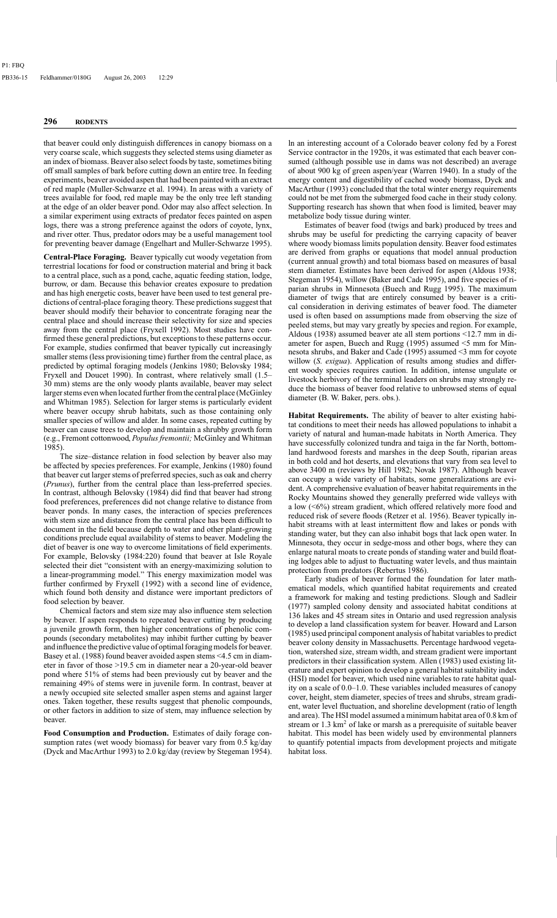that beaver could only distinguish differences in canopy biomass on a very coarse scale, which suggests they selected stems using diameter as an index of biomass. Beaver also select foods by taste, sometimes biting off small samples of bark before cutting down an entire tree. In feeding experiments, beaver avoided aspen that had been painted with an extract of red maple (Muller-Schwarze et al. 1994). In areas with a variety of trees available for food, red maple may be the only tree left standing at the edge of an older beaver pond. Odor may also affect selection. In a similar experiment using extracts of predator feces painted on aspen logs, there was a strong preference against the odors of coyote, lynx, and river otter. Thus, predator odors may be a useful management tool for preventing beaver damage (Engelhart and Muller-Schwarze 1995).

**Central-Place Foraging.** Beaver typically cut woody vegetation from terrestrial locations for food or construction material and bring it back to a central place, such as a pond, cache, aquatic feeding station, lodge, burrow, or dam. Because this behavior creates exposure to predation and has high energetic costs, beaver have been used to test general predictions of central-place foraging theory. These predictions suggest that beaver should modify their behavior to concentrate foraging near the central place and should increase their selectivity for size and species away from the central place (Fryxell 1992). Most studies have confirmed these general predictions, but exceptions to these patterns occur. For example, studies confirmed that beaver typically cut increasingly smaller stems (less provisioning time) further from the central place, as predicted by optimal foraging models (Jenkins 1980; Belovsky 1984; Fryxell and Doucet 1990). In contrast, where relatively small (1.5–30 mm) stems are the only woody plants available, beaver may select larger stems even when located further from the central place (McGinley and Whitman 1985). Selection for larger stems is particularly evident where beaver occupy shrub habitats, such as those containing only smaller species of willow and alder. In some cases, repeated cutting by beaver can cause trees to develop and maintain a shrubby growth form (e.g., Fremont cottonwood, *Populus fremontii;* McGinley and Whitman 1985).

The size–distance relation in food selection by beaver also may be affected by species preferences. For example, Jenkins (1980) found that beaver cut larger stems of preferred species, such as oak and cherry (*Prunus*), further from the central place than less-preferred species. In contrast, although Belovsky (1984) did find that beaver had strong food preferences, preferences did not change relative to distance from beaver ponds. In many cases, the interaction of species preferences with stem size and distance from the central place has been difficult to document in the field because depth to water and other plant-growing conditions preclude equal availability of stems to beaver. Modeling the diet of beaver is one way to overcome limitations of field experiments. For example, Belovsky (1984:220) found that beaver at Isle Royale selected their diet "consistent with an energy-maximizing solution to a linear-programming model." This energy maximization model was further confirmed by Fryxell (1992) with a second line of evidence, which found both density and distance were important predictors of food selection by beaver.

Chemical factors and stem size may also influence stem selection by beaver. If aspen responds to repeated beaver cutting by producing a juvenile growth form, then higher concentrations of phenolic compounds (secondary metabolites) may inhibit further cutting by beaver and influence the predictive value of optimal foraging models for beaver. Basey et al. (1988) found beaver avoided aspen stems <4.5 cm in diameter in favor of those >19.5 cm in diameter near a 20-year-old beaver pond where 51% of stems had been previously cut by beaver and the remaining 49% of stems were in juvenile form. In contrast, beaver at a newly occupied site selected smaller aspen stems and against larger ones. Taken together, these results suggest that phenolic compounds, or other factors in addition to size of stem, may influence selection by beaver.

**Food Consumption and Production.** Estimates of daily forage consumption rates (wet woody biomass) for beaver vary from 0.5 kg/day (Dyck and MacArthur 1993) to 2.0 kg/day (review by Stegeman 1954). In an interesting account of a Colorado beaver colony fed by a Forest Service contractor in the 1920s, it was estimated that each beaver consumed (although possible use in dams was not described) an average of about 900 kg of green aspen/year (Warren 1940). In a study of the energy content and digestibility of cached woody biomass, Dyck and MacArthur (1993) concluded that the total winter energy requirements could not be met from the submerged food cache in their study colony. Supporting research has shown that when food is limited, beaver may metabolize body tissue during winter.

Estimates of beaver food (twigs and bark) produced by trees and shrubs may be useful for predicting the carrying capacity of beaver where woody biomass limits population density. Beaver food estimates are derived from graphs or equations that model annual production (current annual growth) and total biomass based on measures of basal stem diameter. Estimates have been derived for aspen (Aldous 1938; Stegeman 1954), willow (Baker and Cade 1995), and five species of riparian shrubs in Minnesota (Buech and Rugg 1995). The maximum diameter of twigs that are entirely consumed by beaver is a critical consideration in deriving estimates of beaver food. The diameter used is often based on assumptions made from observing the size of peeled stems, but may vary greatly by species and region. For example, Aldous (1938) assumed beaver ate all stem portions <12.7 mm in diameter for aspen, Buech and Rugg (1995) assumed <5 mm for Minnesota shrubs, and Baker and Cade (1995) assumed <3 mm for coyote willow (*S. exigua*). Application of results among studies and different woody species requires caution. In addition, intense ungulate or livestock herbivory of the terminal leaders on shrubs may strongly reduce the biomass of beaver food relative to unbrowsed stems of equal diameter (B. W. Baker, pers. obs.).

**Habitat Requirements.** The ability of beaver to alter existing habitat conditions to meet their needs has allowed populations to inhabit a variety of natural and human-made habitats in North America. They have successfully colonized tundra and taiga in the far North, bottomland hardwood forests and marshes in the deep South, riparian areas in both cold and hot deserts, and elevations that vary from sea level to above 3400 m (reviews by Hill 1982; Novak 1987). Although beaver can occupy a wide variety of habitats, some generalizations are evident. A comprehensive evaluation of beaver habitat requirements in the Rocky Mountains showed they generally preferred wide valleys with a low (<6%) stream gradient, which offered relatively more food and reduced risk of severe floods (Retzer et al. 1956). Beaver typically inhabit streams with at least intermittent flow and lakes or ponds with standing water, but they can also inhabit bogs that lack open water. In Minnesota, they occur in sedge-moss and other bogs, where they can enlarge natural moats to create ponds of standing water and build floating lodges able to adjust to fluctuating water levels, and thus maintain protection from predators (Rebertus 1986).

Early studies of beaver formed the foundation for later mathematical models, which quantified habitat requirements and created a framework for making and testing predictions. Slough and Sadleir (1977) sampled colony density and associated habitat conditions at 136 lakes and 45 stream sites in Ontario and used regression analysis to develop a land classification system for beaver. Howard and Larson (1985) used principal component analysis of habitat variables to predict beaver colony density in Massachusetts. Percentage hardwood vegetation, watershed size, stream width, and stream gradient were important predictors in their classification system. Allen (1983) used existing literature and expert opinion to develop a general habitat suitability index (HSI) model for beaver, which used nine variables to rate habitat quality on a scale of 0.0–1.0. These variables included measures of canopy cover, height, stem diameter, species of trees and shrubs, stream gradient, water level fluctuation, and shoreline development (ratio of length and area). The HSI model assumed a minimum habitat area of 0.8 km of stream or 1.3 $km^2$ of lake or marsh as a prerequisite of suitable beaver habitat. This model has been widely used by environmental planners to quantify potential impacts from development projects and mitigate habitat loss.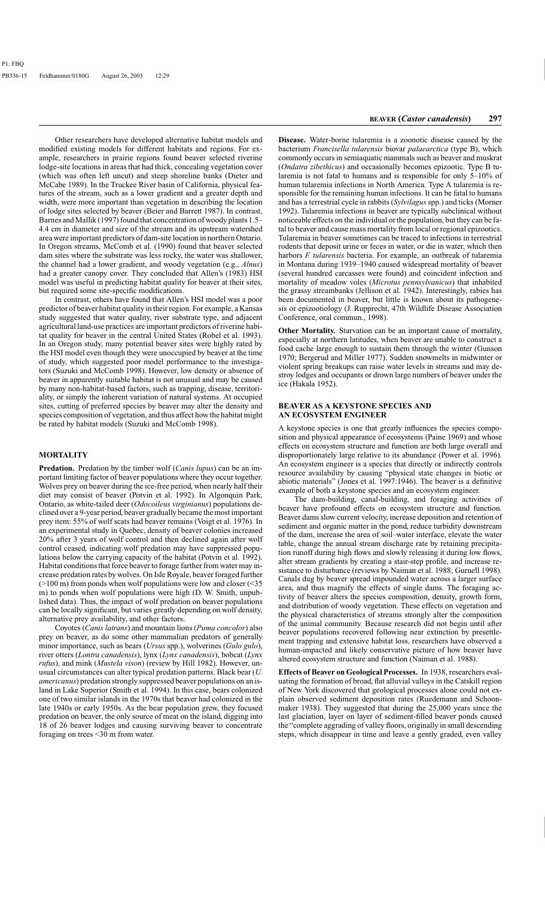Other researchers have developed alternative habitat models and modified existing models for different habitats and regions. For example, researchers in prairie regions found beaver selected riverine lodge-site locations in areas that had thick, concealing vegetation cover (which was often left uncut) and steep shoreline banks (Dieter and McCabe 1989). In the Truckee River basin of California, physical features of the stream, such as a lower gradient and a greater depth and width, were more important than vegetation in describing the location of lodge sites selected by beaver (Beier and Barrett 1987). In contrast, Barnes and Mallik (1997) found that concentration of woody plants 1.5–4.4 cm in diameter and size of the stream and its upstream watershed area were important predictors of dam-site location in northern Ontario. In Oregon streams, McComb et al. (1990) found that beaver selected dam sites where the substrate was less rocky, the water was shallower, the channel had a lower gradient, and woody vegetation (e.g., *Alnus*) had a greater canopy cover. They concluded that Allen's (1983) HSI model was useful in predicting habitat quality for beaver at their sites, but required some site-specific modifications.

In contrast, others have found that Allen's HSI model was a poor predictor of beaver habitat quality in their region. For example, a Kansas study suggested that water quality, river substrate type, and adjacent agricultural land-use practices are important predictors of riverine habitat quality for beaver in the central United States (Robel et al. 1993). In an Oregon study, many potential beaver sites were highly rated by the HSI model even though they were unoccupied by beaver at the time of study, which suggested poor model performance to the investigators (Suzuki and McComb 1998). However, low density or absence of beaver in apparently suitable habitat is not unusual and may be caused by many non-habitat-based factors, such as trapping, disease, territoriality, or simply the inherent variation of natural systems. At occupied sites, cutting of preferred species by beaver may alter the density and species composition of vegetation, and thus affect how the habitat might be rated by habitat models (Suzuki and McComb 1998).

## MORTALITY

**Predation.** Predation by the timber wolf (*Canis lupus*) can be an important limiting factor of beaver populations where they occur together. Wolves prey on beaver during the ice-free period, when nearly half their diet may consist of beaver (Potvin et al. 1992). In Algonquin Park, Ontario, as white-tailed deer (*Odocoileus virginianus*) populations declined over a 9-year period, beaver gradually became the most important prey item: 55% of wolf scats had beaver remains (Voigt et al. 1976). In an experimental study in Quebec, density of beaver colonies increased 20% after 3 years of wolf control and then declined again after wolf control ceased, indicating wolf predation may have suppressed populations below the carrying capacity of the habitat (Potvin et al. 1992). Habitat conditions that force beaver to forage farther from water may increase predation rates by wolves. On Isle Royale, beaver foraged further (>100 m) from ponds when wolf populations were low and closer (<35 m) to ponds when wolf populations were high (D. W. Smith, unpublished data). Thus, the impact of wolf predation on beaver populations can be locally significant, but varies greatly depending on wolf density, alternative prey availability, and other factors.

Coyotes (*Canis latrans*) and mountain lions (*Puma concolor*) also prey on beaver, as do some other mammalian predators of generally minor importance, such as bears (*Ursus* spp.), wolverines (*Gulo gulo*), river otters (*Lontra canadensis*), lynx (*Lynx canadensis*), bobcat (*Lynx rufus*), and mink (*Mustela vison*) (review by Hill 1982). However, unusual circumstances can alter typical predation patterns. Black bear (*U. americanus*) predation strongly suppressed beaver populations on an island in Lake Superior (Smith et al. 1994). In this case, bears colonized one of two similar islands in the 1970s that beaver had colonized in the late 1940s or early 1950s. As the bear population grew, they focused predation on beaver, the only source of meat on the island, digging into 18 of 26 beaver lodges and causing surviving beaver to concentrate foraging on trees <30 m from water.

**Disease.** Water-borne tularemia is a zoonotic disease caused by the bacterium *Francisella tularensis* biovar *palaearctica* (type B), which commonly occurs in semiaquatic mammals such as beaver and muskrat (*Ondatra zibethicus*) and occasionally becomes epizootic. Type B tularemia is not fatal to humans and is responsible for only 5–10% of human tularemia infections in North America. Type A tularemia is responsible for the remaining human infections. It can be fatal to humans and has a terrestrial cycle in rabbits (*Sylvilagus* spp.) and ticks (Morner 1992). Tularemia infections in beaver are typically subclinical without noticeable effects on the individual or the population, but they can be fatal to beaver and cause mass mortality from local or regional epizootics. Tularemia in beaver sometimes can be traced to infections in terrestrial rodents that deposit urine or feces in water, or die in water, which then harbors *F. tularensis* bacteria. For example, an outbreak of tularemia in Montana during 1939–1940 caused widespread mortality of beaver (several hundred carcasses were found) and coincident infection and mortality of meadow voles (*Microtus pennsylvanicus*) that inhabited the grassy streambanks (Jellison et al. 1942). Interestingly, rabies has been documented in beaver, but little is known about its pathogenesis or epizootiology (J. Rupprecht, 47th Wildlife Disease Association Conference, oral commun., 1998).

**Other Mortality.** Starvation can be an important cause of mortality, especially at northern latitudes, when beaver are unable to construct a food cache large enough to sustain them through the winter (Gunson 1970; Bergerud and Miller 1977). Sudden snowmelts in midwinter or violent spring breakups can raise water levels in streams and may destroy lodges and occupants or drown large numbers of beaver under the ice (Hakala 1952).

## BEAVER AS A KEYSTONE SPECIES AND AN ECOSYSTEM ENGINEER

A keystone species is one that greatly influences the species composition and physical appearance of ecosystems (Paine 1969) and whose effects on ecosystem structure and function are both large overall and disproportionately large relative to its abundance (Power et al. 1996). An ecosystem engineer is a species that directly or indirectly controls resource availability by causing "physical state changes in biotic or abiotic materials" (Jones et al. 1997:1946). The beaver is a definitive example of both a keystone species and an ecosystem engineer.

The dam-building, canal-building, and foraging activities of beaver have profound effects on ecosystem structure and function. Beaver dams slow current velocity, increase deposition and retention of sediment and organic matter in the pond, reduce turbidity downstream of the dam, increase the area of soil–water interface, elevate the water table, change the annual stream discharge rate by retaining precipitation runoff during high flows and slowly releasing it during low flows, alter stream gradients by creating a stair-step profile, and increase resistance to disturbance (reviews by Naiman et al. 1988; Gurnell 1998). Canals dug by beaver spread impounded water across a larger surface area, and thus magnify the effects of single dams. The foraging activity of beaver alters the species composition, density, growth form, and distribution of woody vegetation. These effects on vegetation and the physical characteristics of streams strongly alter the composition of the animal community. Because research did not begin until after beaver populations recovered following near extinction by presettlement trapping and extensive habitat loss, researchers have observed a human-impacted and likely conservative picture of how beaver have altered ecosystem structure and function (Naiman et al. 1988).

**Effects of Beaver on Geological Processes.** In 1938, researchers evaluating the formation of broad, flat alluvial valleys in the Catskill region of New York discovered that geological processes alone could not explain observed sediment deposition rates (Ruedemann and Schoonmaker 1938). They suggested that during the 25,000 years since the last glaciation, layer on layer of sediment-filled beaver ponds caused the "complete aggrading of valley floors, originally in small descending steps, which disappear in time and leave a gently graded, even valley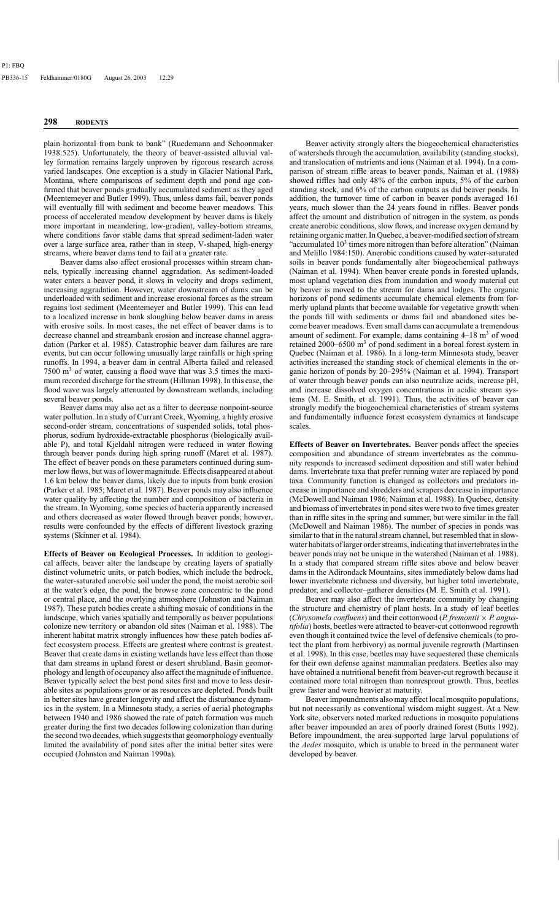plain horizontal from bank to bank" (Ruedemann and Schoonmaker 1938:525). Unfortunately, the theory of beaver-assisted alluvial valley formation remains largely unproven by rigorous research across varied landscapes. One exception is a study in Glacier National Park, Montana, where comparisons of sediment depth and pond age confirmed that beaver ponds gradually accumulated sediment as they aged (Meentemeyer and Butler 1999). Thus, unless dams fail, beaver ponds will eventually fill with sediment and become beaver meadows. This process of accelerated meadow development by beaver dams is likely more important in meandering, low-gradient, valley-bottom streams, where conditions favor stable dams that spread sediment-laden water over a large surface area, rather than in steep, V-shaped, high-energy streams, where beaver dams tend to fail at a greater rate.

Beaver dams also affect erosional processes within stream channels, typically increasing channel aggradation. As sediment-loaded water enters a beaver pond, it slows in velocity and drops sediment, increasing aggradation. However, water downstream of dams can be underloaded with sediment and increase erosional forces as the stream regains lost sediment (Meentemeyer and Butler 1999). This can lead to a localized increase in bank sloughing below beaver dams in areas with erosive soils. In most cases, the net effect of beaver dams is to decrease channel and streambank erosion and increase channel aggradation (Parker et al. 1985). Catastrophic beaver dam failures are rare events, but can occur following unusually large rainfalls or high spring runoffs. In 1994, a beaver dam in central Alberta failed and released 7500 $m^3$ of water, causing a flood wave that was 3.5 times the maximum recorded discharge for the stream (Hillman 1998). In this case, the flood wave was largely attenuated by downstream wetlands, including several beaver ponds.

Beaver dams may also act as a filter to decrease nonpoint-source water pollution. In a study of Currant Creek, Wyoming, a highly erosive second-order stream, concentrations of suspended solids, total phosphorus, sodium hydroxide-extractable phosphorus (biologically available P), and total Kjeldahl nitrogen were reduced in water flowing through beaver ponds during high spring runoff (Maret et al. 1987). The effect of beaver ponds on these parameters continued during summer low flows, but was of lower magnitude. Effects disappeared at about 1.6 km below the beaver dams, likely due to inputs from bank erosion (Parker et al. 1985; Maret et al. 1987). Beaver ponds may also influence water quality by affecting the number and composition of bacteria in the stream. In Wyoming, some species of bacteria apparently increased and others decreased as water flowed through beaver ponds; however, results were confounded by the effects of different livestock grazing systems (Skinner et al. 1984).

**Effects of Beaver on Ecological Processes.** In addition to geological affects, beaver alter the landscape by creating layers of spatially distinct volumetric units, or patch bodies, which include the bedrock, the water-saturated anerobic soil under the pond, the moist aerobic soil at the water's edge, the pond, the browse zone concentric to the pond or central place, and the overlying atmosphere (Johnston and Naiman 1987). These patch bodies create a shifting mosaic of conditions in the landscape, which varies spatially and temporally as beaver populations colonize new territory or abandon old sites (Naiman et al. 1988). The inherent habitat matrix strongly influences how these patch bodies affect ecosystem process. Effects are greatest where contrast is greatest. Beaver that create dams in existing wetlands have less effect than those that dam streams in upland forest or desert shrubland. Basin geomorphology and length of occupancy also affect the magnitude of influence. Beaver typically select the best pond sites first and move to less desirable sites as populations grow or as resources are depleted. Ponds built in better sites have greater longevity and affect the disturbance dynamics in the system. In a Minnesota study, a series of aerial photographs between 1940 and 1986 showed the rate of patch formation was much greater during the first two decades following colonization than during the second two decades, which suggests that geomorphology eventually limited the availability of pond sites after the initial better sites were occupied (Johnston and Naiman 1990a).

Beaver activity strongly alters the biogeochemical characteristics of watersheds through the accumulation, availability (standing stocks), and translocation of nutrients and ions (Naiman et al. 1994). In a comparison of stream riffle areas to beaver ponds, Naiman et al. (1988) showed riffles had only 48% of the carbon inputs, 5% of the carbon standing stock, and 6% of the carbon outputs as did beaver ponds. In addition, the turnover time of carbon in beaver ponds averaged 161 years, much slower than the 24 years found in riffles. Beaver ponds affect the amount and distribution of nitrogen in the system, as ponds create anerobic conditions, slow flows, and increase oxygen demand by retaining organic matter. In Quebec, a beaver-modified section of stream "accumulated $10^3$ times more nitrogen than before alteration" (Naiman and Melillo 1984:150). Anerobic conditions caused by water-saturated soils in beaver ponds fundamentally alter biogeochemical pathways (Naiman et al. 1994). When beaver create ponds in forested uplands, most upland vegetation dies from inundation and woody material cut by beaver is moved to the stream for dams and lodges. The organic horizons of pond sediments accumulate chemical elements from formerly upland plants that become available for vegetative growth when the ponds fill with sediments or dams fail and abandoned sites become beaver meadows. Even small dams can accumulate a tremendous amount of sediment. For example, dams containing 4–18 $m^3$ of wood retained 2000–6500 $m^3$ of pond sediment in a boreal forest system in Quebec (Naiman et al. 1986). In a long-term Minnesota study, beaver activities increased the standing stock of chemical elements in the organic horizon of ponds by 20–295% (Naiman et al. 1994). Transport of water through beaver ponds can also neutralize acids, increase pH, and increase dissolved oxygen concentrations in acidic stream systems (M. E. Smith et al. 1991). Thus, the activities of beaver can strongly modify the biogeochemical characteristics of stream systems and fundamentally influence forest ecosystem dynamics at landscape scales.

**Effects of Beaver on Invertebrates.** Beaver ponds affect the species composition and abundance of stream invertebrates as the community responds to increased sediment deposition and still water behind dams. Invertebrate taxa that prefer running water are replaced by pond taxa. Community function is changed as collectors and predators increase in importance and shredders and scrapers decrease in importance (McDowell and Naiman 1986; Naiman et al. 1988). In Quebec, density and biomass of invertebrates in pond sites were two to five times greater than in riffle sites in the spring and summer, but were similar in the fall (McDowell and Naiman 1986). The number of species in ponds was similar to that in the natural stream channel, but resembled that in slow-water habitats of larger order streams, indicating that invertebrates in the beaver ponds may not be unique in the watershed (Naiman et al. 1988). In a study that compared stream riffle sites above and below beaver dams in the Adirondack Mountains, sites immediately below dams had lower invertebrate richness and diversity, but higher total invertebrate, predator, and collector–gatherer densities (M. E. Smith et al. 1991).

Beaver may also affect the invertebrate community by changing the structure and chemistry of plant hosts. In a study of leaf beetles (*Chrysomela confluens*) and their cottonwood (*P. fremontii* × *P. angustifolia*) hosts, beetles were attracted to beaver-cut cottonwood regrowth even though it contained twice the level of defensive chemicals (to protect the plant from herbivory) as normal juvenile regrowth (Martinsen et al. 1998). In this case, beetles may have sequestered these chemicals for their own defense against mammalian predators. Beetles also may have obtained a nutritional benefit from beaver-cut regrowth because it contained more total nitrogen than nonresprout growth. Thus, beetles grew faster and were heavier at maturity.

Beaver impoundments also may affect local mosquito populations, but not necessarily as conventional wisdom might suggest. At a New York site, observers noted marked reductions in mosquito populations after beaver impounded an area of poorly drained forest (Butts 1992). Before impoundment, the area supported large larval populations of the *Aedes* mosquito, which is unable to breed in the permanent water developed by beaver.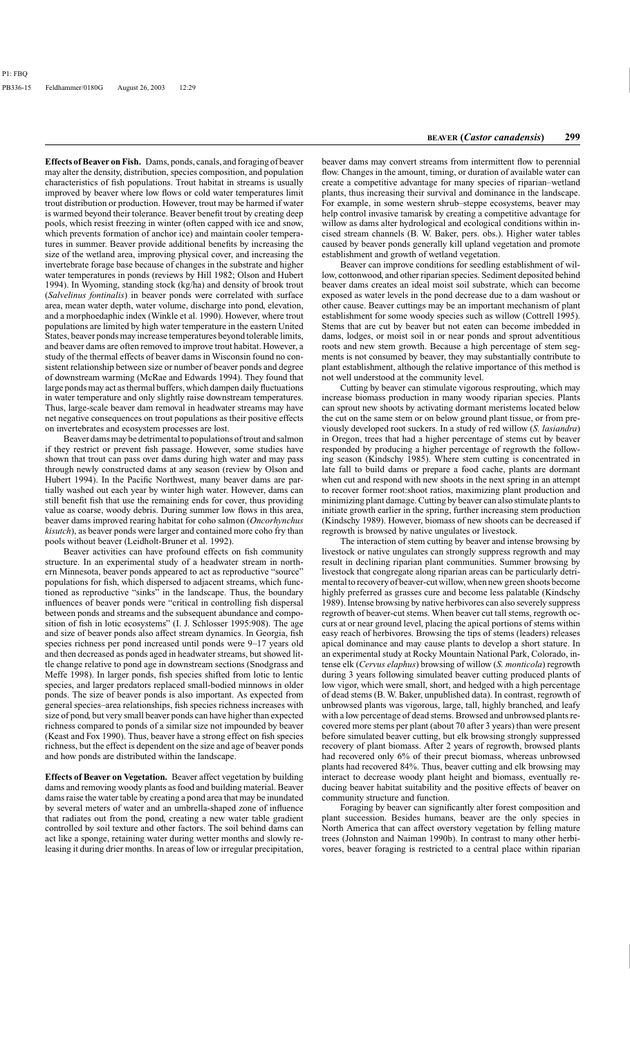**Effects of Beaver on Fish.** Dams, ponds, canals, and foraging of beaver may alter the density, distribution, species composition, and population characteristics of fish populations. Trout habitat in streams is usually improved by beaver where low flows or cold water temperatures limit trout distribution or production. However, trout may be harmed if water is warmed beyond their tolerance. Beaver benefit trout by creating deep pools, which resist freezing in winter (often capped with ice and snow, which prevents formation of anchor ice) and maintain cooler temperatures in summer. Beaver provide additional benefits by increasing the size of the wetland area, improving physical cover, and increasing the invertebrate forage base because of changes in the substrate and higher water temperatures in ponds (reviews by Hill 1982; Olson and Hubert 1994). In Wyoming, standing stock (kg/ha) and density of brook trout (*Salvelinus fontinalis*) in beaver ponds were correlated with surface area, mean water depth, water volume, discharge into pond, elevation, and a morphoedaphic index (Winkle et al. 1990). However, where trout populations are limited by high water temperature in the eastern United States, beaver ponds may increase temperatures beyond tolerable limits, and beaver dams are often removed to improve trout habitat. However, a study of the thermal effects of beaver dams in Wisconsin found no consistent relationship between size or number of beaver ponds and degree of downstream warming (McRae and Edwards 1994). They found that large ponds may act as thermal buffers, which dampen daily fluctuations in water temperature and only slightly raise downstream temperatures. Thus, large-scale beaver dam removal in headwater streams may have net negative consequences on trout populations as their positive effects on invertebrates and ecosystem processes are lost.

Beaver dams may be detrimental to populations of trout and salmon if they restrict or prevent fish passage. However, some studies have shown that trout can pass over dams during high water and may pass through newly constructed dams at any season (review by Olson and Hubert 1994). In the Pacific Northwest, many beaver dams are partially washed out each year by winter high water. However, dams can still benefit fish that use the remaining ends for cover, thus providing value as coarse, woody debris. During summer low flows in this area, beaver dams improved rearing habitat for coho salmon (*Oncorhynchus kisutch*), as beaver ponds were larger and contained more coho fry than pools without beaver (Leidholt-Bruner et al. 1992).

Beaver activities can have profound effects on fish community structure. In an experimental study of a headwater stream in northern Minnesota, beaver ponds appeared to act as reproductive "source" populations for fish, which dispersed to adjacent streams, which functioned as reproductive "sinks" in the landscape. Thus, the boundary influences of beaver ponds were "critical in controlling fish dispersal between ponds and streams and the subsequent abundance and composition of fish in lotic ecosystems" (I. J. Schlosser 1995:908). The age and size of beaver ponds also affect stream dynamics. In Georgia, fish species richness per pond increased until ponds were 9–17 years old and then decreased as ponds aged in headwater streams, but showed little change relative to pond age in downstream sections (Snodgrass and Meffe 1998). In larger ponds, fish species shifted from lotic to lentic species, and larger predators replaced small-bodied minnows in older ponds. The size of beaver ponds is also important. As expected from general species–area relationships, fish species richness increases with size of pond, but very small beaver ponds can have higher than expected richness compared to ponds of a similar size not impounded by beaver (Keast and Fox 1990). Thus, beaver have a strong effect on fish species richness, but the effect is dependent on the size and age of beaver ponds and how ponds are distributed within the landscape.

**Effects of Beaver on Vegetation.** Beaver affect vegetation by building dams and removing woody plants as food and building material. Beaver dams raise the water table by creating a pond area that may be inundated by several meters of water and an umbrella-shaped zone of influence that radiates out from the pond, creating a new water table gradient controlled by soil texture and other factors. The soil behind dams can act like a sponge, retaining water during wetter months and slowly releasing it during drier months. In areas of low or irregular precipitation, beaver dams may convert streams from intermittent flow to perennial flow. Changes in the amount, timing, or duration of available water can create a competitive advantage for many species of riparian–wetland plants, thus increasing their survival and dominance in the landscape. For example, in some western shrub–steppe ecosystems, beaver may help control invasive tamarisk by creating a competitive advantage for willow as dams alter hydrological and ecological conditions within incised stream channels (B. W. Baker, pers. obs.). Higher water tables caused by beaver ponds generally kill upland vegetation and promote establishment and growth of wetland vegetation.

Beaver can improve conditions for seedling establishment of willow, cottonwood, and other riparian species. Sediment deposited behind beaver dams creates an ideal moist soil substrate, which can become exposed as water levels in the pond decrease due to a dam washout or other cause. Beaver cuttings may be an important mechanism of plant establishment for some woody species such as willow (Cottrell 1995). Stems that are cut by beaver but not eaten can become imbedded in dams, lodges, or moist soil in or near ponds and sprout adventitious roots and new stem growth. Because a high percentage of stem segments is not consumed by beaver, they may substantially contribute to plant establishment, although the relative importance of this method is not well understood at the community level.

Cutting by beaver can stimulate vigorous resprouting, which may increase biomass production in many woody riparian species. Plants can sprout new shoots by activating dormant meristems located below the cut on the same stem or on below ground plant tissue, or from previously developed root suckers. In a study of red willow (*S. lasiandra*) in Oregon, trees that had a higher percentage of stems cut by beaver responded by producing a higher percentage of regrowth the following season (Kindschy 1985). Where stem cutting is concentrated in late fall to build dams or prepare a food cache, plants are dormant when cut and respond with new shoots in the next spring in an attempt to recover former root:shoot ratios, maximizing plant production and minimizing plant damage. Cutting by beaver can also stimulate plants to initiate growth earlier in the spring, further increasing stem production (Kindschy 1989). However, biomass of new shoots can be decreased if regrowth is browsed by native ungulates or livestock.

The interaction of stem cutting by beaver and intense browsing by livestock or native ungulates can strongly suppress regrowth and may result in declining riparian plant communities. Summer browsing by livestock that congregate along riparian areas can be particularly detrimental to recovery of beaver-cut willow, when new green shoots become highly preferred as grasses cure and become less palatable (Kindschy 1989). Intense browsing by native herbivores can also severely suppress regrowth of beaver-cut stems. When beaver cut tall stems, regrowth occurs at or near ground level, placing the apical portions of stems within easy reach of herbivores. Browsing the tips of stems (leaders) releases apical dominance and may cause plants to develop a short stature. In an experimental study at Rocky Mountain National Park, Colorado, intense elk (*Cervus elaphus*) browsing of willow (*S. monticola*) regrowth during 3 years following simulated beaver cutting produced plants of low vigor, which were small, short, and hedged with a high percentage of dead stems (B. W. Baker, unpublished data). In contrast, regrowth of unbrowsed plants was vigorous, large, tall, highly branched, and leafy with a low percentage of dead stems. Browsed and unbrowsed plants recovered more stems per plant (about 70 after 3 years) than were present before simulated beaver cutting, but elk browsing strongly suppressed recovery of plant biomass. After 2 years of regrowth, browsed plants had recovered only 6% of their precut biomass, whereas unbrowsed plants had recovered 84%. Thus, beaver cutting and elk browsing may interact to decrease woody plant height and biomass, eventually reducing beaver habitat suitability and the positive effects of beaver on community structure and function.

Foraging by beaver can significantly alter forest composition and plant succession. Besides humans, beaver are the only species in North America that can affect overstory vegetation by felling mature trees (Johnston and Naiman 1990b). In contrast to many other herbivores, beaver foraging is restricted to a central place within riparian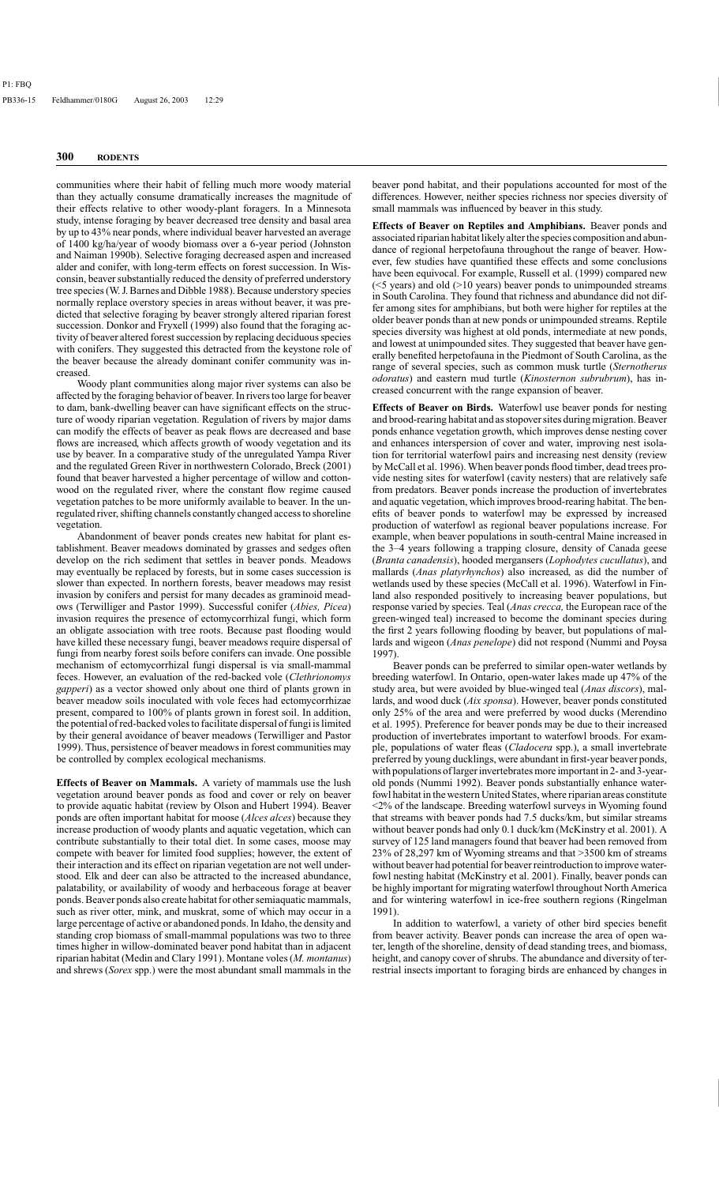communities where their habit of felling much more woody material than they actually consume dramatically increases the magnitude of their effects relative to other woody-plant foragers. In a Minnesota study, intense foraging by beaver decreased tree density and basal area by up to 43% near ponds, where individual beaver harvested an average of 1400 kg/ha/year of woody biomass over a 6-year period (Johnston and Naiman 1990b). Selective foraging decreased aspen and increased alder and conifer, with long-term effects on forest succession. In Wisconsin, beaver substantially reduced the density of preferred understory tree species (W. J. Barnes and Dibble 1988). Because understory species normally replace overstory species in areas without beaver, it was predicted that selective foraging by beaver strongly altered riparian forest succession. Donkor and Fryxell (1999) also found that the foraging activity of beaver altered forest succession by replacing deciduous species with conifers. They suggested this detracted from the keystone role of the beaver because the already dominant conifer community was increased.

Woody plant communities along major river systems can also be affected by the foraging behavior of beaver. In rivers too large for beaver to dam, bank-dwelling beaver can have significant effects on the structure of woody riparian vegetation. Regulation of rivers by major dams can modify the effects of beaver as peak flows are decreased and base flows are increased, which affects growth of woody vegetation and its use by beaver. In a comparative study of the unregulated Yampa River and the regulated Green River in northwestern Colorado, Breck (2001) found that beaver harvested a higher percentage of willow and cottonwood on the regulated river, where the constant flow regime caused vegetation patches to be more uniformly available to beaver. In the unregulated river, shifting channels constantly changed access to shoreline vegetation.

Abandonment of beaver ponds creates new habitat for plant establishment. Beaver meadows dominated by grasses and sedges often develop on the rich sediment that settles in beaver ponds. Meadows may eventually be replaced by forests, but in some cases succession is slower than expected. In northern forests, beaver meadows may resist invasion by conifers and persist for many decades as graminoid meadows (Terwilliger and Pastor 1999). Successful conifer (*Abies, Picea*) invasion requires the presence of ectomycorrhizal fungi, which form an obligate association with tree roots. Because past flooding would have killed these necessary fungi, beaver meadows require dispersal of fungi from nearby forest soils before conifers can invade. One possible mechanism of ectomycorrhizal fungi dispersal is via small-mammal feces. However, an evaluation of the red-backed vole (*Clethrionomys gapperi*) as a vector showed only about one third of plants grown in beaver meadow soils inoculated with vole feces had ectomycorrhizae present, compared to 100% of plants grown in forest soil. In addition, the potential of red-backed voles to facilitate dispersal of fungi is limited by their general avoidance of beaver meadows (Terwilliger and Pastor 1999). Thus, persistence of beaver meadows in forest communities may be controlled by complex ecological mechanisms.

**Effects of Beaver on Mammals.** A variety of mammals use the lush vegetation around beaver ponds as food and cover or rely on beaver to provide aquatic habitat (review by Olson and Hubert 1994). Beaver ponds are often important habitat for moose (*Alces alces*) because they increase production of woody plants and aquatic vegetation, which can contribute substantially to their total diet. In some cases, moose may compete with beaver for limited food supplies; however, the extent of their interaction and its effect on riparian vegetation are not well understood. Elk and deer can also be attracted to the increased abundance, palatability, or availability of woody and herbaceous forage at beaver ponds. Beaver ponds also create habitat for other semiaquatic mammals, such as river otter, mink, and muskrat, some of which may occur in a large percentage of active or abandoned ponds. In Idaho, the density and standing crop biomass of small-mammal populations was two to three times higher in willow-dominated beaver pond habitat than in adjacent riparian habitat (Medin and Clary 1991). Montane voles (*M. montanus*) and shrews (*Sorex* spp.) were the most abundant small mammals in the beaver pond habitat, and their populations accounted for most of the differences. However, neither species richness nor species diversity of small mammals was influenced by beaver in this study.

**Effects of Beaver on Reptiles and Amphibians.** Beaver ponds and associated riparian habitat likely alter the species composition and abundance of regional herpetofauna throughout the range of beaver. However, few studies have quantified these effects and some conclusions have been equivocal. For example, Russell et al. (1999) compared new (<5 years) and old (>10 years) beaver ponds to unimpounded streams in South Carolina. They found that richness and abundance did not differ among sites for amphibians, but both were higher for reptiles at the older beaver ponds than at new ponds or unimpounded streams. Reptile species diversity was highest at old ponds, intermediate at new ponds, and lowest at unimpounded sites. They suggested that beaver have generally benefited herpetofauna in the Piedmont of South Carolina, as the range of several species, such as common musk turtle (*Sternotherus odoratus*) and eastern mud turtle (*Kinosternon subrubrum*), has increased concurrent with the range expansion of beaver.

**Effects of Beaver on Birds.** Waterfowl use beaver ponds for nesting and brood-rearing habitat and as stopover sites during migration. Beaver ponds enhance vegetation growth, which improves dense nesting cover and enhances interspersion of cover and water, improving nest isolation for territorial waterfowl pairs and increasing nest density (review by McCall et al. 1996). When beaver ponds flood timber, dead trees provide nesting sites for waterfowl (cavity nesters) that are relatively safe from predators. Beaver ponds increase the production of invertebrates and aquatic vegetation, which improves brood-rearing habitat. The benefits of beaver ponds to waterfowl may be expressed by increased production of waterfowl as regional beaver populations increase. For example, when beaver populations in south-central Maine increased in the 3–4 years following a trapping closure, density of Canada geese (*Branta canadensis*), hooded mergansers (*Lophodytes cucullatus*), and mallards (*Anas platyrhynchos*) also increased, as did the number of wetlands used by these species (McCall et al. 1996). Waterfowl in Finland also responded positively to increasing beaver populations, but response varied by species. Teal (*Anas crecca,* the European race of the green-winged teal) increased to become the dominant species during the first 2 years following flooding by beaver, but populations of mallards and wigeon (*Anas penelope*) did not respond (Nummi and Poysa 1997).

Beaver ponds can be preferred to similar open-water wetlands by breeding waterfowl. In Ontario, open-water lakes made up 47% of the study area, but were avoided by blue-winged teal (*Anas discors*), mallards, and wood duck (*Aix sponsa*). However, beaver ponds constituted only 25% of the area and were preferred by wood ducks (Merendino et al. 1995). Preference for beaver ponds may be due to their increased production of invertebrates important to waterfowl broods. For example, populations of water fleas (*Cladocera* spp.), a small invertebrate preferred by young ducklings, were abundant in first-year beaver ponds, with populations of larger invertebrates more important in 2- and 3-year-old ponds (Nummi 1992). Beaver ponds substantially enhance waterfowl habitat in the western United States, where riparian areas constitute <2% of the landscape. Breeding waterfowl surveys in Wyoming found that streams with beaver ponds had 7.5 ducks/km, but similar streams without beaver ponds had only 0.1 duck/km (McKinstry et al. 2001). A survey of 125 land managers found that beaver had been removed from 23% of 28,297 km of Wyoming streams and that >3500 km of streams without beaver had potential for beaver reintroduction to improve waterfowl nesting habitat (McKinstry et al. 2001). Finally, beaver ponds can be highly important for migrating waterfowl throughout North America and for wintering waterfowl in ice-free southern regions (Ringelman 1991).

In addition to waterfowl, a variety of other bird species benefit from beaver activity. Beaver ponds can increase the area of open water, length of the shoreline, density of dead standing trees, and biomass, height, and canopy cover of shrubs. The abundance and diversity of terrestrial insects important to foraging birds are enhanced by changes in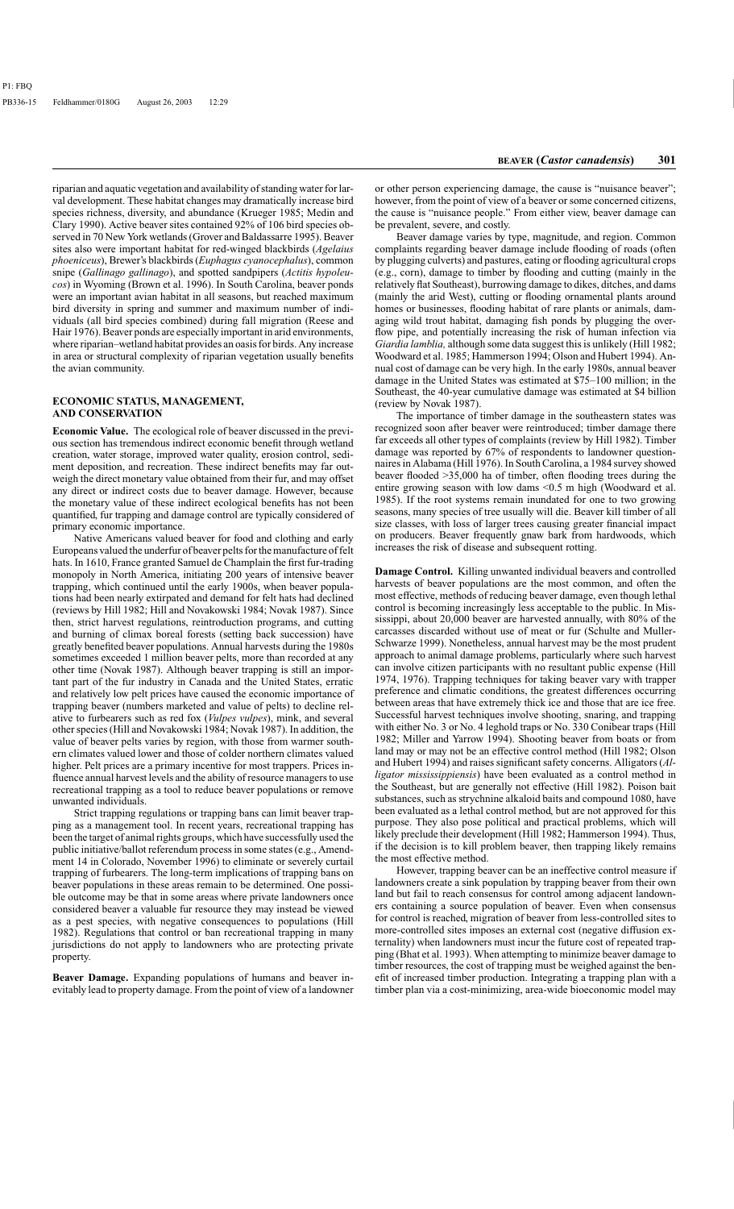riparian and aquatic vegetation and availability of standing water for larval development. These habitat changes may dramatically increase bird species richness, diversity, and abundance (Krueger 1985; Medin and Clary 1990). Active beaver sites contained 92% of 106 bird species observed in 70 New York wetlands (Grover and Baldassarre 1995). Beaver sites also were important habitat for red-winged blackbirds (*Agelaius phoeniceus*), Brewer's blackbirds (*Euphagus cyanocephalus*), common snipe (*Gallinago gallinago*), and spotted sandpipers (*Actitis hypoleucos*) in Wyoming (Brown et al. 1996). In South Carolina, beaver ponds were an important avian habitat in all seasons, but reached maximum bird diversity in spring and summer and maximum number of individuals (all bird species combined) during fall migration (Reese and Hair 1976). Beaver ponds are especially important in arid environments, where riparian–wetland habitat provides an oasis for birds. Any increase in area or structural complexity of riparian vegetation usually benefits the avian community.

## ECONOMIC STATUS, MANAGEMENT, AND CONSERVATION

**Economic Value.** The ecological role of beaver discussed in the previous section has tremendous indirect economic benefit through wetland creation, water storage, improved water quality, erosion control, sediment deposition, and recreation. These indirect benefits may far outweigh the direct monetary value obtained from their fur, and may offset any direct or indirect costs due to beaver damage. However, because the monetary value of these indirect ecological benefits has not been quantified, fur trapping and damage control are typically considered of primary economic importance.

Native Americans valued beaver for food and clothing and early Europeans valued the underfur of beaver pelts for the manufacture of felt hats. In 1610, France granted Samuel de Champlain the first fur-trading monopoly in North America, initiating 200 years of intensive beaver trapping, which continued until the early 1900s, when beaver populations had been nearly extirpated and demand for felt hats had declined (reviews by Hill 1982; Hill and Novakowski 1984; Novak 1987). Since then, strict harvest regulations, reintroduction programs, and cutting and burning of climax boreal forests (setting back succession) have greatly benefited beaver populations. Annual harvests during the 1980s sometimes exceeded 1 million beaver pelts, more than recorded at any other time (Novak 1987). Although beaver trapping is still an important part of the fur industry in Canada and the United States, erratic and relatively low pelt prices have caused the economic importance of trapping beaver (numbers marketed and value of pelts) to decline relative to furbearers such as red fox (*Vulpes vulpes*), mink, and several other species (Hill and Novakowski 1984; Novak 1987). In addition, the value of beaver pelts varies by region, with those from warmer southern climates valued lower and those of colder northern climates valued higher. Pelt prices are a primary incentive for most trappers. Prices influence annual harvest levels and the ability of resource managers to use recreational trapping as a tool to reduce beaver populations or remove unwanted individuals.

Strict trapping regulations or trapping bans can limit beaver trapping as a management tool. In recent years, recreational trapping has been the target of animal rights groups, which have successfully used the public initiative/ballot referendum process in some states (e.g., Amendment 14 in Colorado, November 1996) to eliminate or severely curtail trapping of furbearers. The long-term implications of trapping bans on beaver populations in these areas remain to be determined. One possible outcome may be that in some areas where private landowners once considered beaver a valuable fur resource they may instead be viewed as a pest species, with negative consequences to populations (Hill 1982). Regulations that control or ban recreational trapping in many jurisdictions do not apply to landowners who are protecting private property.

**Beaver Damage.** Expanding populations of humans and beaver inevitably lead to property damage. From the point of view of a landowner or other person experiencing damage, the cause is "nuisance beaver"; however, from the point of view of a beaver or some concerned citizens, the cause is "nuisance people." From either view, beaver damage can be prevalent, severe, and costly.

Beaver damage varies by type, magnitude, and region. Common complaints regarding beaver damage include flooding of roads (often by plugging culverts) and pastures, eating or flooding agricultural crops (e.g., corn), damage to timber by flooding and cutting (mainly in the relatively flat Southeast), burrowing damage to dikes, ditches, and dams (mainly the arid West), cutting or flooding ornamental plants around homes or businesses, flooding habitat of rare plants or animals, damaging wild trout habitat, damaging fish ponds by plugging the overflow pipe, and potentially increasing the risk of human infection via *Giardia lamblia,* although some data suggest this is unlikely (Hill 1982; Woodward et al. 1985; Hammerson 1994; Olson and Hubert 1994). Annual cost of damage can be very high. In the early 1980s, annual beaver damage in the United States was estimated at \$75–100 million; in the Southeast, the 40-year cumulative damage was estimated at \$4 billion (review by Novak 1987).

The importance of timber damage in the southeastern states was recognized soon after beaver were reintroduced; timber damage there far exceeds all other types of complaints (review by Hill 1982). Timber damage was reported by 67% of respondents to landowner questionnaires in Alabama (Hill 1976). In South Carolina, a 1984 survey showed beaver flooded >35,000 ha of timber, often flooding trees during the entire growing season with low dams <0.5 m high (Woodward et al. 1985). If the root systems remain inundated for one to two growing seasons, many species of tree usually will die. Beaver kill timber of all size classes, with loss of larger trees causing greater financial impact on producers. Beaver frequently gnaw bark from hardwoods, which increases the risk of disease and subsequent rotting.

**Damage Control.** Killing unwanted individual beavers and controlled harvests of beaver populations are the most common, and often the most effective, methods of reducing beaver damage, even though lethal control is becoming increasingly less acceptable to the public. In Mississippi, about 20,000 beaver are harvested annually, with 80% of the carcasses discarded without use of meat or fur (Schulte and Muller-Schwarze 1999). Nonetheless, annual harvest may be the most prudent approach to animal damage problems, particularly where such harvest can involve citizen participants with no resultant public expense (Hill 1974, 1976). Trapping techniques for taking beaver vary with trapper preference and climatic conditions, the greatest differences occurring between areas that have extremely thick ice and those that are ice free. Successful harvest techniques involve shooting, snaring, and trapping with either No. 3 or No. 4 leghold traps or No. 330 Conibear traps (Hill 1982; Miller and Yarrow 1994). Shooting beaver from boats or from land may or may not be an effective control method (Hill 1982; Olson and Hubert 1994) and raises significant safety concerns. Alligators (*Alligator mississippiensis*) have been evaluated as a control method in the Southeast, but are generally not effective (Hill 1982). Poison bait substances, such as strychnine alkaloid baits and compound 1080, have been evaluated as a lethal control method, but are not approved for this purpose. They also pose political and practical problems, which will likely preclude their development (Hill 1982; Hammerson 1994). Thus, if the decision is to kill problem beaver, then trapping likely remains the most effective method.

However, trapping beaver can be an ineffective control measure if landowners create a sink population by trapping beaver from their own land but fail to reach consensus for control among adjacent landowners containing a source population of beaver. Even when consensus for control is reached, migration of beaver from less-controlled sites to more-controlled sites imposes an external cost (negative diffusion externality) when landowners must incur the future cost of repeated trapping (Bhat et al. 1993). When attempting to minimize beaver damage to timber resources, the cost of trapping must be weighed against the benefit of increased timber production. Integrating a trapping plan with a timber plan via a cost-minimizing, area-wide bioeconomic model may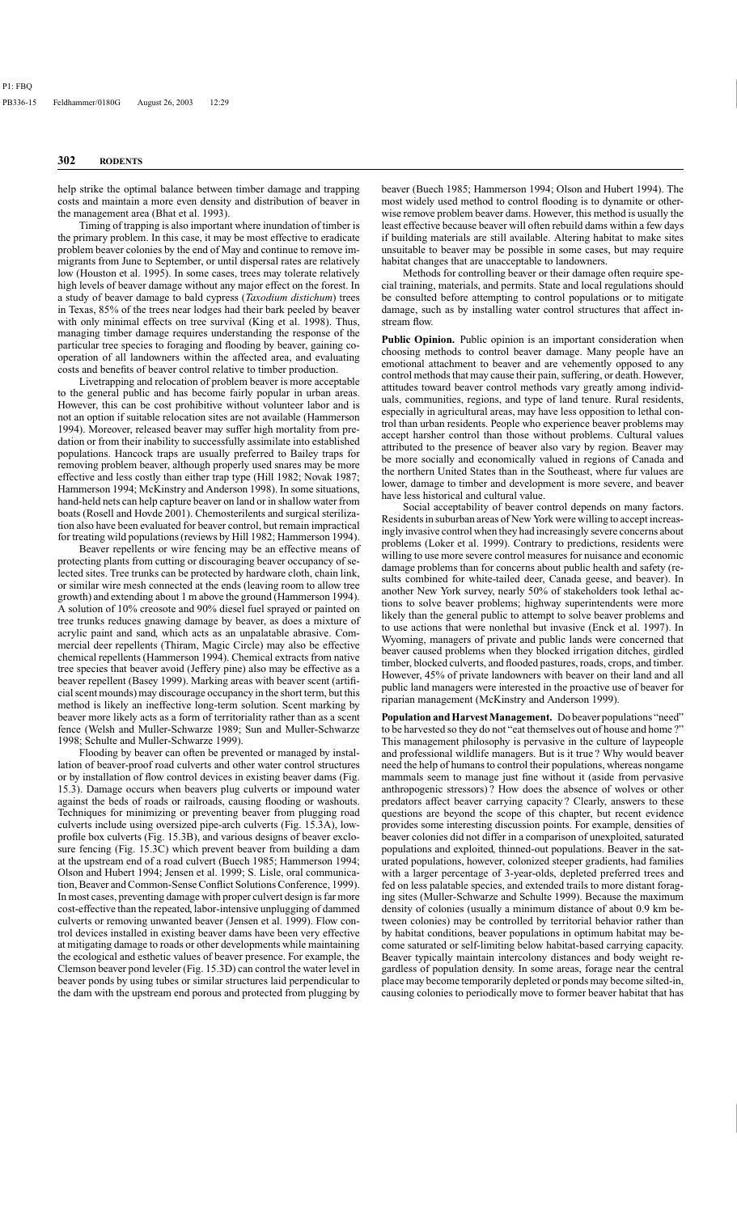help strike the optimal balance between timber damage and trapping costs and maintain a more even density and distribution of beaver in the management area (Bhat et al. 1993).

Timing of trapping is also important where inundation of timber is the primary problem. In this case, it may be most effective to eradicate problem beaver colonies by the end of May and continue to remove immigrants from June to September, or until dispersal rates are relatively low (Houston et al. 1995). In some cases, trees may tolerate relatively high levels of beaver damage without any major effect on the forest. In a study of beaver damage to bald cypress (*Taxodium distichum*) trees in Texas, 85% of the trees near lodges had their bark peeled by beaver with only minimal effects on tree survival (King et al. 1998). Thus, managing timber damage requires understanding the response of the particular tree species to foraging and flooding by beaver, gaining cooperation of all landowners within the affected area, and evaluating costs and benefits of beaver control relative to timber production.

Livetrapping and relocation of problem beaver is more acceptable to the general public and has become fairly popular in urban areas. However, this can be cost prohibitive without volunteer labor and is not an option if suitable relocation sites are not available (Hammerson 1994). Moreover, released beaver may suffer high mortality from predation or from their inability to successfully assimilate into established populations. Hancock traps are usually preferred to Bailey traps for removing problem beaver, although properly used snares may be more effective and less costly than either trap type (Hill 1982; Novak 1987; Hammerson 1994; McKinstry and Anderson 1998). In some situations, hand-held nets can help capture beaver on land or in shallow water from boats (Rosell and Hovde 2001). Chemosterilents and surgical sterilization also have been evaluated for beaver control, but remain impractical for treating wild populations (reviews by Hill 1982; Hammerson 1994).

Beaver repellents or wire fencing may be an effective means of protecting plants from cutting or discouraging beaver occupancy of selected sites. Tree trunks can be protected by hardware cloth, chain link, or similar wire mesh connected at the ends (leaving room to allow tree growth) and extending about 1 m above the ground (Hammerson 1994). A solution of 10% creosote and 90% diesel fuel sprayed or painted on tree trunks reduces gnawing damage by beaver, as does a mixture of acrylic paint and sand, which acts as an unpalatable abrasive. Commercial deer repellents (Thiram, Magic Circle) may also be effective chemical repellents (Hammerson 1994). Chemical extracts from native tree species that beaver avoid (Jeffery pine) also may be effective as a beaver repellent (Basey 1999). Marking areas with beaver scent (artificial scent mounds) may discourage occupancy in the short term, but this method is likely an ineffective long-term solution. Scent marking by beaver more likely acts as a form of territoriality rather than as a scent fence (Welsh and Muller-Schwarze 1989; Sun and Muller-Schwarze 1998; Schulte and Muller-Schwarze 1999).

Flooding by beaver can often be prevented or managed by installation of beaver-proof road culverts and other water control structures or by installation of flow control devices in existing beaver dams (Fig. 15.3). Damage occurs when beavers plug culverts or impound water against the beds of roads or railroads, causing flooding or washouts. Techniques for minimizing or preventing beaver from plugging road culverts include using oversized pipe-arch culverts (Fig. 15.3A), low-profile box culverts (Fig. 15.3B), and various designs of beaver exclosure fencing (Fig. 15.3C) which prevent beaver from building a dam at the upstream end of a road culvert (Buech 1985; Hammerson 1994; Olson and Hubert 1994; Jensen et al. 1999; S. Lisle, oral communication, Beaver and Common-Sense Conflict Solutions Conference, 1999). In most cases, preventing damage with proper culvert design is far more cost-effective than the repeated, labor-intensive unplugging of dammed culverts or removing unwanted beaver (Jensen et al. 1999). Flow control devices installed in existing beaver dams have been very effective at mitigating damage to roads or other developments while maintaining the ecological and esthetic values of beaver presence. For example, the Clemson beaver pond leveler (Fig. 15.3D) can control the water level in beaver ponds by using tubes or similar structures laid perpendicular to the dam with the upstream end porous and protected from plugging by beaver (Buech 1985; Hammerson 1994; Olson and Hubert 1994). The most widely used method to control flooding is to dynamite or otherwise remove problem beaver dams. However, this method is usually the least effective because beaver will often rebuild dams within a few days if building materials are still available. Altering habitat to make sites unsuitable to beaver may be possible in some cases, but may require habitat changes that are unacceptable to landowners.

Methods for controlling beaver or their damage often require special training, materials, and permits. State and local regulations should be consulted before attempting to control populations or to mitigate damage, such as by installing water control structures that affect instream flow.

**Public Opinion.** Public opinion is an important consideration when choosing methods to control beaver damage. Many people have an emotional attachment to beaver and are vehemently opposed to any control methods that may cause their pain, suffering, or death. However, attitudes toward beaver control methods vary greatly among individuals, communities, regions, and type of land tenure. Rural residents, especially in agricultural areas, may have less opposition to lethal control than urban residents. People who experience beaver problems may accept harsher control than those without problems. Cultural values attributed to the presence of beaver also vary by region. Beaver may be more socially and economically valued in regions of Canada and the northern United States than in the Southeast, where fur values are lower, damage to timber and development is more severe, and beaver have less historical and cultural value.

Social acceptability of beaver control depends on many factors. Residents in suburban areas of New York were willing to accept increasingly invasive control when they had increasingly severe concerns about problems (Loker et al. 1999). Contrary to predictions, residents were willing to use more severe control measures for nuisance and economic damage problems than for concerns about public health and safety (results combined for white-tailed deer, Canada geese, and beaver). In another New York survey, nearly 50% of stakeholders took lethal actions to solve beaver problems; highway superintendents were more likely than the general public to attempt to solve beaver problems and to use actions that were nonlethal but invasive (Enck et al. 1997). In Wyoming, managers of private and public lands were concerned that beaver caused problems when they blocked irrigation ditches, girdled timber, blocked culverts, and flooded pastures, roads, crops, and timber. However, 45% of private landowners with beaver on their land and all public land managers were interested in the proactive use of beaver for riparian management (McKinstry and Anderson 1999).

**Population and Harvest Management.** Do beaver populations "need" to be harvested so they do not "eat themselves out of house and home?" This management philosophy is pervasive in the culture of laypeople and professional wildlife managers. But is it true? Why would beaver need the help of humans to control their populations, whereas nongame mammals seem to manage just fine without it (aside from pervasive anthropogenic stressors)? How does the absence of wolves or other predators affect beaver carrying capacity? Clearly, answers to these questions are beyond the scope of this chapter, but recent evidence provides some interesting discussion points. For example, densities of beaver colonies did not differ in a comparison of unexploited, saturated populations and exploited, thinned-out populations. Beaver in the saturated populations, however, colonized steeper gradients, had families with a larger percentage of 3-year-olds, depleted preferred trees and fed on less palatable species, and extended trails to more distant foraging sites (Muller-Schwarze and Schulte 1999). Because the maximum density of colonies (usually a minimum distance of about 0.9 km between colonies) may be controlled by territorial behavior rather than by habitat conditions, beaver populations in optimum habitat may become saturated or self-limiting below habitat-based carrying capacity. Beaver typically maintain intercolony distances and body weight regardless of population density. In some areas, forage near the central place may become temporarily depleted or ponds may become silted-in, causing colonies to periodically move to former beaver habitat that has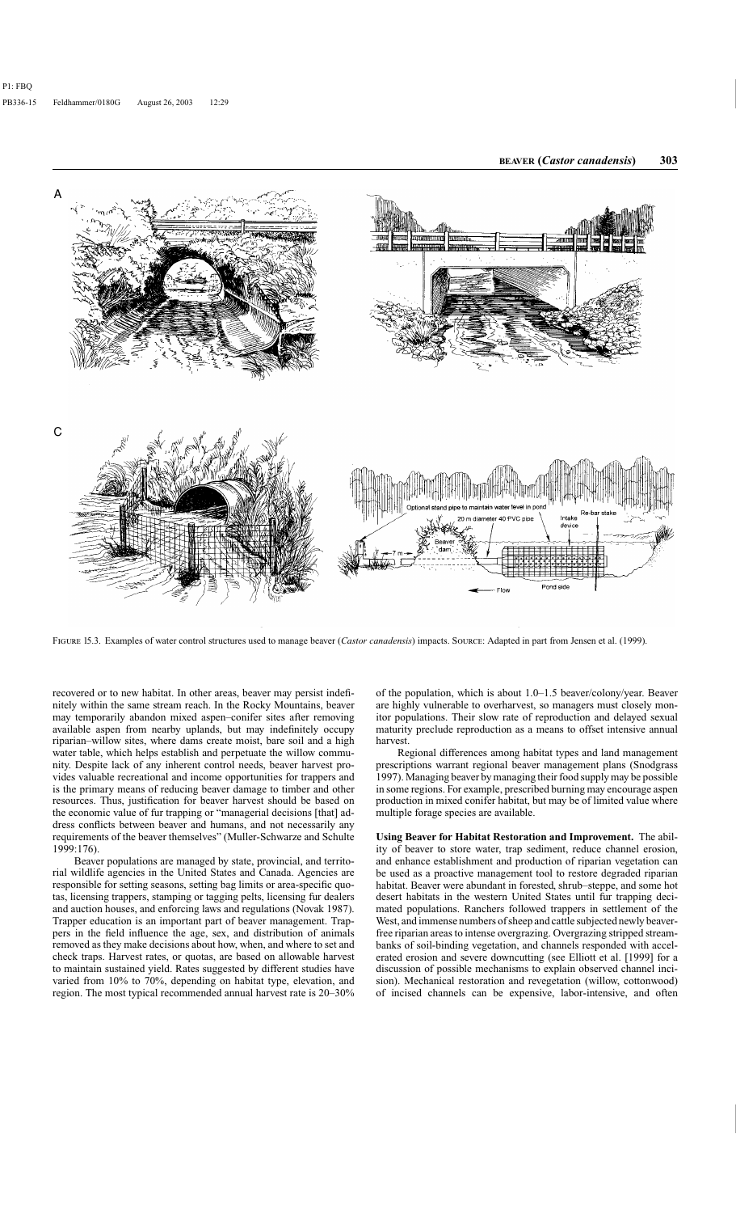FIGURE 15.3. Examples of water control structures used to manage beaver (*Castor canadensis*) impacts. SOURCE: Adapted in part from Jensen et al. (1999).

recovered or to new habitat. In other areas, beaver may persist indefinitely within the same stream reach. In the Rocky Mountains, beaver may temporarily abandon mixed aspen–conifer sites after removing available aspen from nearby uplands, but may indefinitely occupy riparian–willow sites, where dams create moist, bare soil and a high water table, which helps establish and perpetuate the willow community. Despite lack of any inherent control needs, beaver harvest provides valuable recreational and income opportunities for trappers and is the primary means of reducing beaver damage to timber and other resources. Thus, justification for beaver harvest should be based on the economic value of fur trapping or "managerial decisions [that] address conflicts between beaver and humans, and not necessarily any requirements of the beaver themselves" (Muller-Schwarze and Schulte 1999:176).

Beaver populations are managed by state, provincial, and territorial wildlife agencies in the United States and Canada. Agencies are responsible for setting seasons, setting bag limits or area-specific quotas, licensing trappers, stamping or tagging pelts, licensing fur dealers and auction houses, and enforcing laws and regulations (Novak 1987). Trapper education is an important part of beaver management. Trappers in the field influence the age, sex, and distribution of animals removed as they make decisions about how, when, and where to set and check traps. Harvest rates, or quotas, are based on allowable harvest to maintain sustained yield. Rates suggested by different studies have varied from 10% to 70%, depending on habitat type, elevation, and region. The most typical recommended annual harvest rate is 20–30% of the population, which is about 1.0–1.5 beaver/colony/year. Beaver are highly vulnerable to overharvest, so managers must closely monitor populations. Their slow rate of reproduction and delayed sexual maturity preclude reproduction as a means to offset intensive annual harvest.

Regional differences among habitat types and land management prescriptions warrant regional beaver management plans (Snodgrass 1997). Managing beaver by managing their food supply may be possible in some regions. For example, prescribed burning may encourage aspen production in mixed conifer habitat, but may be of limited value where multiple forage species are available.

**Using Beaver for Habitat Restoration and Improvement.** The ability of beaver to store water, trap sediment, reduce channel erosion, and enhance establishment and production of riparian vegetation can be used as a proactive management tool to restore degraded riparian habitat. Beaver were abundant in forested, shrub–steppe, and some hot desert habitats in the western United States until fur trapping decimated populations. Ranchers followed trappers in settlement of the West, and immense numbers of sheep and cattle subjected newly beaver-free riparian areas to intense overgrazing. Overgrazing stripped streambanks of soil-binding vegetation, and channels responded with accelerated erosion and severe downcutting (see Elliott et al. [1999] for a discussion of possible mechanisms to explain observed channel incision). Mechanical restoration and revegetation (willow, cottonwood) of incised channels can be expensive, labor-intensive, and often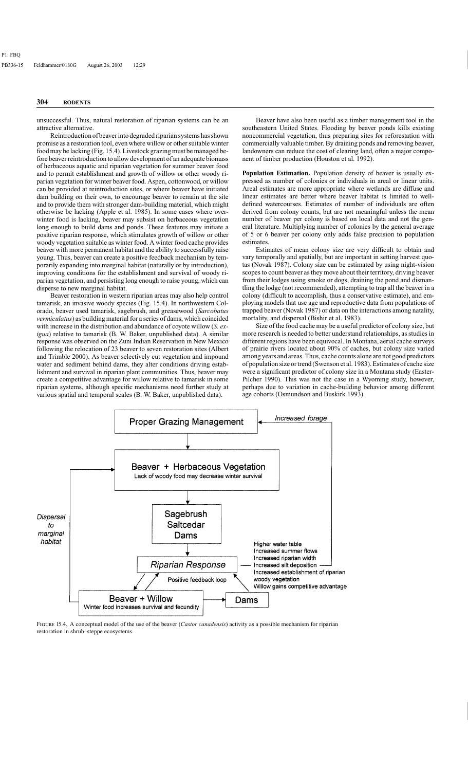unsuccessful. Thus, natural restoration of riparian systems can be an attractive alternative.

Reintroduction of beaver into degraded riparian systems has shown promise as a restoration tool, even where willow or other suitable winter food may be lacking (Fig. 15.4). Livestock grazing must be managed before beaver reintroduction to allow development of an adequate biomass of herbaceous aquatic and riparian vegetation for summer beaver food and to permit establishment and growth of willow or other woody riparian vegetation for winter beaver food. Aspen, cottonwood, or willow can be provided at reintroduction sites, or where beaver have initiated dam building on their own, to encourage beaver to remain at the site and to provide them with stronger dam-building material, which might otherwise be lacking (Apple et al. 1985). In some cases where overwinter food is lacking, beaver may subsist on herbaceous vegetation long enough to build dams and ponds. These features may initiate a positive riparian response, which stimulates growth of willow or other woody vegetation suitable as winter food. A winter food cache provides beaver with more permanent habitat and the ability to successfully raise young. Thus, beaver can create a positive feedback mechanism by temporarily expanding into marginal habitat (naturally or by introduction), improving conditions for the establishment and survival of woody riparian vegetation, and persisting long enough to raise young, which can disperse to new marginal habitat.

Beaver restoration in western riparian areas may also help control tamarisk, an invasive woody species (Fig. 15.4). In northwestern Colorado, beaver used tamarisk, sagebrush, and greasewood (*Sarcobatus vermiculatus*) as building material for a series of dams, which coincided with increase in the distribution and abundance of coyote willow (*S. exigua*) relative to tamarisk (B. W. Baker, unpublished data). A similar response was observed on the Zuni Indian Reservation in New Mexico following the relocation of 23 beaver to seven restoration sites (Albert and Trimble 2000). As beaver selectively cut vegetation and impound water and sediment behind dams, they alter conditions driving establishment and survival in riparian plant communities. Thus, beaver may create a competitive advantage for willow relative to tamarisk in some riparian systems, although specific mechanisms need further study at various spatial and temporal scales (B. W. Baker, unpublished data).

Beaver have also been useful as a timber management tool in the southeastern United States. Flooding by beaver ponds kills existing noncommercial vegetation, thus preparing sites for reforestation with commercially valuable timber. By draining ponds and removing beaver, landowners can reduce the cost of clearing land, often a major component of timber production (Houston et al. 1992).

**Population Estimation.** Population density of beaver is usually expressed as number of colonies or individuals in areal or linear units. Areal estimates are more appropriate where wetlands are diffuse and linear estimates are better where beaver habitat is limited to well-defined watercourses. Estimates of number of individuals are often derived from colony counts, but are not meaningful unless the mean number of beaver per colony is based on local data and not the general literature. Multiplying number of colonies by the general average of 5 or 6 beaver per colony only adds false precision to population estimates.

Estimates of mean colony size are very difficult to obtain and vary temporally and spatially, but are important in setting harvest quotas (Novak 1987). Colony size can be estimated by using night-vision scopes to count beaver as they move about their territory, driving beaver from their lodges using smoke or dogs, draining the pond and dismantling the lodge (not recommended), attempting to trap all the beaver in a colony (difficult to accomplish, thus a conservative estimate), and employing models that use age and reproductive data from populations of trapped beaver (Novak 1987) or data on the interactions among natality, mortality, and dispersal (Bishir et al. 1983).

Size of the food cache may be a useful predictor of colony size, but more research is needed to better understand relationships, as studies in different regions have been equivocal. In Montana, aerial cache surveys of prairie rivers located about 90% of caches, but colony size varied among years and areas. Thus, cache counts alone are not good predictors of population size or trend (Swenson et al. 1983). Estimates of cache size were a significant predictor of colony size in a Montana study (Easter-Pilcher 1990). This was not the case in a Wyoming study, however, perhaps due to variation in cache-building behavior among different age cohorts (Osmundson and Buskirk 1993).

Figure 15.4. A conceptual model of the use of the beaver (*Castor canadensis*) activity as a possible mechanism for riparian restoration in shrub–steppe ecosystems.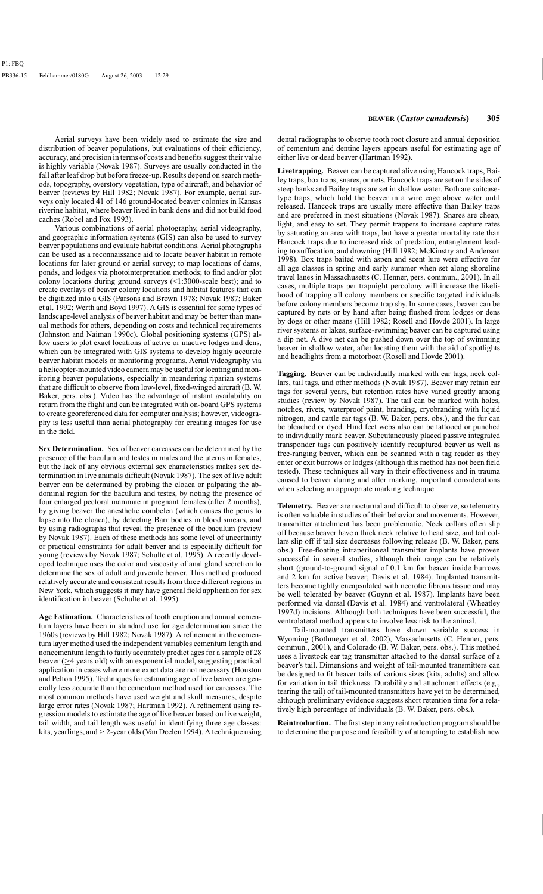Aerial surveys have been widely used to estimate the size and distribution of beaver populations, but evaluations of their efficiency, accuracy, and precision in terms of costs and benefits suggest their value is highly variable (Novak 1987). Surveys are usually conducted in the fall after leaf drop but before freeze-up. Results depend on search methods, topography, overstory vegetation, type of aircraft, and behavior of beaver (reviews by Hill 1982; Novak 1987). For example, aerial surveys only located 41 of 146 ground-located beaver colonies in Kansas riverine habitat, where beaver lived in bank dens and did not build food caches (Robel and Fox 1993).

Various combinations of aerial photography, aerial videography, and geographic information systems (GIS) can also be used to survey beaver populations and evaluate habitat conditions. Aerial photographs can be used as a reconnaissance aid to locate beaver habitat in remote locations for later ground or aerial survey; to map locations of dams, ponds, and lodges via photointerpretation methods; to find and/or plot colony locations during ground surveys (<1:3000-scale best); and to create overlays of beaver colony locations and habitat features that can be digitized into a GIS (Parsons and Brown 1978; Novak 1987; Baker et al. 1992; Werth and Boyd 1997). A GIS is essential for some types of landscape-level analysis of beaver habitat and may be better than manual methods for others, depending on costs and technical requirements (Johnston and Naiman 1990c). Global positioning systems (GPS) allow users to plot exact locations of active or inactive lodges and dens, which can be integrated with GIS systems to develop highly accurate beaver habitat models or monitoring programs. Aerial videography via a helicopter-mounted video camera may be useful for locating and monitoring beaver populations, especially in meandering riparian systems that are difficult to observe from low-level, fixed-winged aircraft (B. W. Baker, pers. obs.). Video has the advantage of instant availability on return from the flight and can be integrated with on-board GPS systems to create georeferenced data for computer analysis; however, videography is less useful than aerial photography for creating images for use in the field.

**Sex Determination.** Sex of beaver carcasses can be determined by the presence of the baculum and testes in males and the uterus in females, but the lack of any obvious external sex characteristics makes sex determination in live animals difficult (Novak 1987). The sex of live adult beaver can be determined by probing the cloaca or palpating the abdominal region for the baculum and testes, by noting the presence of four enlarged pectoral mammae in pregnant females (after 2 months), by giving beaver the anesthetic combelen (which causes the penis to lapse into the cloaca), by detecting Barr bodies in blood smears, and by using radiographs that reveal the presence of the baculum (review by Novak 1987). Each of these methods has some level of uncertainty or practical constraints for adult beaver and is especially difficult for young (reviews by Novak 1987; Schulte et al. 1995). A recently developed technique uses the color and viscosity of anal gland secretion to determine the sex of adult and juvenile beaver. This method produced relatively accurate and consistent results from three different regions in New York, which suggests it may have general field application for sex identification in beaver (Schulte et al. 1995).

**Age Estimation.** Characteristics of tooth eruption and annual cementum layers have been in standard use for age determination since the 1960s (reviews by Hill 1982; Novak 1987). A refinement in the cementum layer method used the independent variables cementum length and noncementum length to fairly accurately predict ages for a sample of 28 beaver (≥4 years old) with an exponential model, suggesting practical application in cases where more exact data are not necessary (Houston and Pelton 1995). Techniques for estimating age of live beaver are generally less accurate than the cementum method used for carcasses. The most common methods have used weight and skull measures, despite large error rates (Novak 1987; Hartman 1992). A refinement using regression models to estimate the age of live beaver based on live weight, tail width, and tail length was useful in identifying three age classes: kits, yearlings, and ≥ 2-year olds (Van Deelen 1994). A technique using dental radiographs to observe tooth root closure and annual deposition of cementum and dentine layers appears useful for estimating age of either live or dead beaver (Hartman 1992).

**Livetrapping.** Beaver can be captured alive using Hancock traps, Bailey traps, box traps, snares, or nets. Hancock traps are set on the sides of steep banks and Bailey traps are set in shallow water. Both are suitcase-type traps, which hold the beaver in a wire cage above water until released. Hancock traps are usually more effective than Bailey traps and are preferred in most situations (Novak 1987). Snares are cheap, light, and easy to set. They permit trappers to increase capture rates by saturating an area with traps, but have a greater mortality rate than Hancock traps due to increased risk of predation, entanglement leading to suffocation, and drowning (Hill 1982; McKinstry and Anderson 1998). Box traps baited with aspen and scent lure were effective for all age classes in spring and early summer when set along shoreline travel lanes in Massachusetts (C. Henner, pers. commun., 2001). In all cases, multiple traps per trapnight percolony will increase the likelihood of trapping all colony members or specific targeted individuals before colony members become trap shy. In some cases, beaver can be captured by nets or by hand after being flushed from lodges or dens by dogs or other means (Hill 1982; Rosell and Hovde 2001). In large river systems or lakes, surface-swimming beaver can be captured using a dip net. A dive net can be pushed down over the top of swimming beaver in shallow water, after locating them with the aid of spotlights and headlights from a motorboat (Rosell and Hovde 2001).

**Tagging.** Beaver can be individually marked with ear tags, neck collars, tail tags, and other methods (Novak 1987). Beaver may retain ear tags for several years, but retention rates have varied greatly among studies (review by Novak 1987). The tail can be marked with holes, notches, rivets, waterproof paint, branding, cryobranding with liquid nitrogen, and cattle ear tags (B. W. Baker, pers. obs.), and the fur can be bleached or dyed. Hind feet webs also can be tattooed or punched to individually mark beaver. Subcutaneously placed passive integrated transponder tags can positively identify recaptured beaver as well as free-ranging beaver, which can be scanned with a tag reader as they enter or exit burrows or lodges (although this method has not been field tested). These techniques all vary in their effectiveness and in trauma caused to beaver during and after marking, important considerations when selecting an appropriate marking technique.

**Telemetry.** Beaver are nocturnal and difficult to observe, so telemetry is often valuable in studies of their behavior and movements. However, transmitter attachment has been problematic. Neck collars often slip off because beaver have a thick neck relative to head size, and tail collars slip off if tail size decreases following release (B. W. Baker, pers. obs.). Free-floating intraperitoneal transmitter implants have proven successful in several studies, although their range can be relatively short (ground-to-ground signal of 0.1 km for beaver inside burrows and 2 km for active beaver; Davis et al. 1984). Implanted transmitters become tightly encapsulated with necrotic fibrous tissue and may be well tolerated by beaver (Guynn et al. 1987). Implants have been performed via dorsal (Davis et al. 1984) and ventrolateral (Wheatley 1997d) incisions. Although both techniques have been successful, the ventrolateral method appears to involve less risk to the animal.

Tail-mounted transmitters have shown variable success in Wyoming (Bothmeyer et al. 2002), Massachusetts (C. Henner, pers. commun., 2001), and Colorado (B. W. Baker, pers. obs.). This method uses a livestock ear tag transmitter attached to the dorsal surface of a beaver's tail. Dimensions and weight of tail-mounted transmitters can be designed to fit beaver tails of various sizes (kits, adults) and allow for variation in tail thickness. Durability and attachment effects (e.g., tearing the tail) of tail-mounted transmitters have yet to be determined, although preliminary evidence suggests short retention time for a relatively high percentage of individuals (B. W. Baker, pers. obs.).

**Reintroduction.** The first step in any reintroduction program should be to determine the purpose and feasibility of attempting to establish new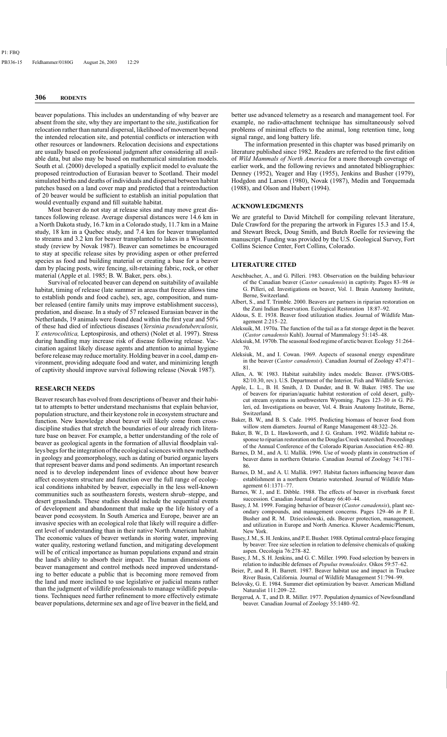beaver populations. This includes an understanding of why beaver are absent from the site, why they are important to the site, justification for relocation rather than natural dispersal, likelihood of movement beyond the intended relocation site, and potential conflicts or interaction with other resources or landowners. Relocation decisions and expectations are usually based on professional judgment after considering all available data, but also may be based on mathematical simulation models. South et al. (2000) developed a spatially explicit model to evaluate the proposed reintroduction of Eurasian beaver to Scotland. Their model simulated births and deaths of individuals and dispersal between habitat patches based on a land cover map and predicted that a reintroduction of 20 beaver would be sufficient to establish an initial population that would eventually expand and fill suitable habitat.

Most beaver do not stay at release sites and may move great distances following release. Average dispersal distances were 14.6 km in a North Dakota study, 16.7 km in a Colorado study, 11.7 km in a Maine study, 18 km in a Quebec study, and 7.4 km for beaver transplanted to streams and 3.2 km for beaver transplanted to lakes in a Wisconsin study (review by Novak 1987). Beaver can sometimes be encouraged to stay at specific release sites by providing aspen or other preferred species as food and building material or creating a base for a beaver dam by placing posts, wire fencing, silt-retaining fabric, rock, or other material (Apple et al. 1985; B. W. Baker, pers. obs.).

Survival of relocated beaver can depend on suitability of available habitat, timing of release (late summer in areas that freeze allows time to establish ponds and food cache), sex, age, composition, and number released (entire family units may improve establishment success), predation, and disease. In a study of 57 released Eurasian beaver in the Netherlands, 19 animals were found dead within the first year and 50% of these had died of infectious diseases (*Yersinia pseudotuberculosis, Y. enterocolitica,* Leptospirosis, and others) (Nolet et al. 1997). Stress during handling may increase risk of disease following release. Vaccination against likely disease agents and attention to animal hygiene before release may reduce mortality. Holding beaver in a cool, damp environment, providing adequate food and water, and minimizing length of captivity should improve survival following release (Novak 1987).

## RESEARCH NEEDS

Beaver research has evolved from descriptions of beaver and their habitat to attempts to better understand mechanisms that explain behavior, population structure, and their keystone role in ecosystem structure and function. New knowledge about beaver will likely come from cross-discipline studies that stretch the boundaries of our already rich literature base on beaver. For example, a better understanding of the role of beaver as geological agents in the formation of alluvial floodplain valleys begs for the integration of the ecological sciences with new methods in geology and geomorphology, such as dating of buried organic layers that represent beaver dams and pond sediments. An important research need is to develop independent lines of evidence about how beaver affect ecosystem structure and function over the full range of ecological conditions inhabited by beaver, especially in the less well-known communities such as southeastern forests, western shrub–steppe, and desert grasslands. These studies should include the sequential events of development and abandonment that make up the life history of a beaver pond ecosystem. In South America and Europe, beaver are an invasive species with an ecological role that likely will require a different level of understanding than in their native North American habitat. The economic values of beaver wetlands in storing water, improving water quality, restoring wetland function, and mitigating development will be of critical importance as human populations expand and strain the land's ability to absorb their impact. The human dimensions of beaver management and control methods need improved understanding to better educate a public that is becoming more removed from the land and more inclined to use legislative or judicial means rather than the judgment of wildlife professionals to manage wildlife populations. Techniques need further refinement to more effectively estimate beaver populations, determine sex and age of live beaver in the field, and better use advanced telemetry as a research and management tool. For example, no radio-attachment technique has simultaneously solved problems of minimal effects to the animal, long retention time, long signal range, and long battery life.

The information presented in this chapter was based primarily on literature published since 1982. Readers are referred to the first edition of *Wild Mammals of North America* for a more thorough coverage of earlier work, and the following reviews and annotated bibliographies: Denney (1952), Yeager and Hay (1955), Jenkins and Busher (1979), Hodgdon and Larson (1980), Novak (1987), Medin and Torquemada (1988), and Olson and Hubert (1994).

## ACKNOWLEDGMENTS

We are grateful to David Mitchell for compiling relevant literature, Dale Crawford for the preparing the artwork in Figures 15.3 and 15.4, and Stewart Breck, Doug Smith, and Butch Roelle for reviewing the manuscript. Funding was provided by the U.S. Geological Survey, Fort Collins Science Center, Fort Collins, Colorado.

## LITERATURE CITED

Aeschbacher, A., and G. Pilleri. 1983. Observation on the building behaviour of the Canadian beaver (*Castor canadensis*) in captivity. Pages 83–98 *in* G. Pilleri, ed. Investigations on beaver, Vol. 1. Brain Anatomy Institute, Berne, Switzerland.

Albert, S., and T. Trimble. 2000. Beavers are partners in riparian restoration on the Zuni Indian Reservation. Ecological Restoration 18:87–92.

Aldous, S. E. 1938. Beaver food utilization studies. Journal of Wildlife Management 2:215–22.

Aleksuik, M. 1970a. The function of the tail as a fat storage depot in the beaver. (*Castor canadensis* Kuhl). Journal of Mammalogy 51:145–48.

Aleksiuk, M. 1970b. The seasonal food regime of arctic beaver. Ecology 51:264–70.

Aleksiuk, M., and I. Cowan. 1969. Aspects of seasonal energy expenditure in the beaver (*Castor canadensis*). Canadian Journal of Zoology 47:471–81.

Allen, A. W. 1983. Habitat suitability index models: Beaver. (FWS/OBS-82/10.30, rev.). U.S. Department of the Interior, Fish and Wildlife Service.

Apple, L. L., B. H. Smith, J. D. Dunder, and B. W. Baker. 1985. The use of beavers for riparian/aquatic habitat restoration of cold desert, gully-cut stream systems in southwestern Wyoming. Pages 123–30 *in* G. Pilleri, ed. Investigations on beaver, Vol. 4. Brain Anatomy Institute, Berne, Switzerland.

Baker, B. W., and B. S. Cade. 1995. Predicting biomass of beaver food from willow stem diameters. Journal of Range Management 48:322–26.

Baker, B. W., D. L. Hawksworth, and J. G. Graham. 1992. Wildlife habitat response to riparian restoration on the Douglas Creek watershed. Proceedings of the Annual Conference of the Colorado Riparian Association 4:62–80.

Barnes, D. M., and A. U. Mallik. 1996. Use of woody plants in construction of beaver dams in northern Ontario. Canadian Journal of Zoology 74:1781–86.

Barnes, D. M., and A. U. Mallik. 1997. Habitat factors influencing beaver dam establishment in a northern Ontario watershed. Journal of Wildlife Management 61:1371–77.

Barnes, W. J., and E. Dibble. 1988. The effects of beaver in riverbank forest succession. Canadian Journal of Botany 66:40–44.

Basey, J. M. 1999. Foraging behavior of beaver (*Castor canadensis*), plant secondary compounds, and management concerns. Pages 129–46 *in* P. E. Busher and R. M. Dzieciolowski, eds. Beaver protection, management, and utilization in Europe and North America. Kluwer Academic/Plenum, New York.

Basey, J. M., S. H. Jenkins, and P. E. Busher. 1988. Optimal central-place foraging by beaver: Tree size selection in relation to defensive chemicals of quaking aspen. Oecologia 76:278–82.

Basey, J. M., S. H. Jenkins, and G. C. Miller. 1990. Food selection by beavers in relation to inducible defenses of *Populus tremuloides*. Oikos 59:57–62.

Beier, P., and R. H. Barrett. 1987. Beaver habitat use and impact in Truckee River Basin, California. Journal of Wildlife Management 51:794–99.

Belovsky, G. E. 1984. Summer diet optimization by beaver. American Midland Naturalist 111:209–22.

Bergerud, A. T., and D. R. Miller. 1977. Population dynamics of Newfoundland beaver. Canadian Journal of Zoology 55:1480–92.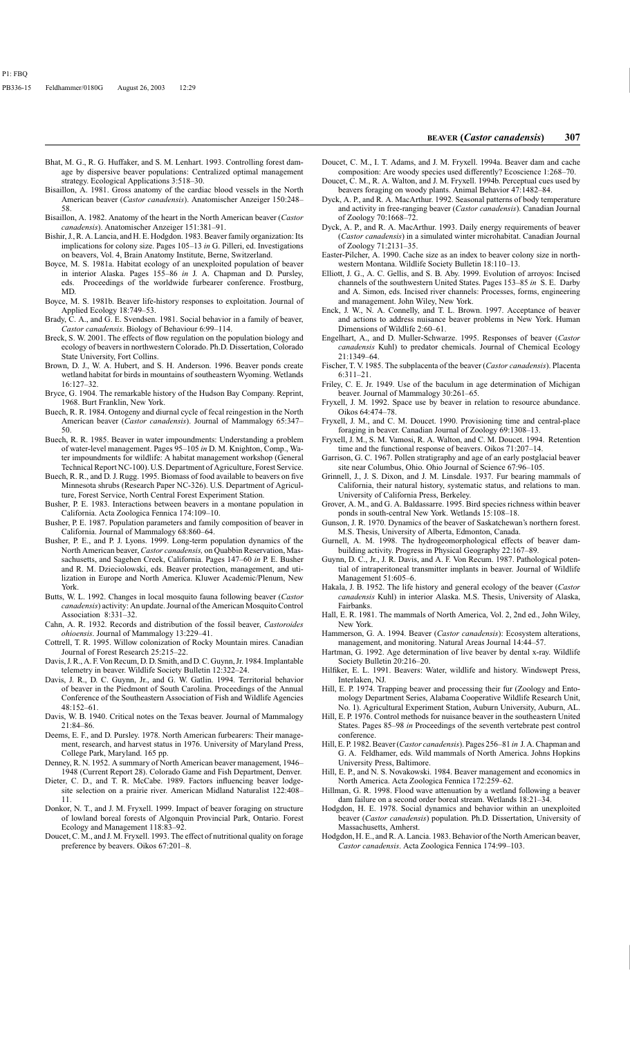Bhat, M. G., R. G. Huffaker, and S. M. Lenhart. 1993. Controlling forest damage by dispersive beaver populations: Centralized optimal management strategy. Ecological Applications 3:518–30.

Bisaillon, A. 1981. Gross anatomy of the cardiac blood vessels in the North American beaver (*Castor canadensis*). Anatomischer Anzeiger 150:248–58.

Bisaillon, A. 1982. Anatomy of the heart in the North American beaver (*Castor canadensis*). Anatomischer Anzeiger 151:381–91.

Bishir, J., R. A. Lancia, and H. E. Hodgdon. 1983. Beaver family organization: Its implications for colony size. Pages 105–13 *in* G. Pilleri, ed. Investigations on beavers, Vol. 4, Brain Anatomy Institute, Berne, Switzerland.

Boyce, M. S. 1981a. Habitat ecology of an unexploited population of beaver in interior Alaska. Pages 155–86 *in* J. A. Chapman and D. Pursley, eds. Proceedings of the worldwide furbearer conference. Frostburg, MD.

Boyce, M. S. 1981b. Beaver life-history responses to exploitation. Journal of Applied Ecology 18:749–53.

Brady, C. A., and G. E. Svendsen. 1981. Social behavior in a family of beaver, *Castor canadensis*. Biology of Behaviour 6:99–114.

Breck, S. W. 2001. The effects of flow regulation on the population biology and ecology of beavers in northwestern Colorado. Ph.D. Dissertation, Colorado State University, Fort Collins.

Brown, D. J., W. A. Hubert, and S. H. Anderson. 1996. Beaver ponds create wetland habitat for birds in mountains of southeastern Wyoming. Wetlands 16:127–32.

Bryce, G. 1904. The remarkable history of the Hudson Bay Company. Reprint, 1968. Burt Franklin, New York.

Buech, R. R. 1984. Ontogeny and diurnal cycle of fecal reingestion in the North American beaver (*Castor canadensis*). Journal of Mammalogy 65:347–50.

Buech, R. R. 1985. Beaver in water impoundments: Understanding a problem of water-level management. Pages 95–105 *in* D. M. Knighton, Comp., Water impoundments for wildlife: A habitat management workshop (General Technical Report NC-100). U.S. Department of Agriculture, Forest Service.

Buech, R. R., and D. J. Rugg. 1995. Biomass of food available to beavers on five Minnesota shrubs (Research Paper NC-326). U.S. Department of Agriculture, Forest Service, North Central Forest Experiment Station.

Busher, P. E. 1983. Interactions between beavers in a montane population in California. Acta Zoologica Fennica 174:109–10.

Busher, P. E. 1987. Population parameters and family composition of beaver in California. Journal of Mammalogy 68:860–64.

Busher, P. E., and P. J. Lyons. 1999. Long-term population dynamics of the North American beaver, *Castor canadensis,* on Quabbin Reservation, Massachusetts, and Sagehen Creek, California. Pages 147–60 *in* P. E. Busher and R. M. Dzieciolowski, eds. Beaver protection, management, and utilization in Europe and North America. Kluwer Academic/Plenum, New York.

Butts, W. L. 1992. Changes in local mosquito fauna following beaver (*Castor canadensis*) activity: An update. Journal of the American Mosquito Control Association 8:331–32.

Cahn, A. R. 1932. Records and distribution of the fossil beaver, *Castoroides ohioensis*. Journal of Mammalogy 13:229–41.

Cottrell, T. R. 1995. Willow colonization of Rocky Mountain mires. Canadian Journal of Forest Research 25:215–22.

Davis, J. R., A. F. Von Recum, D. D. Smith, and D. C. Guynn, Jr. 1984. Implantable telemetry in beaver. Wildlife Society Bulletin 12:322–24.

Davis, J. R., D. C. Guynn, Jr., and G. W. Gatlin. 1994. Territorial behavior of beaver in the Piedmont of South Carolina. Proceedings of the Annual Conference of the Southeastern Association of Fish and Wildlife Agencies 48:152–61.

Davis, W. B. 1940. Critical notes on the Texas beaver. Journal of Mammalogy 21:84–86.

Deems, E. F., and D. Pursley. 1978. North American furbearers: Their management, research, and harvest status in 1976. University of Maryland Press, College Park, Maryland. 165 pp.

Denney, R. N. 1952. A summary of North American beaver management, 1946–1948 (Current Report 28). Colorado Game and Fish Department, Denver.

Dieter, C. D., and T. R. McCabe. 1989. Factors influencing beaver lodge-site selection on a prairie river. American Midland Naturalist 122:408–11.

Donkor, N. T., and J. M. Fryxell. 1999. Impact of beaver foraging on structure of lowland boreal forests of Algonquin Provincial Park, Ontario. Forest Ecology and Management 118:83–92.

Doucet, C. M., and J. M. Fryxell. 1993. The effect of nutritional quality on forage preference by beavers. Oikos 67:201–8.

Doucet, C. M., I. T. Adams, and J. M. Fryxell. 1994a. Beaver dam and cache composition: Are woody species used differently? Ecoscience 1:268–70.

Doucet, C. M., R. A. Walton, and J. M. Fryxell. 1994b. Perceptual cues used by beavers foraging on woody plants. Animal Behavior 47:1482–84.

Dyck, A. P., and R. A. MacArthur. 1992. Seasonal patterns of body temperature and activity in free-ranging beaver (*Castor canadensis*). Canadian Journal of Zoology 70:1668–72.

Dyck, A. P., and R. A. MacArthur. 1993. Daily energy requirements of beaver (*Castor canadensis*) in a simulated winter microhabitat. Canadian Journal of Zoology 71:2131–35.

Easter-Pilcher, A. 1990. Cache size as an index to beaver colony size in northwestern Montana. Wildlife Society Bulletin 18:110–13.

Elliott, J. G., A. C. Gellis, and S. B. Aby. 1999. Evolution of arroyos: Incised channels of the southwestern United States. Pages 153–85 *in* S. E. Darby and A. Simon, eds. Incised river channels: Processes, forms, engineering and management. John Wiley, New York.

Enck, J. W., N. A. Connelly, and T. L. Brown. 1997. Acceptance of beaver and actions to address nuisance beaver problems in New York. Human Dimensions of Wildlife 2:60–61.

Engelhart, A., and D. Muller-Schwarze. 1995. Responses of beaver (*Castor canadensis* Kuhl) to predator chemicals. Journal of Chemical Ecology 21:1349–64.

Fischer, T. V. 1985. The subplacenta of the beaver (*Castor canadensis*). Placenta 6:311–21.

Friley, C. E. Jr. 1949. Use of the baculum in age determination of Michigan beaver. Journal of Mammalogy 30:261–65.

Fryxell, J. M. 1992. Space use by beaver in relation to resource abundance. Oikos 64:474–78.

Fryxell, J. M., and C. M. Doucet. 1990. Provisioning time and central-place foraging in beaver. Canadian Journal of Zoology 69:1308–13.

Fryxell, J. M., S. M. Vamosi, R. A. Walton, and C. M. Doucet. 1994. Retention time and the functional response of beavers. Oikos 71:207–14.

Garrison, G. C. 1967. Pollen stratigraphy and age of an early postglacial beaver site near Columbus, Ohio. Ohio Journal of Science 67:96–105.

Grinnell, J., J. S. Dixon, and J. M. Linsdale. 1937. Fur bearing mammals of California, their natural history, systematic status, and relations to man. University of California Press, Berkeley.

Grover, A. M., and G. A. Baldassarre. 1995. Bird species richness within beaver ponds in south-central New York. Wetlands 15:108–18.

Gunson, J. R. 1970. Dynamics of the beaver of Saskatchewan's northern forest. M.S. Thesis, University of Alberta, Edmonton, Canada.

Gurnell, A. M. 1998. The hydrogeomorphological effects of beaver dam-building activity. Progress in Physical Geography 22:167–89.

Guynn, D. C., Jr., J. R. Davis, and A. F. Von Recum. 1987. Pathological potential of intraperitoneal transmitter implants in beaver. Journal of Wildlife Management 51:605–6.

Hakala, J. B. 1952. The life history and general ecology of the beaver (*Castor canadensis* Kuhl) in interior Alaska. M.S. Thesis, University of Alaska, Fairbanks.

Hall, E. R. 1981. The mammals of North America, Vol. 2, 2nd ed., John Wiley, New York.

Hammerson, G. A. 1994. Beaver (*Castor canadensis*): Ecosystem alterations, management, and monitoring. Natural Areas Journal 14:44–57.

Hartman, G. 1992. Age determination of live beaver by dental x-ray. Wildlife Society Bulletin 20:216–20.

Hilfiker, E. L. 1991. Beavers: Water, wildlife and history. Windswept Press, Interlaken, NJ.

Hill, E. P. 1974. Trapping beaver and processing their fur (Zoology and Entomology Department Series, Alabama Cooperative Wildlife Research Unit, No. 1). Agricultural Experiment Station, Auburn University, Auburn, AL.

Hill, E. P. 1976. Control methods for nuisance beaver in the southeastern United States. Pages 85–98 *in* Proceedings of the seventh vertebrate pest control conference.

Hill, E. P. 1982. Beaver (*Castor canadensis*). Pages 256–81 *in* J. A. Chapman and G. A. Feldhamer, eds. Wild mammals of North America. Johns Hopkins University Press, Baltimore.

Hill, E. P., and N. S. Novakowski. 1984. Beaver management and economics in North America. Acta Zoologica Fennica 172:259–62.

Hillman, G. R. 1998. Flood wave attenuation by a wetland following a beaver dam failure on a second order boreal stream. Wetlands 18:21–34.

Hodgdon, H. E. 1978. Social dynamics and behavior within an unexploited beaver (*Castor canadensis*) population. Ph.D. Dissertation, University of Massachusetts, Amherst.

Hodgdon, H. E., and R. A. Lancia. 1983. Behavior of the North American beaver, *Castor canadensis*. Acta Zoologica Fennica 174:99–103.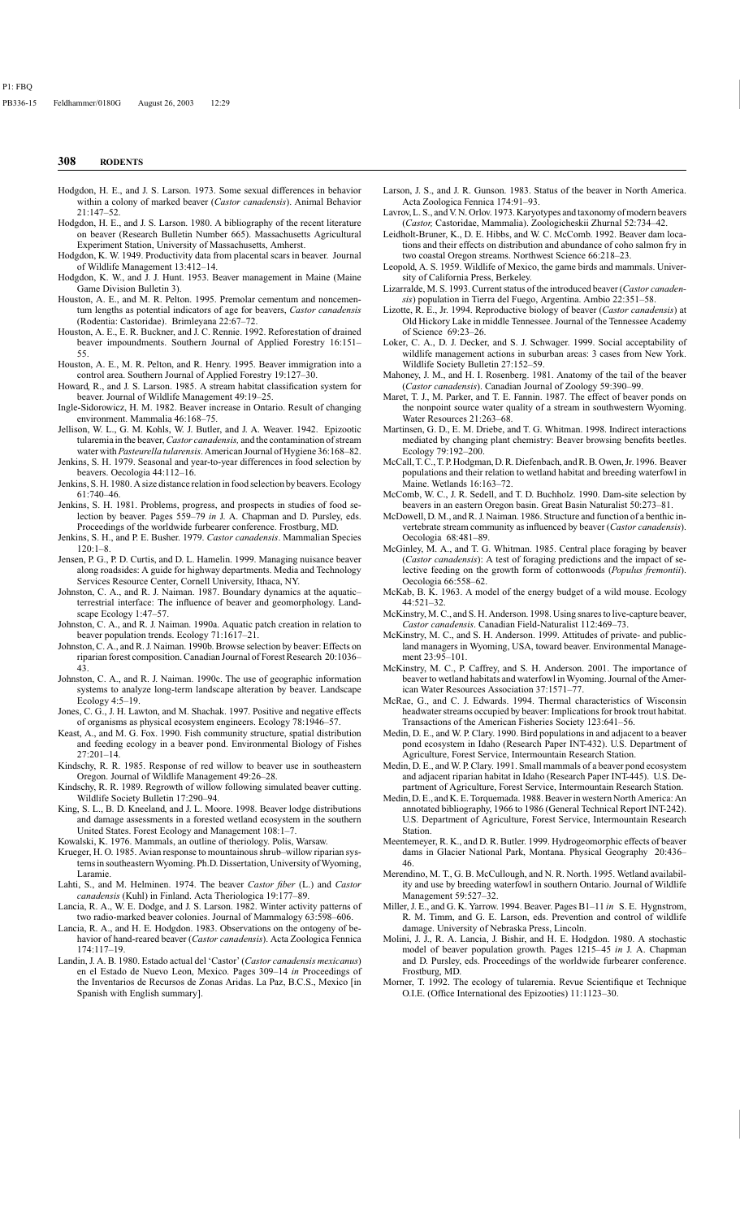Hodgdon, H. E., and J. S. Larson. 1973. Some sexual differences in behavior within a colony of marked beaver (*Castor canadensis*). Animal Behavior 21:147–52.

Hodgdon, H. E., and J. S. Larson. 1980. A bibliography of the recent literature on beaver (Research Bulletin Number 665). Massachusetts Agricultural Experiment Station, University of Massachusetts, Amherst.

Hodgdon, K. W. 1949. Productivity data from placental scars in beaver. Journal of Wildlife Management 13:412–14.

Hodgdon, K. W., and J. J. Hunt. 1953. Beaver management in Maine (Maine Game Division Bulletin 3).

Houston, A. E., and M. R. Pelton. 1995. Premolar cementum and noncementum lengths as potential indicators of age for beavers, *Castor canadensis* (Rodentia: Castoridae). Brimleyana 22:67–72.

Houston, A. E., E. R. Buckner, and J. C. Rennie. 1992. Reforestation of drained beaver impoundments. Southern Journal of Applied Forestry 16:151–55.

Houston, A. E., M. R. Pelton, and R. Henry. 1995. Beaver immigration into a control area. Southern Journal of Applied Forestry 19:127–30.

Howard, R., and J. S. Larson. 1985. A stream habitat classification system for beaver. Journal of Wildlife Management 49:19–25.

Ingle-Sidorowicz, H. M. 1982. Beaver increase in Ontario. Result of changing environment. Mammalia 46:168–75.

Jellison, W. L., G. M. Kohls, W. J. Butler, and J. A. Weaver. 1942. Epizootic tularemia in the beaver, *Castor canadensis,* and the contamination of stream water with *Pasteurella tularensis*. American Journal of Hygiene 36:168–82.

Jenkins, S. H. 1979. Seasonal and year-to-year differences in food selection by beavers. Oecologia 44:112–16.

Jenkins, S. H. 1980. A size distance relation in food selection by beavers. Ecology 61:740–46.

Jenkins, S. H. 1981. Problems, progress, and prospects in studies of food selection by beaver. Pages 559–79 *in* J. A. Chapman and D. Pursley, eds. Proceedings of the worldwide furbearer conference. Frostburg, MD.

Jenkins, S. H., and P. E. Busher. 1979. *Castor canadensis*. Mammalian Species 120:1–8.

Jensen, P. G., P. D. Curtis, and D. L. Hamelin. 1999. Managing nuisance beaver along roadsides: A guide for highway departments. Media and Technology Services Resource Center, Cornell University, Ithaca, NY.

Johnston, C. A., and R. J. Naiman. 1987. Boundary dynamics at the aquatic–terrestrial interface: The influence of beaver and geomorphology. Landscape Ecology 1:47–57.

Johnston, C. A., and R. J. Naiman. 1990a. Aquatic patch creation in relation to beaver population trends. Ecology 71:1617–21.

Johnston, C. A., and R. J. Naiman. 1990b. Browse selection by beaver: Effects on riparian forest composition. Canadian Journal of Forest Research 20:1036–43.

Johnston, C. A., and R. J. Naiman. 1990c. The use of geographic information systems to analyze long-term landscape alteration by beaver. Landscape Ecology 4:5–19.

Jones, C. G., J. H. Lawton, and M. Shachak. 1997. Positive and negative effects of organisms as physical ecosystem engineers. Ecology 78:1946–57.

Keast, A., and M. G. Fox. 1990. Fish community structure, spatial distribution and feeding ecology in a beaver pond. Environmental Biology of Fishes 27:201–14.

Kindschy, R. R. 1985. Response of red willow to beaver use in southeastern Oregon. Journal of Wildlife Management 49:26–28.

Kindschy, R. R. 1989. Regrowth of willow following simulated beaver cutting. Wildlife Society Bulletin 17:290–94.

King, S. L., B. D. Kneeland, and J. L. Moore. 1998. Beaver lodge distributions and damage assessments in a forested wetland ecosystem in the southern United States. Forest Ecology and Management 108:1–7.

Kowalski, K. 1976. Mammals, an outline of theriology. Polis, Warsaw.

Krueger, H. O. 1985. Avian response to mountainous shrub–willow riparian systems in southeastern Wyoming. Ph.D. Dissertation, University of Wyoming, Laramie.

Lahti, S., and M. Helminen. 1974. The beaver *Castor fiber* (L.) and *Castor canadensis* (Kuhl) in Finland. Acta Theriologica 19:177–89.

Lancia, R. A., W. E. Dodge, and J. S. Larson. 1982. Winter activity patterns of two radio-marked beaver colonies. Journal of Mammalogy 63:598–606.

Lancia, R. A., and H. E. Hodgdon. 1983. Observations on the ontogeny of behavior of hand-reared beaver (*Castor canadensis*). Acta Zoologica Fennica 174:117–19.

Landin, J. A. B. 1980. Estado actual del 'Castor' (*Castor canadensis mexicanus*) en el Estado de Nuevo Leon, Mexico. Pages 309–14 *in* Proceedings of the Inventarios de Recursos de Zonas Aridas. La Paz, B.C.S., Mexico [in Spanish with English summary].

Larson, J. S., and J. R. Gunson. 1983. Status of the beaver in North America. Acta Zoologica Fennica 174:91–93.

Lavrov, L. S., and V. N. Orlov. 1973. Karyotypes and taxonomy of modern beavers (*Castor,* Castoridae, Mammalia). Zoologicheskii Zhurnal 52:734–42.

Leidholt-Bruner, K., D. E. Hibbs, and W. C. McComb. 1992. Beaver dam locations and their effects on distribution and abundance of coho salmon fry in two coastal Oregon streams. Northwest Science 66:218–23.

Leopold, A. S. 1959. Wildlife of Mexico, the game birds and mammals. University of California Press, Berkeley.

Lizarralde, M. S. 1993. Current status of the introduced beaver (*Castor canadensis*) population in Tierra del Fuego, Argentina. Ambio 22:351–58.

Lizotte, R. E., Jr. 1994. Reproductive biology of beaver (*Castor canadensis*) at Old Hickory Lake in middle Tennessee. Journal of the Tennessee Academy of Science 69:23–26.

Loker, C. A., D. J. Decker, and S. J. Schwager. 1999. Social acceptability of wildlife management actions in suburban areas: 3 cases from New York. Wildlife Society Bulletin 27:152–59.

Mahoney, J. M., and H. I. Rosenberg. 1981. Anatomy of the tail of the beaver (*Castor canadensis*). Canadian Journal of Zoology 59:390–99.

Maret, T. J., M. Parker, and T. E. Fannin. 1987. The effect of beaver ponds on the nonpoint source water quality of a stream in southwestern Wyoming. Water Resources 21:263–68.

Martinsen, G. D., E. M. Driebe, and T. G. Whitman. 1998. Indirect interactions mediated by changing plant chemistry: Beaver browsing benefits beetles. Ecology 79:192–200.

McCall, T. C., T. P. Hodgman, D. R. Diefenbach, and R. B. Owen, Jr. 1996. Beaver populations and their relation to wetland habitat and breeding waterfowl in Maine. Wetlands 16:163–72.

McComb, W. C., J. R. Sedell, and T. D. Buchholz. 1990. Dam-site selection by beavers in an eastern Oregon basin. Great Basin Naturalist 50:273–81.

McDowell, D. M., and R. J. Naiman. 1986. Structure and function of a benthic invertebrate stream community as influenced by beaver (*Castor canadensis*). Oecologia 68:481–89.

McGinley, M. A., and T. G. Whitman. 1985. Central place foraging by beaver (*Castor canadensis*): A test of foraging predictions and the impact of selective feeding on the growth form of cottonwoods (*Populus fremontii*). Oecologia 66:558–62.

McKab, B. K. 1963. A model of the energy budget of a wild mouse. Ecology 44:521–32.

McKinstry, M. C., and S. H. Anderson. 1998. Using snares to live-capture beaver, *Castor canadensis*. Canadian Field-Naturalist 112:469–73.

McKinstry, M. C., and S. H. Anderson. 1999. Attitudes of private- and public-land managers in Wyoming, USA, toward beaver. Environmental Management 23:95–101.

McKinstry, M. C., P. Caffrey, and S. H. Anderson. 2001. The importance of beaver to wetland habitats and waterfowl in Wyoming. Journal of the American Water Resources Association 37:1571–77.

McRae, G., and C. J. Edwards. 1994. Thermal characteristics of Wisconsin headwater streams occupied by beaver: Implications for brook trout habitat. Transactions of the American Fisheries Society 123:641–56.

Medin, D. E., and W. P. Clary. 1990. Bird populations in and adjacent to a beaver pond ecosystem in Idaho (Research Paper INT-432). U.S. Department of Agriculture, Forest Service, Intermountain Research Station.

Medin, D. E., and W. P. Clary. 1991. Small mammals of a beaver pond ecosystem and adjacent riparian habitat in Idaho (Research Paper INT-445). U.S. Department of Agriculture, Forest Service, Intermountain Research Station.

Medin, D. E., and K. E. Torquemada. 1988. Beaver in western North America: An annotated bibliography, 1966 to 1986 (General Technical Report INT-242). U.S. Department of Agriculture, Forest Service, Intermountain Research Station.

Meentemeyer, R. K., and D. R. Butler. 1999. Hydrogeomorphic effects of beaver dams in Glacier National Park, Montana. Physical Geography 20:436–46.

Merendino, M. T., G. B. McCullough, and N. R. North. 1995. Wetland availability and use by breeding waterfowl in southern Ontario. Journal of Wildlife Management 59:527–32.

Miller, J. E., and G. K. Yarrow. 1994. Beaver. Pages B1–11 *in* S. E. Hygnstrom, R. M. Timm, and G. E. Larson, eds. Prevention and control of wildlife damage. University of Nebraska Press, Lincoln.

Molini, J. J., R. A. Lancia, J. Bishir, and H. E. Hodgdon. 1980. A stochastic model of beaver population growth. Pages 1215–45 *in* J. A. Chapman and D. Pursley, eds. Proceedings of the worldwide furbearer conference. Frostburg, MD.

Morner, T. 1992. The ecology of tularemia. Revue Scientifique et Technique O.I.E. (Office International des Epizooties) 11:1123–30.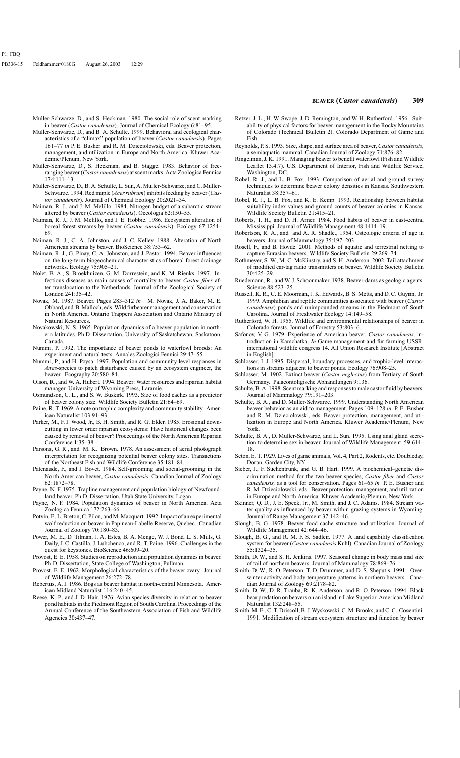Muller-Schwarze, D., and S. Heckman. 1980. The social role of scent marking in beaver (*Castor canadensis*). Journal of Chemical Ecology 6:81–95.

Muller-Schwarze, D., and B. A. Schulte. 1999. Behavioral and ecological characteristics of a "climax" population of beaver (*Castor canadensis*). Pages 161–77 *in* P. E. Busher and R. M. Dzieciolowski, eds. Beaver protection, management, and utilization in Europe and North America. Kluwer Academic/Plenum, New York.

Muller-Schwarze, D., S. Heckman, and B. Stagge. 1983. Behavior of free-ranging beaver (*Castor canadensis*) at scent marks. Acta Zoologica Fennica 174:111–13.

Muller-Schwarze, D., B. A. Schulte, L. Sun, A. Muller-Schwarze, and C. Muller-Schwarze. 1994. Red maple (*Acer rubrum*) inhibits feeding by beaver (*Castor canadensis*). Journal of Chemical Ecology 20:2021–34.

Naiman, R. J., and J. M. Melillo. 1984. Nitrogen budget of a subarctic stream altered by beaver (*Castor canadensis*). Oecologia 62:150–55.

Naiman, R. J., J. M. Melillo, and J. E. Hobbie. 1986. Ecosystem alteration of boreal forest streams by beaver (*Castor canadensis*). Ecology 67:1254–69.

Naiman, R. J., C. A. Johnston, and J. C. Kelley. 1988. Alteration of North American streams by beaver. BioScience 38:753–62.

Naiman, R. J., G. Pinay, C. A. Johnston, and J. Pastor. 1994. Beaver influences on the long-term biogeochemical characteristics of boreal forest drainage networks. Ecology 75:905–21.

Nolet, B. A., S. Broekhuizen, G. M. Dorrestein, and K. M. Rienks. 1997. Infectious diseases as main causes of mortality to beaver *Castor fiber* after translocation to the Netherlands. Journal of the Zoological Society of London 241:35–42.

Novak, M. 1987. Beaver. Pages 283–312 *in* M. Novak, J. A. Baker, M. E. Obbard, and B. Malloch, eds. Wild furbearer management and conservation in North America. Ontario Trappers Association and Ontario Ministry of Natural Resources.

Novakowski, N. S. 1965. Population dynamics of a beaver population in northern latitudes. Ph.D. Dissertation, University of Saskatchewan, Saskatoon, Canada.

Nummi, P. 1992. The importance of beaver ponds to waterfowl broods: An experiment and natural tests. Annales Zoologici Fennici 29:47–55.

Nummi, P., and H. Poysa. 1997. Population and community level responses in *Anas*-species to patch disturbance caused by an ecosystem engineer, the beaver. Ecography 20:580–84.

Olson, R., and W. A. Hubert. 1994. Beaver: Water resources and riparian habitat manager. University of Wyoming Press, Laramie.

Osmundson, C. L., and S. W. Buskirk. 1993. Size of food caches as a predictor of beaver colony size. Wildlife Society Bulletin 21:64–69.

Paine, R. T. 1969. A note on trophic complexity and community stability. American Naturalist 103:91–93.

Parker, M., F. J. Wood, Jr., B. H. Smith, and R. G. Elder. 1985. Erosional downcutting in lower order riparian ecosystems: Have historical changes been caused by removal of beaver? Proceedings of the North American Riparian Conference 1:35–38.

Parsons, G. R., and M. K. Brown. 1978. An assessment of aerial photograph interpretation for recognizing potential beaver colony sites. Transactions of the Northeast Fish and Wildlife Conference 35:181–84.

Patenaude, F., and J. Bovet. 1984. Self-grooming and social-grooming in the North American beaver, *Castor canadensis*. Canadian Journal of Zoology 62:1872–78.

Payne, N. F. 1975. Trapline management and population biology of Newfoundland beaver. Ph.D. Dissertation, Utah State University, Logan.

Payne, N. F. 1984. Population dynamics of beaver in North America. Acta Zoologica Fennica 172:263–66.

Potvin, F., L. Breton, C. Pilon, and M. Macquart. 1992. Impact of an experimental wolf reduction on beaver in Papineau-Labelle Reserve, Quebec. Canadian Journal of Zoology 70:180–83.

Power, M. E., D. Tilman, J. A. Estes, B. A. Menge, W. J. Bond, L. S. Mills, G. Daily, J. C. Castilla, J. Lubchenco, and R. T. Paine. 1996. Challenges in the quest for keystones. BioScience 46:609–20.

Provost, E. E. 1958. Studies on reproduction and population dynamics in beaver. Ph.D. Dissertation, State College of Washington, Pullman.

Provost, E. E. 1962. Morphological characteristics of the beaver ovary. Journal of Wildlife Management 26:272–78.

Rebertus, A. J. 1986. Bogs as beaver habitat in north-central Minnesota. American Midland Naturalist 116:240–45.

Reese, K. P., and J. D. Hair. 1976. Avian species diversity in relation to beaver pond habitats in the Piedmont Region of South Carolina. Proceedings of the Annual Conference of the Southeastern Association of Fish and Wildlife Agencies 30:437–47.

Retzer, J. L., H. W. Swope, J. D. Remington, and W. H. Rutherford. 1956. Suitability of physical factors for beaver management in the Rocky Mountains of Colorado (Technical Bulletin 2). Colorado Department of Game and Fish.

Reynolds, P. S. 1993. Size, shape, and surface area of beaver, *Castor canadensis,* a semiaquatic mammal. Canadian Journal of Zoology 71:876–82.

Ringelman, J. K. 1991. Managing beaver to benefit waterfowl (Fish and Wildlife Leaflet 13.4.7). U.S. Department of Interior, Fish and Wildlife Service, Washington, DC.

Robel, R. J., and L. B. Fox. 1993. Comparison of aerial and ground survey techniques to determine beaver colony densities in Kansas. Southwestern Naturalist 38:357–61.

Robel, R. J., L. B. Fox, and K. E. Kemp. 1993. Relationship between habitat suitability index values and ground counts of beaver colonies in Kansas. Wildlife Society Bulletin 21:415–21.

Roberts, T. H., and D. H. Arner. 1984. Food habits of beaver in east-central Mississippi. Journal of Wildlife Management 48:1414–19.

Robertson, R. A., and and A. R. Shadle., 1954. Osteologic criteria of age in beavers. Journal of Mammalogy 35:197–203.

Rosell, F., and B. Hovde. 2001. Methods of aquatic and terrestrial netting to capture Eurasian beavers. Wildlife Society Bulletin 29:269–74.

Rothmeyer, S. W., M. C. McKinstry, and S. H. Anderson. 2002. Tail attachment of modified ear-tag radio transmitters on beaver. Wildlife Society Bulletin 30:425–29.

Ruedemann, R., and W. J. Schoonmaker. 1938. Beaver-dams as geologic agents. Science 88:523–25.

Russell, K. R., C. E. Moorman, J. K. Edwards, B. S. Metts, and D. C. Guynn, Jr. 1999. Amphibian and reptile communities associated with beaver (*Castor canadensis*) ponds and unimpounded streams in the Piedmont of South Carolina. Journal of Freshwater Ecology 14:149–58.

Rutherford, W. H. 1955. Wildlife and environmental relationships of beaver in Colorado forests. Journal of Forestry 53:803–6.

Safonov, V. G. 1979. Experience of American beaver, *Castor canadensis,* introduction in Kamchatka. *In* Game management and fur farming USSR: international wildlife congress 14. All Union Research Institute [Abstract in English].

Schlosser, I. J. 1995. Dispersal, boundary processes, and trophic-level interactions in streams adjacent to beaver ponds. Ecology 76:908–25.

Schlosser, M. 1902. Extinct beaver (*Castor neglectus*) from Tertiary of South Germany. Palaeontoligische Abhandlungen 9:136.

Schulte, B. A. 1998. Scent marking and responses to male castor fluid by beavers. Journal of Mammalogy 79:191–203.

Schulte, B. A., and D. Muller-Schwarze. 1999. Understanding North American beaver behavior as an aid to management. Pages 109–128 *in* P. E. Busher and R. M. Dzieciolowski, eds. Beaver protection, management, and utilization in Europe and North America. Kluwer Academic/Plenum, New York.

Schulte, B. A., D. Muller-Schwarze, and L. Sun. 1995. Using anal gland secretion to determine sex in beaver. Journal of Wildlife Management 59:614–18.

Seton, E. T. 1929. Lives of game animals, Vol. 4, Part 2, Rodents, etc. Doubleday, Doran, Garden City, NY.

Sieber, J., F. Suchentrunk, and G. B. Hart. 1999. A biochemical–genetic discrimination method for the two beaver species, *Castor fiber* and *Castor canadensis,* as a tool for conservation. Pages 61–65 *in* P. E. Busher and R. M. Dzieciolowski, eds. Beaver protection, management, and utilization in Europe and North America. Kluwer Academic/Plenum, New York.

Skinner, Q. D., J. E. Speck, Jr., M. Smith, and J. C. Adams. 1984. Stream water quality as influenced by beaver within grazing systems in Wyoming. Journal of Range Management 37:142–46.

Slough, B. G. 1978. Beaver food cache structure and utilization. Journal of Wildlife Management 42:644–46.

Slough, B. G., and R. M. F. S. Sadleir. 1977. A land capability classification system for beaver (*Castor canadensis* Kuhl). Canadian Journal of Zoology 55:1324–35.

Smith, D. W., and S. H. Jenkins. 1997. Seasonal change in body mass and size of tail of northern beavers. Journal of Mammalogy 78:869–76.

Smith, D. W., R. O. Peterson, T. D. Drummer, and D. S. Sheputis. 1991. Overwinter activity and body temperature patterns in northern beavers. Canadian Journal of Zoology 69:2178–82.

Smith, D. W., D. R. Trauba, R. K. Anderson, and R. O. Peterson. 1994. Black bear predation on beavers on an island in Lake Superior. American Midland Naturalist 132:248–55.

Smith, M. E., C. T. Driscoll, B. J. Wyskowski, C. M. Brooks, and C. C. Cosentini. 1991. Modification of stream ecosystem structure and function by beaver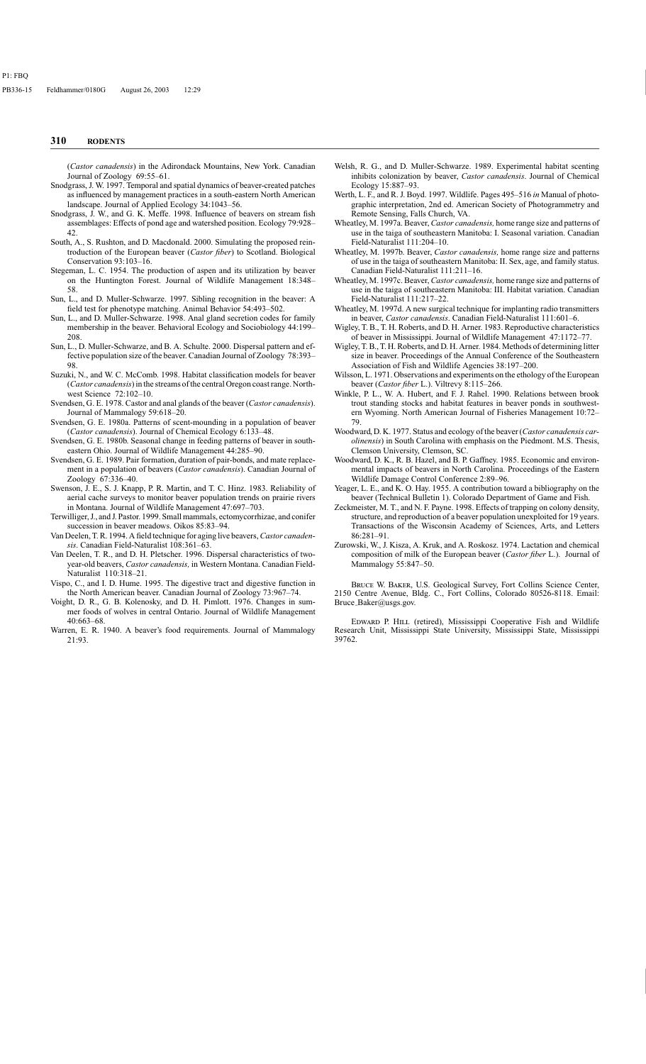(*Castor canadensis*) in the Adirondack Mountains, New York. Canadian Journal of Zoology 69:55–61.

Snodgrass, J. W. 1997. Temporal and spatial dynamics of beaver-created patches as influenced by management practices in a south-eastern North American landscape. Journal of Applied Ecology 34:1043–56.

Snodgrass, J. W., and G. K. Meffe. 1998. Influence of beavers on stream fish assemblages: Effects of pond age and watershed position. Ecology 79:928–42.

South, A., S. Rushton, and D. Macdonald. 2000. Simulating the proposed reintroduction of the European beaver (*Castor fiber*) to Scotland. Biological Conservation 93:103–16.

Stegeman, L. C. 1954. The production of aspen and its utilization by beaver on the Huntington Forest. Journal of Wildlife Management 18:348–58.

Sun, L., and D. Muller-Schwarze. 1997. Sibling recognition in the beaver: A field test for phenotype matching. Animal Behavior 54:493–502.

Sun, L., and D. Muller-Schwarze. 1998. Anal gland secretion codes for family membership in the beaver. Behavioral Ecology and Sociobiology 44:199–208.

Sun, L., D. Muller-Schwarze, and B. A. Schulte. 2000. Dispersal pattern and effective population size of the beaver. Canadian Journal of Zoology 78:393–98.

Suzuki, N., and W. C. McComb. 1998. Habitat classification models for beaver (*Castor canadensis*) in the streams of the central Oregon coast range. Northwest Science 72:102–10.

Svendsen, G. E. 1978. Castor and anal glands of the beaver (*Castor canadensis*). Journal of Mammalogy 59:618–20.

Svendsen, G. E. 1980a. Patterns of scent-mounding in a population of beaver (*Castor canadensis*). Journal of Chemical Ecology 6:133–48.

Svendsen, G. E. 1980b. Seasonal change in feeding patterns of beaver in southeastern Ohio. Journal of Wildlife Management 44:285–90.

Svendsen, G. E. 1989. Pair formation, duration of pair-bonds, and mate replacement in a population of beavers (*Castor canadensis*). Canadian Journal of Zoology 67:336–40.

Swenson, J. E., S. J. Knapp, P. R. Martin, and T. C. Hinz. 1983. Reliability of aerial cache surveys to monitor beaver population trends on prairie rivers in Montana. Journal of Wildlife Management 47:697–703.

Terwilliger, J., and J. Pastor. 1999. Small mammals, ectomycorrhizae, and conifer succession in beaver meadows. Oikos 85:83–94.

Van Deelen, T. R. 1994. A field technique for aging live beavers, *Castor canadensis*. Canadian Field-Naturalist 108:361–63.

Van Deelen, T. R., and D. H. Pletscher. 1996. Dispersal characteristics of two-year-old beavers, *Castor canadensis*, in Western Montana. Canadian Field-Naturalist 110:318–21.

Vispo, C., and I. D. Hume. 1995. The digestive tract and digestive function in the North American beaver. Canadian Journal of Zoology 73:967–74.

Voight, D. R., G. B. Kolenosky, and D. H. Pimlott. 1976. Changes in summer foods of wolves in central Ontario. Journal of Wildlife Management 40:663–68.

Warren, E. R. 1940. A beaver's food requirements. Journal of Mammalogy 21:93.

Welsh, R. G., and D. Muller-Schwarze. 1989. Experimental habitat scenting inhibits colonization by beaver, *Castor canadensis*. Journal of Chemical Ecology 15:887–93.

Werth, L. F., and R. J. Boyd. 1997. Wildlife. Pages 495–516 *in* Manual of photographic interpretation, 2nd ed. American Society of Photogrammetry and Remote Sensing, Falls Church, VA.

Wheatley, M. 1997a. Beaver, *Castor canadensis,* home range size and patterns of use in the taiga of southeastern Manitoba: I. Seasonal variation. Canadian Field-Naturalist 111:204–10.

Wheatley, M. 1997b. Beaver, *Castor canadensis,* home range size and patterns of use in the taiga of southeastern Manitoba: II. Sex, age, and family status. Canadian Field-Naturalist 111:211–16.

Wheatley, M. 1997c. Beaver, *Castor canadensis,* home range size and patterns of use in the taiga of southeastern Manitoba: III. Habitat variation. Canadian Field-Naturalist 111:217–22.

Wheatley, M. 1997d. A new surgical technique for implanting radio transmitters in beaver, *Castor canadensis*. Canadian Field-Naturalist 111:601–6.

Wigley, T. B., T. H. Roberts, and D. H. Arner. 1983. Reproductive characteristics of beaver in Mississippi. Journal of Wildlife Management 47:1172–77.

Wigley, T. B., T. H. Roberts, and D. H. Arner. 1984. Methods of determining litter size in beaver. Proceedings of the Annual Conference of the Southeastern Association of Fish and Wildlife Agencies 38:197–200.

Wilsson, L. 1971. Observations and experiments on the ethology of the European beaver (*Castor fiber* L.). Viltrevy 8:115–266.

Winkle, P. L., W. A. Hubert, and F. J. Rahel. 1990. Relations between brook trout standing stocks and habitat features in beaver ponds in southwestern Wyoming. North American Journal of Fisheries Management 10:72–79.

Woodward, D. K. 1977. Status and ecology of the beaver (*Castor canadensis carolinensis*) in South Carolina with emphasis on the Piedmont. M.S. Thesis, Clemson University, Clemson, SC.

Woodward, D. K., R. B. Hazel, and B. P. Gaffney. 1985. Economic and environmental impacts of beavers in North Carolina. Proceedings of the Eastern Wildlife Damage Control Conference 2:89–96.

Yeager, L. E., and K. O. Hay. 1955. A contribution toward a bibliography on the beaver (Technical Bulletin 1). Colorado Department of Game and Fish.

Zeckmeister, M. T., and N. F. Payne. 1998. Effects of trapping on colony density, structure, and reproduction of a beaver population unexploited for 19 years. Transactions of the Wisconsin Academy of Sciences, Arts, and Letters 86:281–91.

Zurowski, W., J. Kisza, A. Kruk, and A. Roskosz. 1974. Lactation and chemical composition of milk of the European beaver (*Castor fiber* L.). Journal of Mammalogy 55:847–50.

Bruce W. Baker, U.S. Geological Survey, Fort Collins Science Center, 2150 Centre Avenue, Bldg. C., Fort Collins, Colorado 80526-8118. Email: Bruce_Baker@usgs.gov.

Edward P. Hill (retired), Mississippi Cooperative Fish and Wildlife Research Unit, Mississippi State University, Mississippi State, Mississippi 39762.